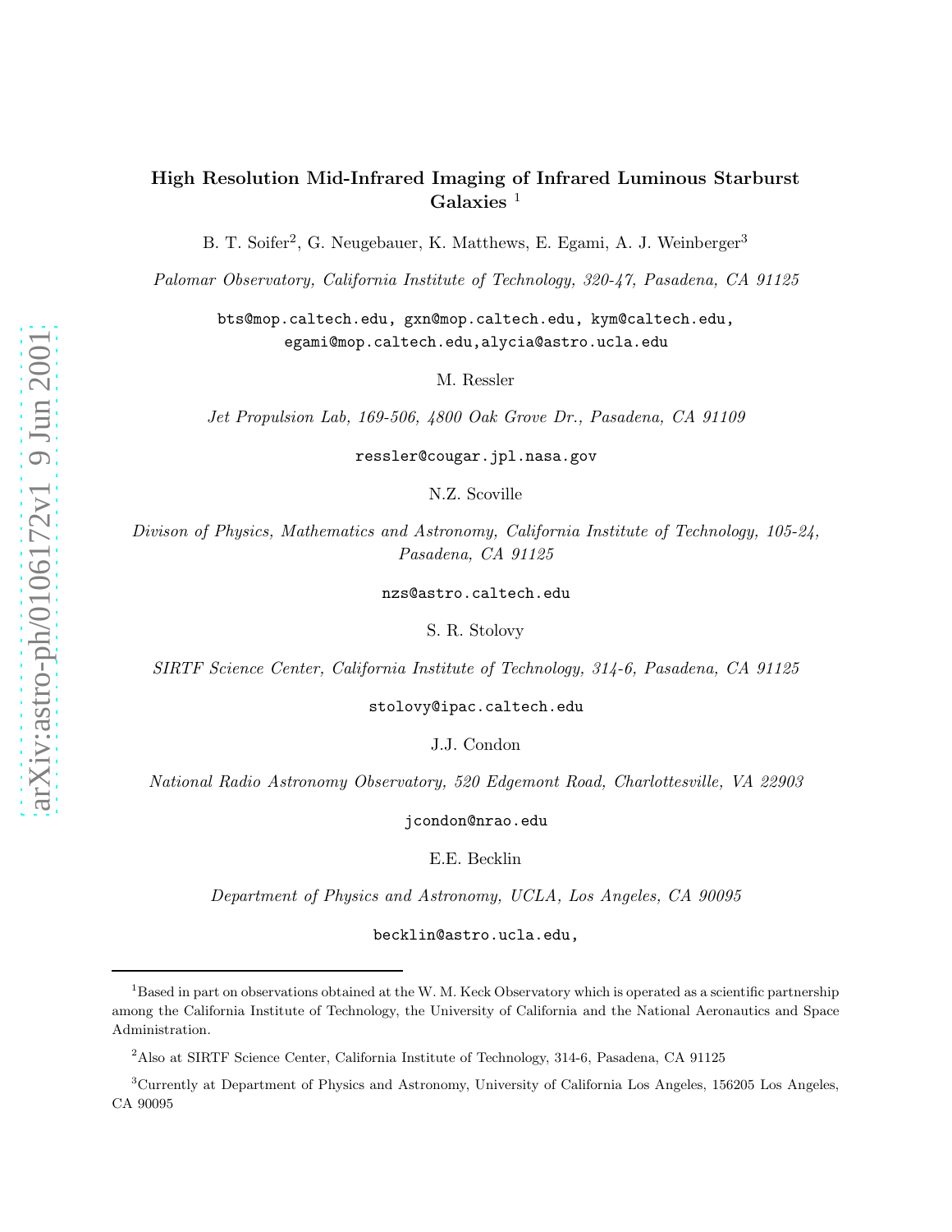# High Resolution Mid-Infrared Imaging of Infrared Luminous Starburst Galaxies [1]

B. T. Soifer[2], G. Neugebauer, K. Matthews, E. Egami, A. J. Weinberger[3]

*Palomar Observatory, California Institute of Technology, 320-47, Pasadena, CA 91125*

bts@mop.caltech.edu, gxn@mop.caltech.edu, kym@caltech.edu,
egami@mop.caltech.edu,alycia@astro.ucla.edu

M. Ressler

*Jet Propulsion Lab, 169-506, 4800 Oak Grove Dr., Pasadena, CA 91109*

ressler@cougar.jpl.nasa.gov

N.Z. Scoville

*Divison of Physics, Mathematics and Astronomy, California Institute of Technology, 105-24, Pasadena, CA 91125*

nzs@astro.caltech.edu

S. R. Stolovy

*SIRTF Science Center, California Institute of Technology, 314-6, Pasadena, CA 91125*

stolovy@ipac.caltech.edu

J.J. Condon

*National Radio Astronomy Observatory, 520 Edgemont Road, Charlottesville, VA 22903*

jcondon@nrao.edu

E.E. Becklin

*Department of Physics and Astronomy, UCLA, Los Angeles, CA 90095*

becklin@astro.ucla.edu,

---

[1] Based in part on observations obtained at the W. M. Keck Observatory which is operated as a scientific partnership among the California Institute of Technology, the University of California and the National Aeronautics and Space Administration.

[2] Also at SIRTF Science Center, California Institute of Technology, 314-6, Pasadena, CA 91125

[3] Currently at Department of Physics and Astronomy, University of California Los Angeles, 156205 Los Angeles, CA 90095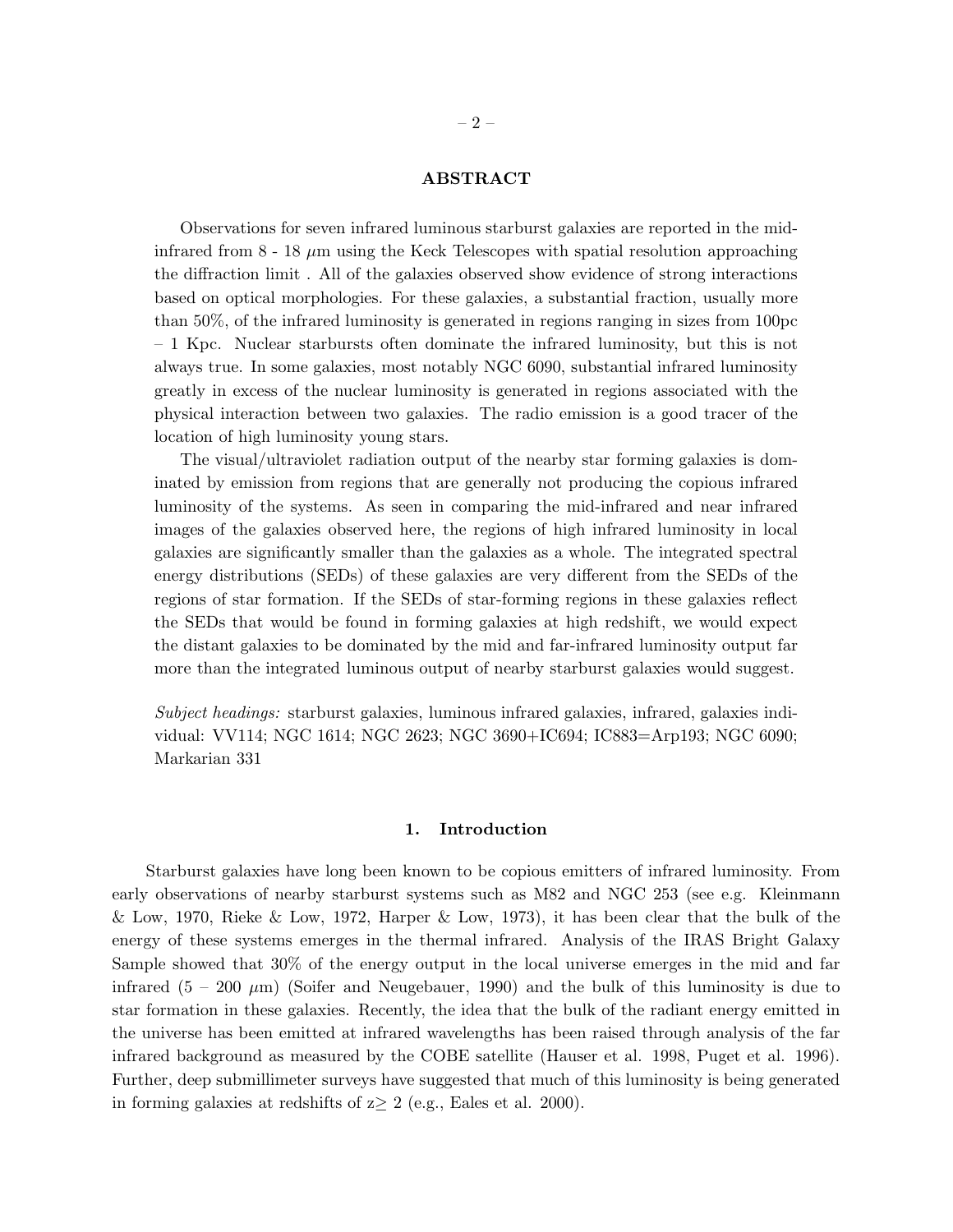## ABSTRACT

Observations for seven infrared luminous starburst galaxies are reported in the mid-infrared from 8 - 18 $\mu$m using the Keck Telescopes with spatial resolution approaching the diffraction limit . All of the galaxies observed show evidence of strong interactions based on optical morphologies. For these galaxies, a substantial fraction, usually more than 50%, of the infrared luminosity is generated in regions ranging in sizes from 100pc – 1 Kpc. Nuclear starbursts often dominate the infrared luminosity, but this is not always true. In some galaxies, most notably NGC 6090, substantial infrared luminosity greatly in excess of the nuclear luminosity is generated in regions associated with the physical interaction between two galaxies. The radio emission is a good tracer of the location of high luminosity young stars.

The visual/ultraviolet radiation output of the nearby star forming galaxies is dominated by emission from regions that are generally not producing the copious infrared luminosity of the systems. As seen in comparing the mid-infrared and near infrared images of the galaxies observed here, the regions of high infrared luminosity in local galaxies are significantly smaller than the galaxies as a whole. The integrated spectral energy distributions (SEDs) of these galaxies are very different from the SEDs of the regions of star formation. If the SEDs of star-forming regions in these galaxies reflect the SEDs that would be found in forming galaxies at high redshift, we would expect the distant galaxies to be dominated by the mid and far-infrared luminosity output far more than the integrated luminous output of nearby starburst galaxies would suggest.

*Subject headings:* starburst galaxies, luminous infrared galaxies, infrared, galaxies individual: VV114; NGC 1614; NGC 2623; NGC 3690+IC694; IC883=Arp193; NGC 6090; Markarian 331

## 1. Introduction

Starburst galaxies have long been known to be copious emitters of infrared luminosity. From early observations of nearby starburst systems such as M82 and NGC 253 (see e.g. Kleinmann & Low, 1970, Rieke & Low, 1972, Harper & Low, 1973), it has been clear that the bulk of the energy of these systems emerges in the thermal infrared. Analysis of the IRAS Bright Galaxy Sample showed that 30% of the energy output in the local universe emerges in the mid and far infrared (5 – 200 $\mu$m) (Soifer and Neugebauer, 1990) and the bulk of this luminosity is due to star formation in these galaxies. Recently, the idea that the bulk of the radiant energy emitted in the universe has been emitted at infrared wavelengths has been raised through analysis of the far infrared background as measured by the COBE satellite (Hauser et al. 1998, Puget et al. 1996). Further, deep submillimeter surveys have suggested that much of this luminosity is being generated in forming galaxies at redshifts of z$\geq$ 2 (e.g., Eales et al. 2000).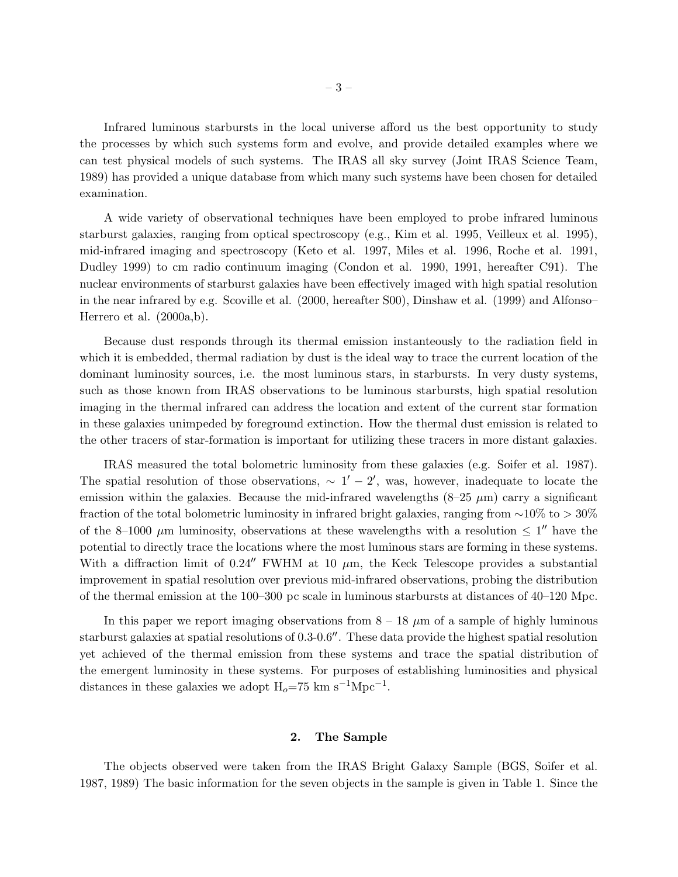Infrared luminous starbursts in the local universe afford us the best opportunity to study the processes by which such systems form and evolve, and provide detailed examples where we can test physical models of such systems. The IRAS all sky survey (Joint IRAS Science Team, 1989) has provided a unique database from which many such systems have been chosen for detailed examination.

A wide variety of observational techniques have been employed to probe infrared luminous starburst galaxies, ranging from optical spectroscopy (e.g., Kim et al. 1995, Veilleux et al. 1995), mid-infrared imaging and spectroscopy (Keto et al. 1997, Miles et al. 1996, Roche et al. 1991, Dudley 1999) to cm radio continuum imaging (Condon et al. 1990, 1991, hereafter C91). The nuclear environments of starburst galaxies have been effectively imaged with high spatial resolution in the near infrared by e.g. Scoville et al. (2000, hereafter S00), Dinshaw et al. (1999) and Alfonso–Herrero et al. (2000a,b).

Because dust responds through its thermal emission instanteously to the radiation field in which it is embedded, thermal radiation by dust is the ideal way to trace the current location of the dominant luminosity sources, i.e. the most luminous stars, in starbursts. In very dusty systems, such as those known from IRAS observations to be luminous starbursts, high spatial resolution imaging in the thermal infrared can address the location and extent of the current star formation in these galaxies unimpeded by foreground extinction. How the thermal dust emission is related to the other tracers of star-formation is important for utilizing these tracers in more distant galaxies.

IRAS measured the total bolometric luminosity from these galaxies (e.g. Soifer et al. 1987). The spatial resolution of those observations, $\sim 1' - 2'$, was, however, inadequate to locate the emission within the galaxies. Because the mid-infrared wavelengths (8–25 $\mu$m) carry a significant fraction of the total bolometric luminosity in infrared bright galaxies, ranging from $\sim$10% to $> 30$% of the 8–1000 $\mu$m luminosity, observations at these wavelengths with a resolution $\leq 1''$ have the potential to directly trace the locations where the most luminous stars are forming in these systems. With a diffraction limit of $0.24''$ FWHM at 10 $\mu$m, the Keck Telescope provides a substantial improvement in spatial resolution over previous mid-infrared observations, probing the distribution of the thermal emission at the 100–300 pc scale in luminous starbursts at distances of 40–120 Mpc.

In this paper we report imaging observations from 8 – 18 $\mu$m of a sample of highly luminous starburst galaxies at spatial resolutions of 0.3-0.6$''$. These data provide the highest spatial resolution yet achieved of the thermal emission from these systems and trace the spatial distribution of the emergent luminosity in these systems. For purposes of establishing luminosities and physical distances in these galaxies we adopt $H_o$=75 km s$^{-1}$Mpc$^{-1}$.

## 2. The Sample

The objects observed were taken from the IRAS Bright Galaxy Sample (BGS, Soifer et al. 1987, 1989) The basic information for the seven objects in the sample is given in Table 1. Since the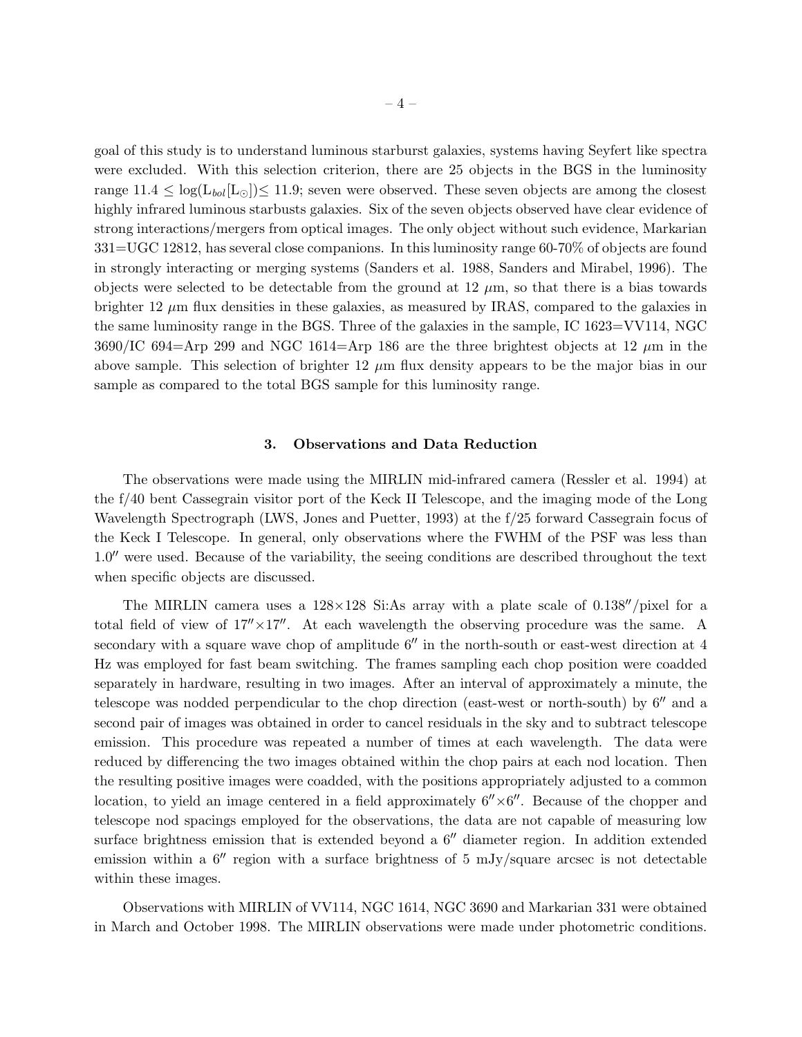goal of this study is to understand luminous starburst galaxies, systems having Seyfert like spectra were excluded. With this selection criterion, there are 25 objects in the BGS in the luminosity range $11.4 \leq \log(L_{bol}[L_{\odot}]) \leq 11.9$; seven were observed. These seven objects are among the closest highly infrared luminous starbursts galaxies. Six of the seven objects observed have clear evidence of strong interactions/mergers from optical images. The only object without such evidence, Markarian 331=UGC 12812, has several close companions. In this luminosity range 60-70% of objects are found in strongly interacting or merging systems (Sanders et al. 1988, Sanders and Mirabel, 1996). The objects were selected to be detectable from the ground at 12 $\mu$m, so that there is a bias towards brighter 12 $\mu$m flux densities in these galaxies, as measured by IRAS, compared to the galaxies in the same luminosity range in the BGS. Three of the galaxies in the sample, IC 1623=VV114, NGC 3690/IC 694=Arp 299 and NGC 1614=Arp 186 are the three brightest objects at 12 $\mu$m in the above sample. This selection of brighter 12 $\mu$m flux density appears to be the major bias in our sample as compared to the total BGS sample for this luminosity range.

## 3. Observations and Data Reduction

The observations were made using the MIRLIN mid-infrared camera (Ressler et al. 1994) at the f/40 bent Cassegrain visitor port of the Keck II Telescope, and the imaging mode of the Long Wavelength Spectrograph (LWS, Jones and Puetter, 1993) at the f/25 forward Cassegrain focus of the Keck I Telescope. In general, only observations where the FWHM of the PSF was less than 1.0″ were used. Because of the variability, the seeing conditions are described throughout the text when specific objects are discussed.

The MIRLIN camera uses a 128×128 Si:As array with a plate scale of 0.138″/pixel for a total field of view of 17″×17″. At each wavelength the observing procedure was the same. A secondary with a square wave chop of amplitude 6″ in the north-south or east-west direction at 4 Hz was employed for fast beam switching. The frames sampling each chop position were coadded separately in hardware, resulting in two images. After an interval of approximately a minute, the telescope was nodded perpendicular to the chop direction (east-west or north-south) by 6″ and a second pair of images was obtained in order to cancel residuals in the sky and to subtract telescope emission. This procedure was repeated a number of times at each wavelength. The data were reduced by differencing the two images obtained within the chop pairs at each nod location. Then the resulting positive images were coadded, with the positions appropriately adjusted to a common location, to yield an image centered in a field approximately 6″×6″. Because of the chopper and telescope nod spacings employed for the observations, the data are not capable of measuring low surface brightness emission that is extended beyond a 6″ diameter region. In addition extended emission within a 6″ region with a surface brightness of 5 mJy/square arcsec is not detectable within these images.

Observations with MIRLIN of VV114, NGC 1614, NGC 3690 and Markarian 331 were obtained in March and October 1998. The MIRLIN observations were made under photometric conditions.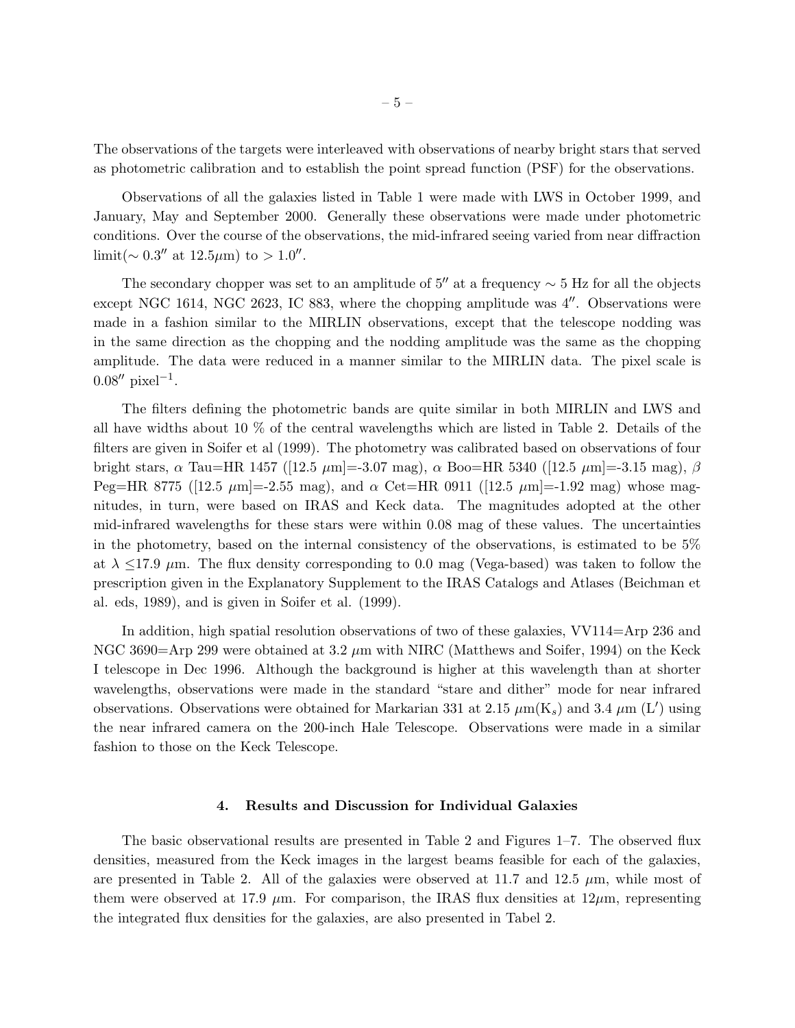The observations of the targets were interleaved with observations of nearby bright stars that served as photometric calibration and to establish the point spread function (PSF) for the observations.

Observations of all the galaxies listed in Table 1 were made with LWS in October 1999, and January, May and September 2000. Generally these observations were made under photometric conditions. Over the course of the observations, the mid-infrared seeing varied from near diffraction limit($\sim 0.3''$ at $12.5\mu$m) to $> 1.0''$.

The secondary chopper was set to an amplitude of $5''$ at a frequency $\sim 5$ Hz for all the objects except NGC 1614, NGC 2623, IC 883, where the chopping amplitude was $4''$. Observations were made in a fashion similar to the MIRLIN observations, except that the telescope nodding was in the same direction as the chopping and the nodding amplitude was the same as the chopping amplitude. The data were reduced in a manner similar to the MIRLIN data. The pixel scale is $0.08''$ pixel$^{-1}$.

The filters defining the photometric bands are quite similar in both MIRLIN and LWS and all have widths about 10 % of the central wavelengths which are listed in Table 2. Details of the filters are given in Soifer et al (1999). The photometry was calibrated based on observations of four bright stars, $\alpha$ Tau=HR 1457 ([12.5 $\mu$m]=-3.07 mag), $\alpha$ Boo=HR 5340 ([12.5 $\mu$m]=-3.15 mag), $\beta$ Peg=HR 8775 ([12.5 $\mu$m]=-2.55 mag), and $\alpha$ Cet=HR 0911 ([12.5 $\mu$m]=-1.92 mag) whose magnitudes, in turn, were based on IRAS and Keck data. The magnitudes adopted at the other mid-infrared wavelengths for these stars were within 0.08 mag of these values. The uncertainties in the photometry, based on the internal consistency of the observations, is estimated to be 5% at $\lambda \leq 17.9$ $\mu$m. The flux density corresponding to 0.0 mag (Vega-based) was taken to follow the prescription given in the Explanatory Supplement to the IRAS Catalogs and Atlases (Beichman et al. eds, 1989), and is given in Soifer et al. (1999).

In addition, high spatial resolution observations of two of these galaxies, VV114=Arp 236 and NGC 3690=Arp 299 were obtained at 3.2 $\mu$m with NIRC (Matthews and Soifer, 1994) on the Keck I telescope in Dec 1996. Although the background is higher at this wavelength than at shorter wavelengths, observations were made in the standard "stare and dither" mode for near infrared observations. Observations were obtained for Markarian 331 at 2.15 $\mu$m($K_s$) and 3.4 $\mu$m ($L'$) using the near infrared camera on the 200-inch Hale Telescope. Observations were made in a similar fashion to those on the Keck Telescope.

## 4. Results and Discussion for Individual Galaxies

The basic observational results are presented in Table 2 and Figures 1–7. The observed flux densities, measured from the Keck images in the largest beams feasible for each of the galaxies, are presented in Table 2. All of the galaxies were observed at 11.7 and 12.5 $\mu$m, while most of them were observed at 17.9 $\mu$m. For comparison, the IRAS flux densities at $12\mu$m, representing the integrated flux densities for the galaxies, are also presented in Tabel 2.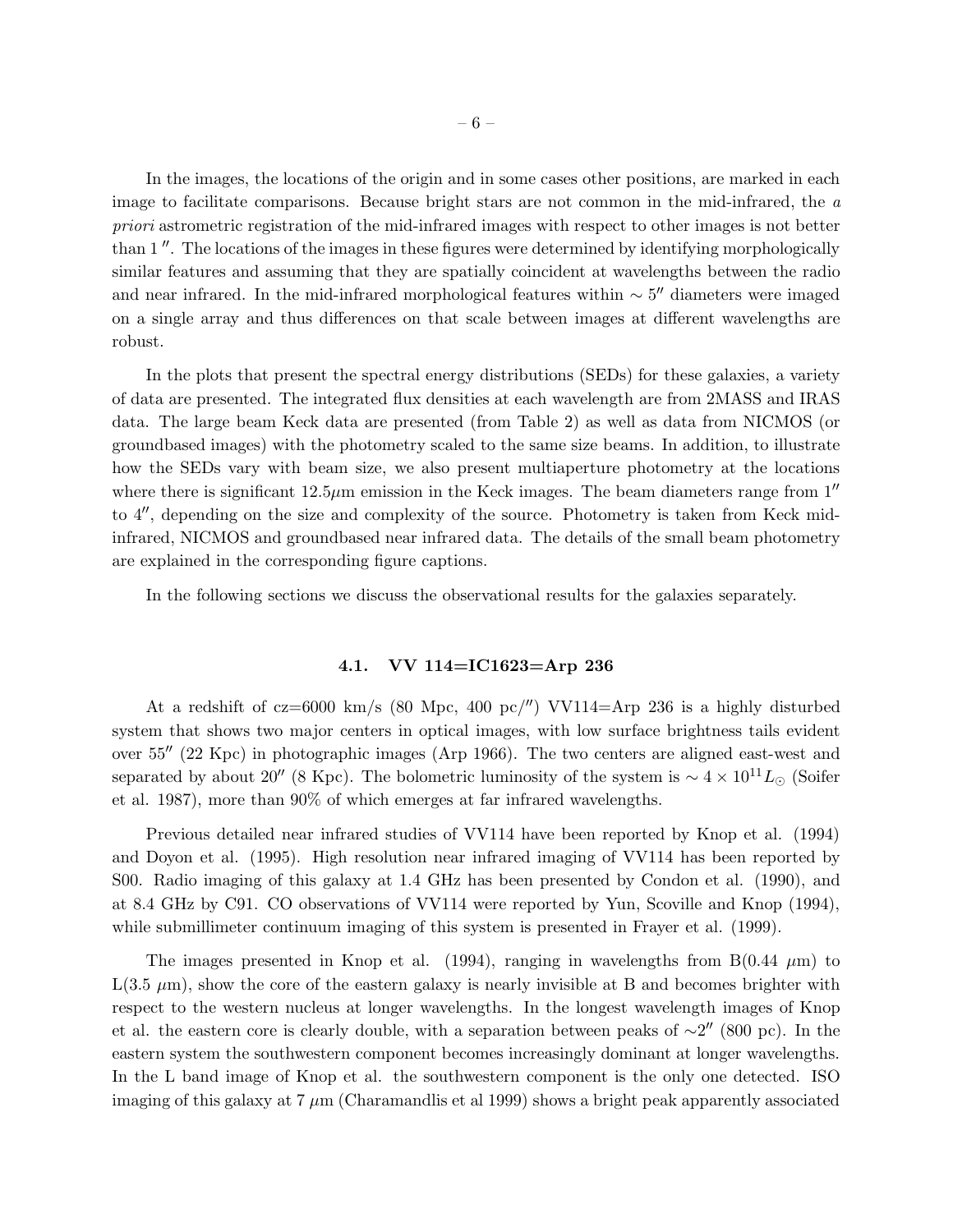In the images, the locations of the origin and in some cases other positions, are marked in each image to facilitate comparisons. Because bright stars are not common in the mid-infrared, the *a priori* astrometric registration of the mid-infrared images with respect to other images is not better than $1''$. The locations of the images in these figures were determined by identifying morphologically similar features and assuming that they are spatially coincident at wavelengths between the radio and near infrared. In the mid-infrared morphological features within $\sim 5''$ diameters were imaged on a single array and thus differences on that scale between images at different wavelengths are robust.

In the plots that present the spectral energy distributions (SEDs) for these galaxies, a variety of data are presented. The integrated flux densities at each wavelength are from 2MASS and IRAS data. The large beam Keck data are presented (from Table 2) as well as data from NICMOS (or groundbased images) with the photometry scaled to the same size beams. In addition, to illustrate how the SEDs vary with beam size, we also present multiaperture photometry at the locations where there is significant $12.5\mu$m emission in the Keck images. The beam diameters range from $1''$ to $4''$, depending on the size and complexity of the source. Photometry is taken from Keck mid-infrared, NICMOS and groundbased near infrared data. The details of the small beam photometry are explained in the corresponding figure captions.

In the following sections we discuss the observational results for the galaxies separately.

### 4.1. VV 114=IC1623=Arp 236

At a redshift of cz=6000 km/s (80 Mpc, 400 pc/$''$) VV114=Arp 236 is a highly disturbed system that shows two major centers in optical images, with low surface brightness tails evident over $55''$ (22 Kpc) in photographic images (Arp 1966). The two centers are aligned east-west and separated by about $20''$ (8 Kpc). The bolometric luminosity of the system is $\sim 4 \times 10^{11} L_{\odot}$ (Soifer et al. 1987), more than 90% of which emerges at far infrared wavelengths.

Previous detailed near infrared studies of VV114 have been reported by Knop et al. (1994) and Doyon et al. (1995). High resolution near infrared imaging of VV114 has been reported by S00. Radio imaging of this galaxy at 1.4 GHz has been presented by Condon et al. (1990), and at 8.4 GHz by C91. CO observations of VV114 were reported by Yun, Scoville and Knop (1994), while submillimeter continuum imaging of this system is presented in Frayer et al. (1999).

The images presented in Knop et al. (1994), ranging in wavelengths from B(0.44 $\mu$m) to L(3.5 $\mu$m), show the core of the eastern galaxy is nearly invisible at B and becomes brighter with respect to the western nucleus at longer wavelengths. In the longest wavelength images of Knop et al. the eastern core is clearly double, with a separation between peaks of $\sim 2''$ (800 pc). In the eastern system the southwestern component becomes increasingly dominant at longer wavelengths. In the L band image of Knop et al. the southwestern component is the only one detected. ISO imaging of this galaxy at 7 $\mu$m (Charamandlis et al 1999) shows a bright peak apparently associated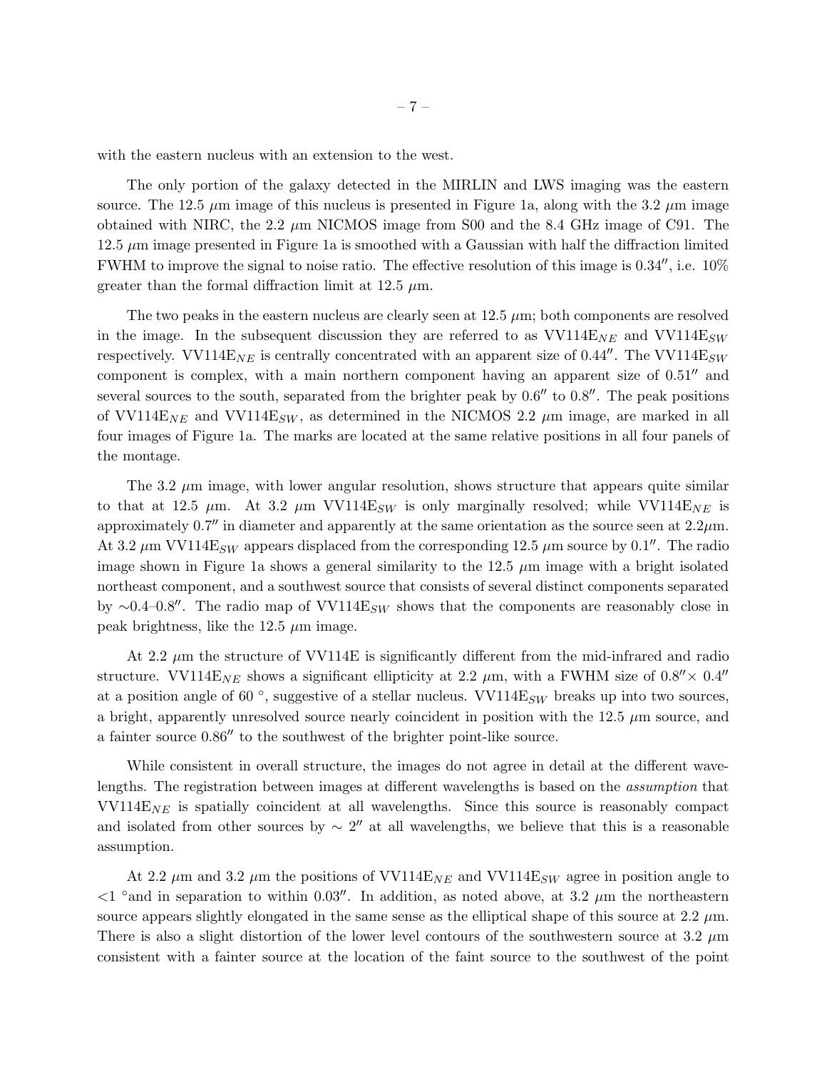with the eastern nucleus with an extension to the west.

The only portion of the galaxy detected in the MIRLIN and LWS imaging was the eastern source. The 12.5 $\mu$m image of this nucleus is presented in Figure 1a, along with the 3.2 $\mu$m image obtained with NIRC, the 2.2 $\mu$m NICMOS image from S00 and the 8.4 GHz image of C91. The 12.5 $\mu$m image presented in Figure 1a is smoothed with a Gaussian with half the diffraction limited FWHM to improve the signal to noise ratio. The effective resolution of this image is $0.34''$, i.e. 10% greater than the formal diffraction limit at 12.5 $\mu$m.

The two peaks in the eastern nucleus are clearly seen at 12.5 $\mu$m; both components are resolved in the image. In the subsequent discussion they are referred to as VV114E$_{NE}$ and VV114E$_{SW}$ respectively. VV114E$_{NE}$ is centrally concentrated with an apparent size of $0.44''$. The VV114E$_{SW}$ component is complex, with a main northern component having an apparent size of $0.51''$ and several sources to the south, separated from the brighter peak by $0.6''$ to $0.8''$. The peak positions of VV114E$_{NE}$ and VV114E$_{SW}$, as determined in the NICMOS 2.2 $\mu$m image, are marked in all four images of Figure 1a. The marks are located at the same relative positions in all four panels of the montage.

The 3.2 $\mu$m image, with lower angular resolution, shows structure that appears quite similar to that at 12.5 $\mu$m. At 3.2 $\mu$m VV114E$_{SW}$ is only marginally resolved; while VV114E$_{NE}$ is approximately $0.7''$ in diameter and apparently at the same orientation as the source seen at 2.2$\mu$m. At 3.2 $\mu$m VV114E$_{SW}$ appears displaced from the corresponding 12.5 $\mu$m source by $0.1''$. The radio image shown in Figure 1a shows a general similarity to the 12.5 $\mu$m image with a bright isolated northeast component, and a southwest source that consists of several distinct components separated by $\sim$0.4–$0.8''$. The radio map of VV114E$_{SW}$ shows that the components are reasonably close in peak brightness, like the 12.5 $\mu$m image.

At 2.2 $\mu$m the structure of VV114E is significantly different from the mid-infrared and radio structure. VV114E$_{NE}$ shows a significant ellipticity at 2.2 $\mu$m, with a FWHM size of $0.8''\times 0.4''$ at a position angle of 60 $^\circ$, suggestive of a stellar nucleus. VV114E$_{SW}$ breaks up into two sources, a bright, apparently unresolved source nearly coincident in position with the 12.5 $\mu$m source, and a fainter source $0.86''$ to the southwest of the brighter point-like source.

While consistent in overall structure, the images do not agree in detail at the different wavelengths. The registration between images at different wavelengths is based on the *assumption* that VV114E$_{NE}$ is spatially coincident at all wavelengths. Since this source is reasonably compact and isolated from other sources by $\sim 2''$ at all wavelengths, we believe that this is a reasonable assumption.

At 2.2 $\mu$m and 3.2 $\mu$m the positions of VV114E$_{NE}$ and VV114E$_{SW}$ agree in position angle to $<1$ $^\circ$and in separation to within $0.03''$. In addition, as noted above, at 3.2 $\mu$m the northeastern source appears slightly elongated in the same sense as the elliptical shape of this source at 2.2 $\mu$m. There is also a slight distortion of the lower level contours of the southwestern source at 3.2 $\mu$m consistent with a fainter source at the location of the faint source to the southwest of the point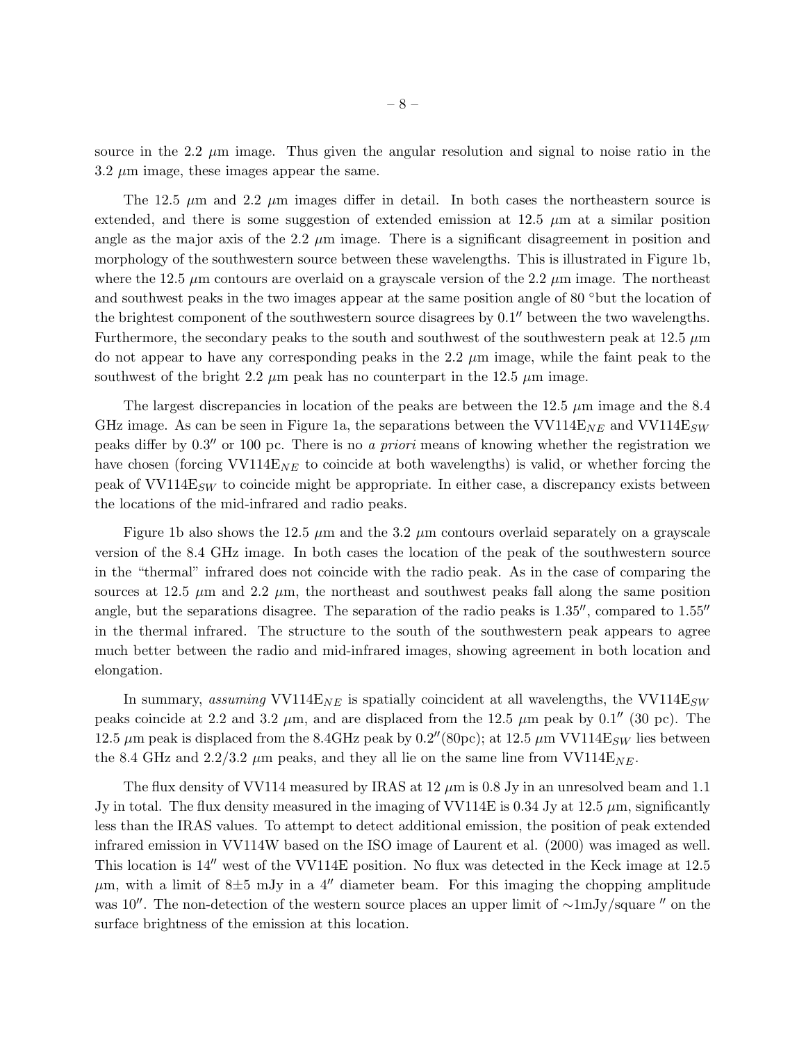source in the 2.2 $\mu$m image. Thus given the angular resolution and signal to noise ratio in the 3.2 $\mu$m image, these images appear the same.

The 12.5 $\mu$m and 2.2 $\mu$m images differ in detail. In both cases the northeastern source is extended, and there is some suggestion of extended emission at 12.5 $\mu$m at a similar position angle as the major axis of the 2.2 $\mu$m image. There is a significant disagreement in position and morphology of the southwestern source between these wavelengths. This is illustrated in Figure 1b, where the 12.5 $\mu$m contours are overlaid on a grayscale version of the 2.2 $\mu$m image. The northeast and southwest peaks in the two images appear at the same position angle of 80 °but the location of the brightest component of the southwestern source disagrees by $0.1''$ between the two wavelengths. Furthermore, the secondary peaks to the south and southwest of the southwestern peak at 12.5 $\mu$m do not appear to have any corresponding peaks in the 2.2 $\mu$m image, while the faint peak to the southwest of the bright 2.2 $\mu$m peak has no counterpart in the 12.5 $\mu$m image.

The largest discrepancies in location of the peaks are between the 12.5 $\mu$m image and the 8.4 GHz image. As can be seen in Figure 1a, the separations between the VV114E$_{NE}$ and VV114E$_{SW}$ peaks differ by $0.3''$ or 100 pc. There is no *a priori* means of knowing whether the registration we have chosen (forcing VV114E$_{NE}$ to coincide at both wavelengths) is valid, or whether forcing the peak of VV114E$_{SW}$ to coincide might be appropriate. In either case, a discrepancy exists between the locations of the mid-infrared and radio peaks.

Figure 1b also shows the 12.5 $\mu$m and the 3.2 $\mu$m contours overlaid separately on a grayscale version of the 8.4 GHz image. In both cases the location of the peak of the southwestern source in the "thermal" infrared does not coincide with the radio peak. As in the case of comparing the sources at 12.5 $\mu$m and 2.2 $\mu$m, the northeast and southwest peaks fall along the same position angle, but the separations disagree. The separation of the radio peaks is $1.35''$, compared to $1.55''$ in the thermal infrared. The structure to the south of the southwestern peak appears to agree much better between the radio and mid-infrared images, showing agreement in both location and elongation.

In summary, *assuming* VV114E$_{NE}$ is spatially coincident at all wavelengths, the VV114E$_{SW}$ peaks coincide at 2.2 and 3.2 $\mu$m, and are displaced from the 12.5 $\mu$m peak by $0.1''$ (30 pc). The 12.5 $\mu$m peak is displaced from the 8.4GHz peak by $0.2''$(80pc); at 12.5 $\mu$m VV114E$_{SW}$ lies between the 8.4 GHz and 2.2/3.2 $\mu$m peaks, and they all lie on the same line from VV114E$_{NE}$.

The flux density of VV114 measured by IRAS at 12 $\mu$m is 0.8 Jy in an unresolved beam and 1.1 Jy in total. The flux density measured in the imaging of VV114E is 0.34 Jy at 12.5 $\mu$m, significantly less than the IRAS values. To attempt to detect additional emission, the position of peak extended infrared emission in VV114W based on the ISO image of Laurent et al. (2000) was imaged as well. This location is $14''$ west of the VV114E position. No flux was detected in the Keck image at 12.5 $\mu$m, with a limit of $8 \pm 5$ mJy in a $4''$ diameter beam. For this imaging the chopping amplitude was $10''$. The non-detection of the western source places an upper limit of $\sim$1mJy/square $''$ on the surface brightness of the emission at this location.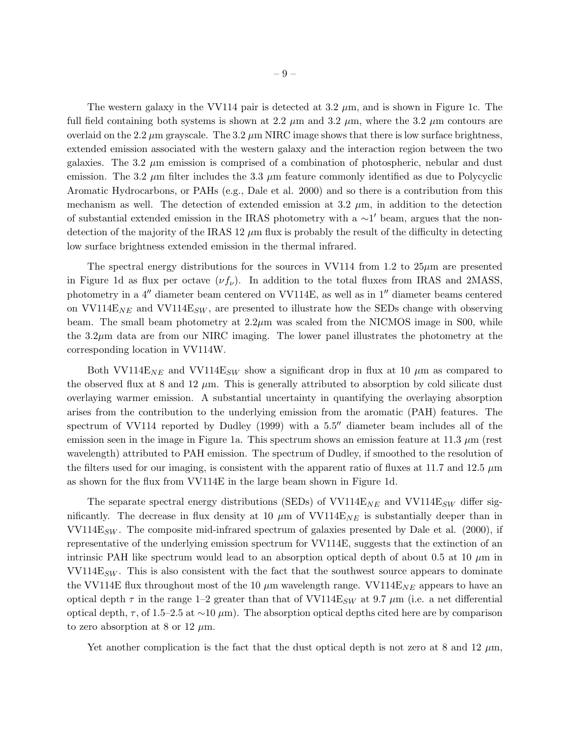The western galaxy in the VV114 pair is detected at 3.2 $\mu$m, and is shown in Figure 1c. The full field containing both systems is shown at 2.2 $\mu$m and 3.2 $\mu$m, where the 3.2 $\mu$m contours are overlaid on the 2.2 $\mu$m grayscale. The 3.2 $\mu$m NIRC image shows that there is low surface brightness, extended emission associated with the western galaxy and the interaction region between the two galaxies. The 3.2 $\mu$m emission is comprised of a combination of photospheric, nebular and dust emission. The 3.2 $\mu$m filter includes the 3.3 $\mu$m feature commonly identified as due to Polycyclic Aromatic Hydrocarbons, or PAHs (e.g., Dale et al. 2000) and so there is a contribution from this mechanism as well. The detection of extended emission at 3.2 $\mu$m, in addition to the detection of substantial extended emission in the IRAS photometry with a $\sim$1′ beam, argues that the non-detection of the majority of the IRAS 12 $\mu$m flux is probably the result of the difficulty in detecting low surface brightness extended emission in the thermal infrared.

The spectral energy distributions for the sources in VV114 from 1.2 to 25$\mu$m are presented in Figure 1d as flux per octave ($\nu f_\nu$). In addition to the total fluxes from IRAS and 2MASS, photometry in a 4″ diameter beam centered on VV114E, as well as in 1″ diameter beams centered on VV114E$_{NE}$ and VV114E$_{SW}$, are presented to illustrate how the SEDs change with observing beam. The small beam photometry at 2.2$\mu$m was scaled from the NICMOS image in S00, while the 3.2$\mu$m data are from our NIRC imaging. The lower panel illustrates the photometry at the corresponding location in VV114W.

Both VV114E$_{NE}$ and VV114E$_{SW}$ show a significant drop in flux at 10 $\mu$m as compared to the observed flux at 8 and 12 $\mu$m. This is generally attributed to absorption by cold silicate dust overlaying warmer emission. A substantial uncertainty in quantifying the overlaying absorption arises from the contribution to the underlying emission from the aromatic (PAH) features. The spectrum of VV114 reported by Dudley (1999) with a 5.5″ diameter beam includes all of the emission seen in the image in Figure 1a. This spectrum shows an emission feature at 11.3 $\mu$m (rest wavelength) attributed to PAH emission. The spectrum of Dudley, if smoothed to the resolution of the filters used for our imaging, is consistent with the apparent ratio of fluxes at 11.7 and 12.5 $\mu$m as shown for the flux from VV114E in the large beam shown in Figure 1d.

The separate spectral energy distributions (SEDs) of VV114E$_{NE}$ and VV114E$_{SW}$ differ significantly. The decrease in flux density at 10 $\mu$m of VV114E$_{NE}$ is substantially deeper than in VV114E$_{SW}$. The composite mid-infrared spectrum of galaxies presented by Dale et al. (2000), if representative of the underlying emission spectrum for VV114E, suggests that the extinction of an intrinsic PAH like spectrum would lead to an absorption optical depth of about 0.5 at 10 $\mu$m in VV114E$_{SW}$. This is also consistent with the fact that the southwest source appears to dominate the VV114E flux throughout most of the 10 $\mu$m wavelength range. VV114E$_{NE}$ appears to have an optical depth $\tau$ in the range 1–2 greater than that of VV114E$_{SW}$ at 9.7 $\mu$m (i.e. a net differential optical depth, $\tau$, of 1.5–2.5 at $\sim$10 $\mu$m). The absorption optical depths cited here are by comparison to zero absorption at 8 or 12 $\mu$m.

Yet another complication is the fact that the dust optical depth is not zero at 8 and 12 $\mu$m,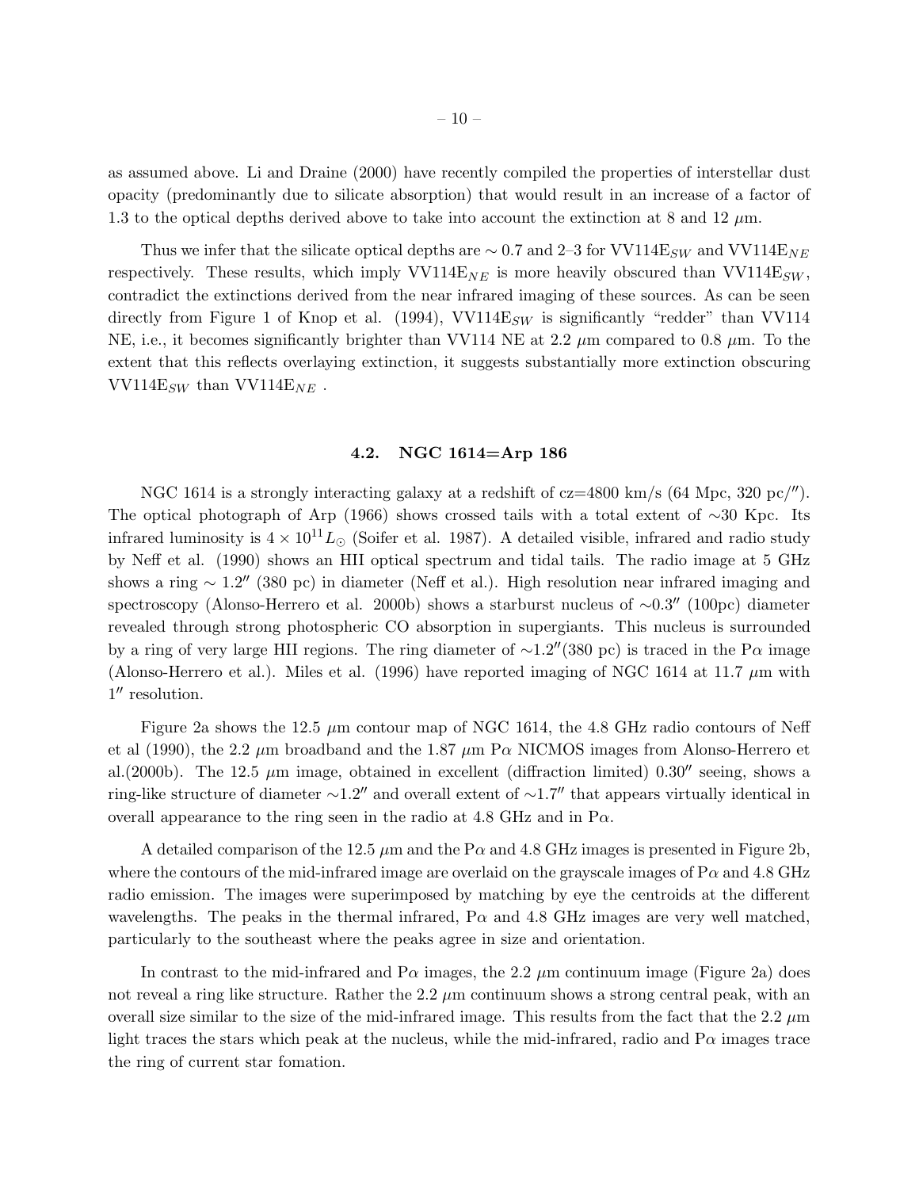as assumed above. Li and Draine (2000) have recently compiled the properties of interstellar dust opacity (predominantly due to silicate absorption) that would result in an increase of a factor of 1.3 to the optical depths derived above to take into account the extinction at 8 and 12 $\mu$m.

Thus we infer that the silicate optical depths are $\sim 0.7$ and 2–3 for VV114E$_{SW}$ and VV114E$_{NE}$ respectively. These results, which imply VV114E$_{NE}$ is more heavily obscured than VV114E$_{SW}$, contradict the extinctions derived from the near infrared imaging of these sources. As can be seen directly from Figure 1 of Knop et al. (1994), VV114E$_{SW}$ is significantly "redder" than VV114 NE, i.e., it becomes significantly brighter than VV114 NE at 2.2 $\mu$m compared to 0.8 $\mu$m. To the extent that this reflects overlaying extinction, it suggests substantially more extinction obscuring VV114E$_{SW}$ than VV114E$_{NE}$ .

### 4.2. NGC 1614=Arp 186

NGC 1614 is a strongly interacting galaxy at a redshift of cz=4800 km/s (64 Mpc, 320 pc/$''$). The optical photograph of Arp (1966) shows crossed tails with a total extent of $\sim$30 Kpc. Its infrared luminosity is $4 \times 10^{11} L_{\odot}$ (Soifer et al. 1987). A detailed visible, infrared and radio study by Neff et al. (1990) shows an HII optical spectrum and tidal tails. The radio image at 5 GHz shows a ring $\sim 1.2''$ (380 pc) in diameter (Neff et al.). High resolution near infrared imaging and spectroscopy (Alonso-Herrero et al. 2000b) shows a starburst nucleus of $\sim 0.3''$ (100pc) diameter revealed through strong photospheric CO absorption in supergiants. This nucleus is surrounded by a ring of very large HII regions. The ring diameter of $\sim 1.2''$(380 pc) is traced in the P$\alpha$ image (Alonso-Herrero et al.). Miles et al. (1996) have reported imaging of NGC 1614 at 11.7 $\mu$m with $1''$ resolution.

Figure 2a shows the 12.5 $\mu$m contour map of NGC 1614, the 4.8 GHz radio contours of Neff et al (1990), the 2.2 $\mu$m broadband and the 1.87 $\mu$m P$\alpha$ NICMOS images from Alonso-Herrero et al.(2000b). The 12.5 $\mu$m image, obtained in excellent (diffraction limited) $0.30''$ seeing, shows a ring-like structure of diameter $\sim 1.2''$ and overall extent of $\sim 1.7''$ that appears virtually identical in overall appearance to the ring seen in the radio at 4.8 GHz and in P$\alpha$.

A detailed comparison of the 12.5 $\mu$m and the P$\alpha$ and 4.8 GHz images is presented in Figure 2b, where the contours of the mid-infrared image are overlaid on the grayscale images of P$\alpha$ and 4.8 GHz radio emission. The images were superimposed by matching by eye the centroids at the different wavelengths. The peaks in the thermal infrared, P$\alpha$ and 4.8 GHz images are very well matched, particularly to the southeast where the peaks agree in size and orientation.

In contrast to the mid-infrared and P$\alpha$ images, the 2.2 $\mu$m continuum image (Figure 2a) does not reveal a ring like structure. Rather the 2.2 $\mu$m continuum shows a strong central peak, with an overall size similar to the size of the mid-infrared image. This results from the fact that the 2.2 $\mu$m light traces the stars which peak at the nucleus, while the mid-infrared, radio and P$\alpha$ images trace the ring of current star fomation.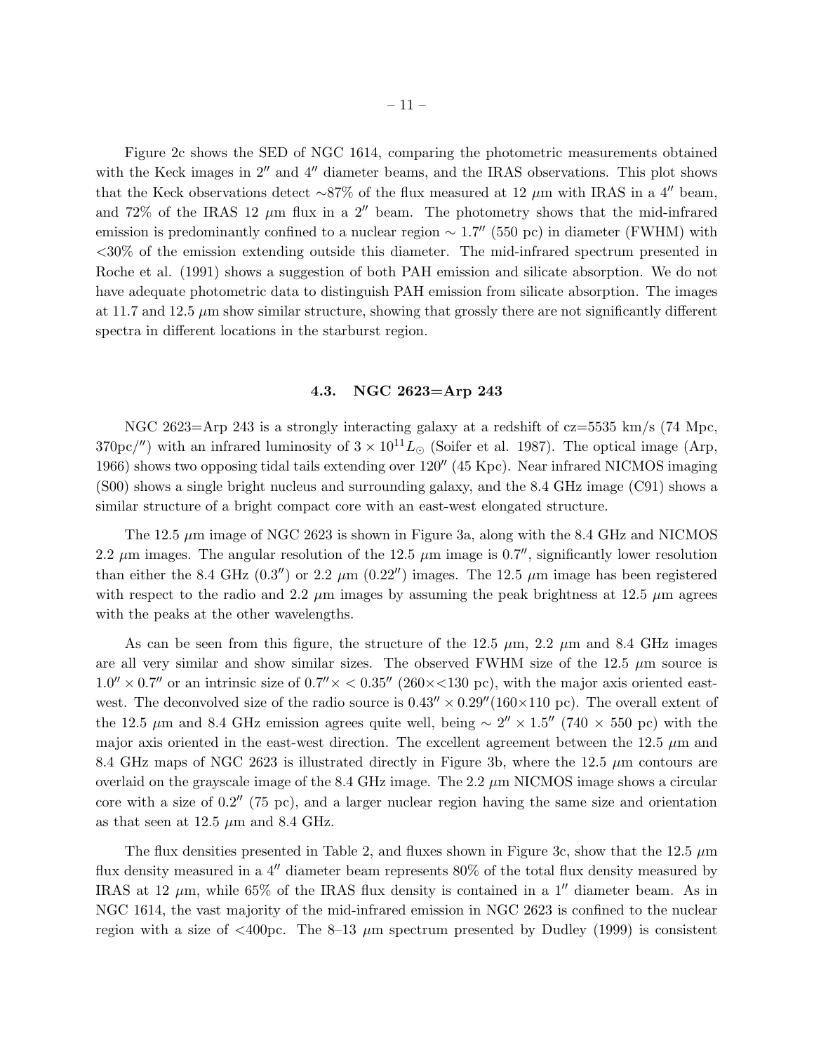Figure 2c shows the SED of NGC 1614, comparing the photometric measurements obtained with the Keck images in $2''$ and $4''$ diameter beams, and the IRAS observations. This plot shows that the Keck observations detect ∼87% of the flux measured at 12 $\mu$m with IRAS in a $4''$ beam, and 72% of the IRAS 12 $\mu$m flux in a $2''$ beam. The photometry shows that the mid-infrared emission is predominantly confined to a nuclear region $\sim 1.7''$ (550 pc) in diameter (FWHM) with <30% of the emission extending outside this diameter. The mid-infrared spectrum presented in Roche et al. (1991) shows a suggestion of both PAH emission and silicate absorption. We do not have adequate photometric data to distinguish PAH emission from silicate absorption. The images at 11.7 and 12.5 $\mu$m show similar structure, showing that grossly there are not significantly different spectra in different locations in the starburst region.

### 4.3. NGC 2623=Arp 243

NGC 2623=Arp 243 is a strongly interacting galaxy at a redshift of cz=5535 km/s (74 Mpc, $370\text{pc}/''$) with an infrared luminosity of $3 \times 10^{11} L_\odot$ (Soifer et al. 1987). The optical image (Arp, 1966) shows two opposing tidal tails extending over $120''$ (45 Kpc). Near infrared NICMOS imaging (S00) shows a single bright nucleus and surrounding galaxy, and the 8.4 GHz image (C91) shows a similar structure of a bright compact core with an east-west elongated structure.

The 12.5 $\mu$m image of NGC 2623 is shown in Figure 3a, along with the 8.4 GHz and NICMOS 2.2 $\mu$m images. The angular resolution of the 12.5 $\mu$m image is $0.7''$, significantly lower resolution than either the 8.4 GHz ($0.3''$) or 2.2 $\mu$m ($0.22''$) images. The 12.5 $\mu$m image has been registered with respect to the radio and 2.2 $\mu$m images by assuming the peak brightness at 12.5 $\mu$m agrees with the peaks at the other wavelengths.

As can be seen from this figure, the structure of the 12.5 $\mu$m, 2.2 $\mu$m and 8.4 GHz images are all very similar and show similar sizes. The observed FWHM size of the 12.5 $\mu$m source is $1.0'' \times 0.7''$ or an intrinsic size of $0.7'' \times < 0.35''$ (260×<130 pc), with the major axis oriented east-west. The deconvolved size of the radio source is $0.43'' \times 0.29''$(160×110 pc). The overall extent of the 12.5 $\mu$m and 8.4 GHz emission agrees quite well, being $\sim 2'' \times 1.5''$ (740 × 550 pc) with the major axis oriented in the east-west direction. The excellent agreement between the 12.5 $\mu$m and 8.4 GHz maps of NGC 2623 is illustrated directly in Figure 3b, where the 12.5 $\mu$m contours are overlaid on the grayscale image of the 8.4 GHz image. The 2.2 $\mu$m NICMOS image shows a circular core with a size of $0.2''$ (75 pc), and a larger nuclear region having the same size and orientation as that seen at 12.5 $\mu$m and 8.4 GHz.

The flux densities presented in Table 2, and fluxes shown in Figure 3c, show that the 12.5 $\mu$m flux density measured in a $4''$ diameter beam represents 80% of the total flux density measured by IRAS at 12 $\mu$m, while 65% of the IRAS flux density is contained in a $1''$ diameter beam. As in NGC 1614, the vast majority of the mid-infrared emission in NGC 2623 is confined to the nuclear region with a size of <400pc. The 8–13 $\mu$m spectrum presented by Dudley (1999) is consistent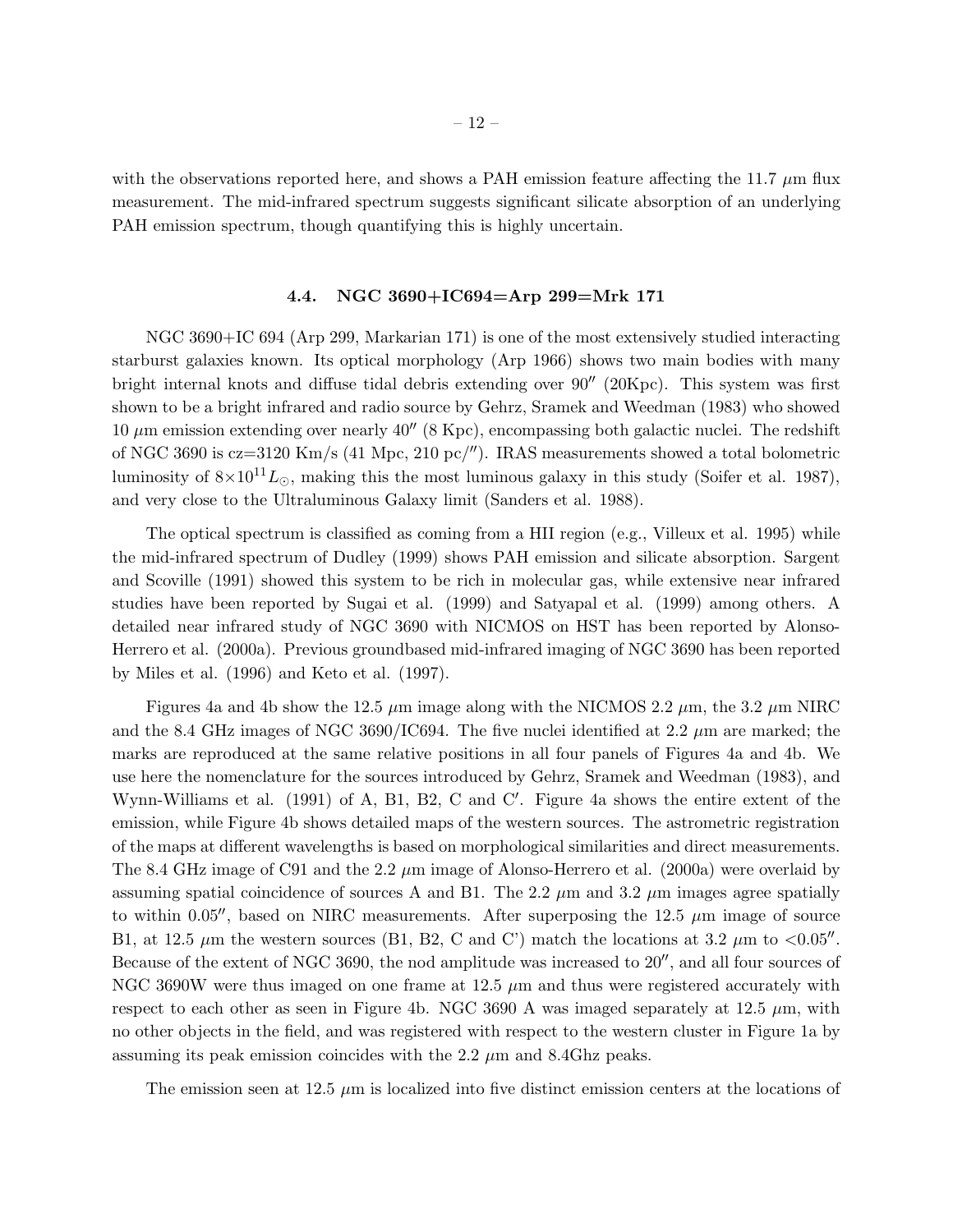with the observations reported here, and shows a PAH emission feature affecting the 11.7 $\mu$m flux measurement. The mid-infrared spectrum suggests significant silicate absorption of an underlying PAH emission spectrum, though quantifying this is highly uncertain.

### 4.4. NGC 3690+IC694=Arp 299=Mrk 171

NGC 3690+IC 694 (Arp 299, Markarian 171) is one of the most extensively studied interacting starburst galaxies known. Its optical morphology (Arp 1966) shows two main bodies with many bright internal knots and diffuse tidal debris extending over $90''$ (20Kpc). This system was first shown to be a bright infrared and radio source by Gehrz, Sramek and Weedman (1983) who showed 10 $\mu$m emission extending over nearly $40''$ (8 Kpc), encompassing both galactic nuclei. The redshift of NGC 3690 is cz=3120 Km/s (41 Mpc, 210 pc/$''$). IRAS measurements showed a total bolometric luminosity of $8{\times}10^{11}L_{\odot}$, making this the most luminous galaxy in this study (Soifer et al. 1987), and very close to the Ultraluminous Galaxy limit (Sanders et al. 1988).

The optical spectrum is classified as coming from a HII region (e.g., Villeux et al. 1995) while the mid-infrared spectrum of Dudley (1999) shows PAH emission and silicate absorption. Sargent and Scoville (1991) showed this system to be rich in molecular gas, while extensive near infrared studies have been reported by Sugai et al. (1999) and Satyapal et al. (1999) among others. A detailed near infrared study of NGC 3690 with NICMOS on HST has been reported by Alonso-Herrero et al. (2000a). Previous groundbased mid-infrared imaging of NGC 3690 has been reported by Miles et al. (1996) and Keto et al. (1997).

Figures 4a and 4b show the 12.5 $\mu$m image along with the NICMOS 2.2 $\mu$m, the 3.2 $\mu$m NIRC and the 8.4 GHz images of NGC 3690/IC694. The five nuclei identified at 2.2 $\mu$m are marked; the marks are reproduced at the same relative positions in all four panels of Figures 4a and 4b. We use here the nomenclature for the sources introduced by Gehrz, Sramek and Weedman (1983), and Wynn-Williams et al. (1991) of A, B1, B2, C and C$'$. Figure 4a shows the entire extent of the emission, while Figure 4b shows detailed maps of the western sources. The astrometric registration of the maps at different wavelengths is based on morphological similarities and direct measurements. The 8.4 GHz image of C91 and the 2.2 $\mu$m image of Alonso-Herrero et al. (2000a) were overlaid by assuming spatial coincidence of sources A and B1. The 2.2 $\mu$m and 3.2 $\mu$m images agree spatially to within $0.05''$, based on NIRC measurements. After superposing the 12.5 $\mu$m image of source B1, at 12.5 $\mu$m the western sources (B1, B2, C and C') match the locations at 3.2 $\mu$m to $<0.05''$. Because of the extent of NGC 3690, the nod amplitude was increased to $20''$, and all four sources of NGC 3690W were thus imaged on one frame at 12.5 $\mu$m and thus were registered accurately with respect to each other as seen in Figure 4b. NGC 3690 A was imaged separately at 12.5 $\mu$m, with no other objects in the field, and was registered with respect to the western cluster in Figure 1a by assuming its peak emission coincides with the 2.2 $\mu$m and 8.4Ghz peaks.

The emission seen at 12.5 $\mu$m is localized into five distinct emission centers at the locations of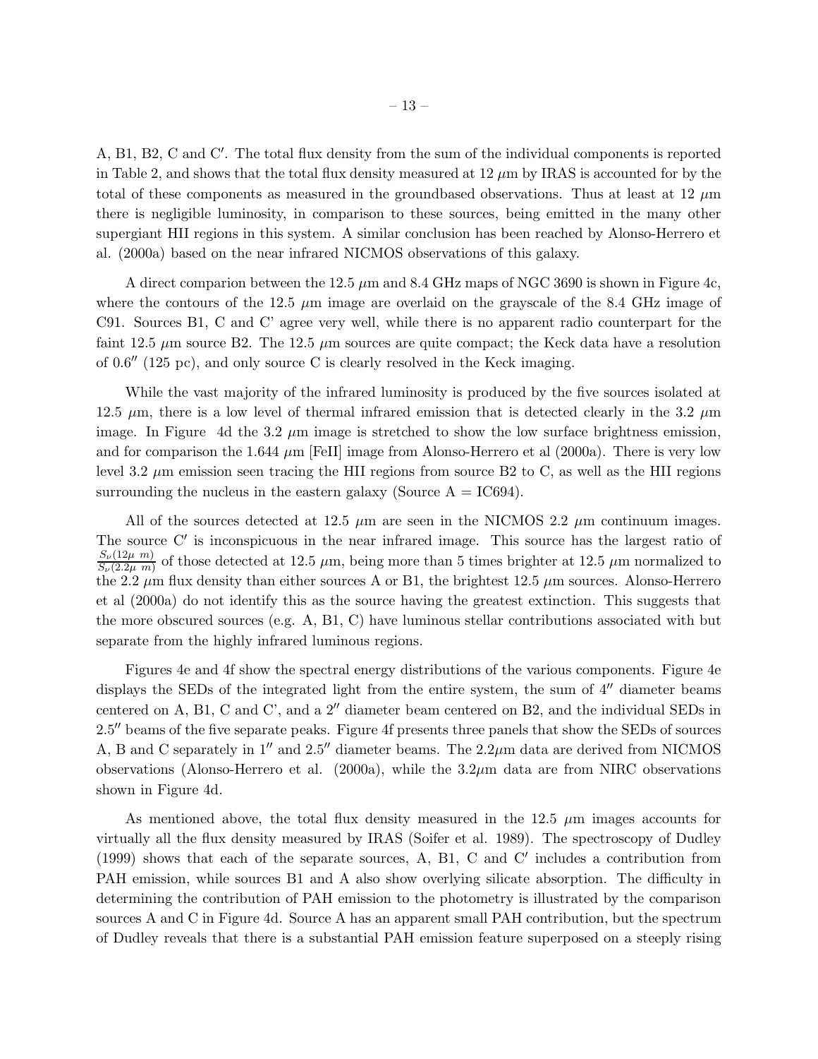A, B1, B2, C and C′. The total flux density from the sum of the individual components is reported in Table 2, and shows that the total flux density measured at 12 $\mu$m by IRAS is accounted for by the total of these components as measured in the groundbased observations. Thus at least at 12 $\mu$m there is negligible luminosity, in comparison to these sources, being emitted in the many other supergiant HII regions in this system. A similar conclusion has been reached by Alonso-Herrero et al. (2000a) based on the near infrared NICMOS observations of this galaxy.

A direct comparion between the 12.5 $\mu$m and 8.4 GHz maps of NGC 3690 is shown in Figure 4c, where the contours of the 12.5 $\mu$m image are overlaid on the grayscale of the 8.4 GHz image of C91. Sources B1, C and C' agree very well, while there is no apparent radio counterpart for the faint 12.5 $\mu$m source B2. The 12.5 $\mu$m sources are quite compact; the Keck data have a resolution of 0.6″ (125 pc), and only source C is clearly resolved in the Keck imaging.

While the vast majority of the infrared luminosity is produced by the five sources isolated at 12.5 $\mu$m, there is a low level of thermal infrared emission that is detected clearly in the 3.2 $\mu$m image. In Figure 4d the 3.2 $\mu$m image is stretched to show the low surface brightness emission, and for comparison the 1.644 $\mu$m [FeII] image from Alonso-Herrero et al (2000a). There is very low level 3.2 $\mu$m emission seen tracing the HII regions from source B2 to C, as well as the HII regions surrounding the nucleus in the eastern galaxy (Source A = IC694).

All of the sources detected at 12.5 $\mu$m are seen in the NICMOS 2.2 $\mu$m continuum images. The source C′ is inconspicuous in the near infrared image. This source has the largest ratio of $\frac{S_\nu(12\mu\ m)}{S_\nu(2.2\mu\ m)}$ of those detected at 12.5 $\mu$m, being more than 5 times brighter at 12.5 $\mu$m normalized to the 2.2 $\mu$m flux density than either sources A or B1, the brightest 12.5 $\mu$m sources. Alonso-Herrero et al (2000a) do not identify this as the source having the greatest extinction. This suggests that the more obscured sources (e.g. A, B1, C) have luminous stellar contributions associated with but separate from the highly infrared luminous regions.

Figures 4e and 4f show the spectral energy distributions of the various components. Figure 4e displays the SEDs of the integrated light from the entire system, the sum of 4″ diameter beams centered on A, B1, C and C', and a 2″ diameter beam centered on B2, and the individual SEDs in 2.5″ beams of the five separate peaks. Figure 4f presents three panels that show the SEDs of sources A, B and C separately in 1″ and 2.5″ diameter beams. The 2.2$\mu$m data are derived from NICMOS observations (Alonso-Herrero et al. (2000a), while the 3.2$\mu$m data are from NIRC observations shown in Figure 4d.

As mentioned above, the total flux density measured in the 12.5 $\mu$m images accounts for virtually all the flux density measured by IRAS (Soifer et al. 1989). The spectroscopy of Dudley (1999) shows that each of the separate sources, A, B1, C and C′ includes a contribution from PAH emission, while sources B1 and A also show overlying silicate absorption. The difficulty in determining the contribution of PAH emission to the photometry is illustrated by the comparison sources A and C in Figure 4d. Source A has an apparent small PAH contribution, but the spectrum of Dudley reveals that there is a substantial PAH emission feature superposed on a steeply rising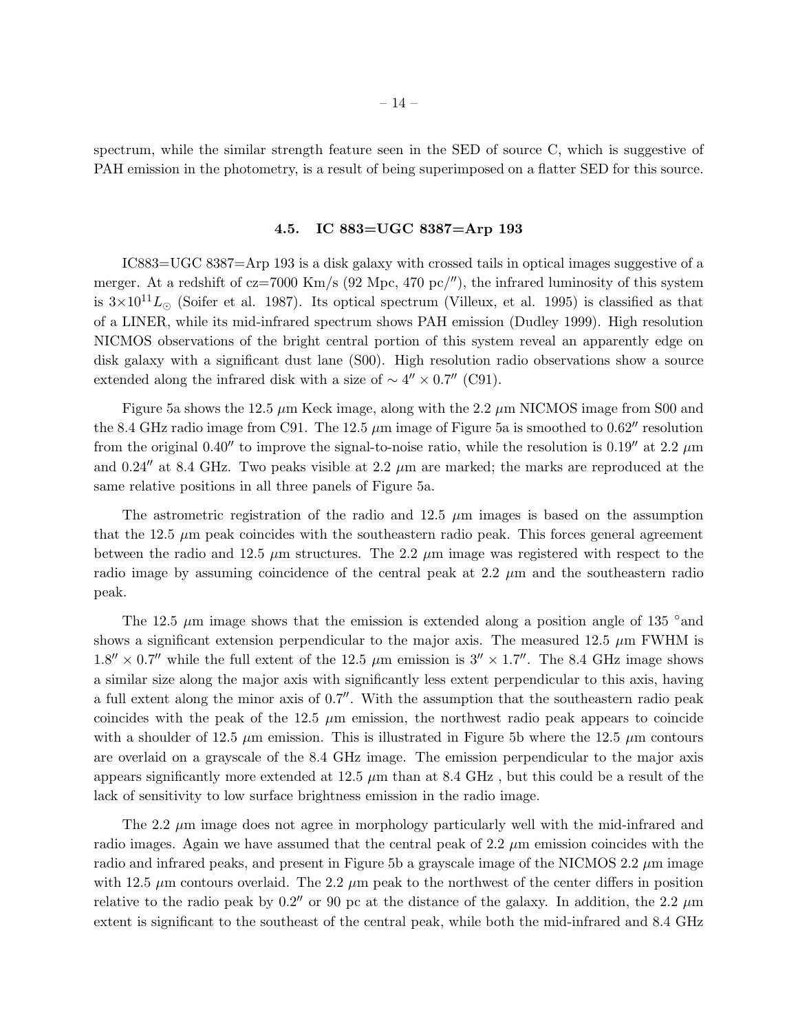spectrum, while the similar strength feature seen in the SED of source C, which is suggestive of PAH emission in the photometry, is a result of being superimposed on a flatter SED for this source.

### 4.5. IC 883=UGC 8387=Arp 193

IC883=UGC 8387=Arp 193 is a disk galaxy with crossed tails in optical images suggestive of a merger. At a redshift of cz=7000 Km/s (92 Mpc, 470 pc/″), the infrared luminosity of this system is $3\times10^{11}L_{\odot}$ (Soifer et al. 1987). Its optical spectrum (Villeux, et al. 1995) is classified as that of a LINER, while its mid-infrared spectrum shows PAH emission (Dudley 1999). High resolution NICMOS observations of the bright central portion of this system reveal an apparently edge on disk galaxy with a significant dust lane (S00). High resolution radio observations show a source extended along the infrared disk with a size of $\sim 4'' \times 0.7''$ (C91).

Figure 5a shows the 12.5 $\mu$m Keck image, along with the 2.2 $\mu$m NICMOS image from S00 and the 8.4 GHz radio image from C91. The 12.5 $\mu$m image of Figure 5a is smoothed to $0.62''$ resolution from the original $0.40''$ to improve the signal-to-noise ratio, while the resolution is $0.19''$ at 2.2 $\mu$m and $0.24''$ at 8.4 GHz. Two peaks visible at 2.2 $\mu$m are marked; the marks are reproduced at the same relative positions in all three panels of Figure 5a.

The astrometric registration of the radio and 12.5 $\mu$m images is based on the assumption that the 12.5 $\mu$m peak coincides with the southeastern radio peak. This forces general agreement between the radio and 12.5 $\mu$m structures. The 2.2 $\mu$m image was registered with respect to the radio image by assuming coincidence of the central peak at 2.2 $\mu$m and the southeastern radio peak.

The 12.5 $\mu$m image shows that the emission is extended along a position angle of 135 °and shows a significant extension perpendicular to the major axis. The measured 12.5 $\mu$m FWHM is $1.8'' \times 0.7''$ while the full extent of the 12.5 $\mu$m emission is $3'' \times 1.7''$. The 8.4 GHz image shows a similar size along the major axis with significantly less extent perpendicular to this axis, having a full extent along the minor axis of $0.7''$. With the assumption that the southeastern radio peak coincides with the peak of the 12.5 $\mu$m emission, the northwest radio peak appears to coincide with a shoulder of 12.5 $\mu$m emission. This is illustrated in Figure 5b where the 12.5 $\mu$m contours are overlaid on a grayscale of the 8.4 GHz image. The emission perpendicular to the major axis appears significantly more extended at 12.5 $\mu$m than at 8.4 GHz , but this could be a result of the lack of sensitivity to low surface brightness emission in the radio image.

The 2.2 $\mu$m image does not agree in morphology particularly well with the mid-infrared and radio images. Again we have assumed that the central peak of 2.2 $\mu$m emission coincides with the radio and infrared peaks, and present in Figure 5b a grayscale image of the NICMOS 2.2 $\mu$m image with 12.5 $\mu$m contours overlaid. The 2.2 $\mu$m peak to the northwest of the center differs in position relative to the radio peak by $0.2''$ or 90 pc at the distance of the galaxy. In addition, the 2.2 $\mu$m extent is significant to the southeast of the central peak, while both the mid-infrared and 8.4 GHz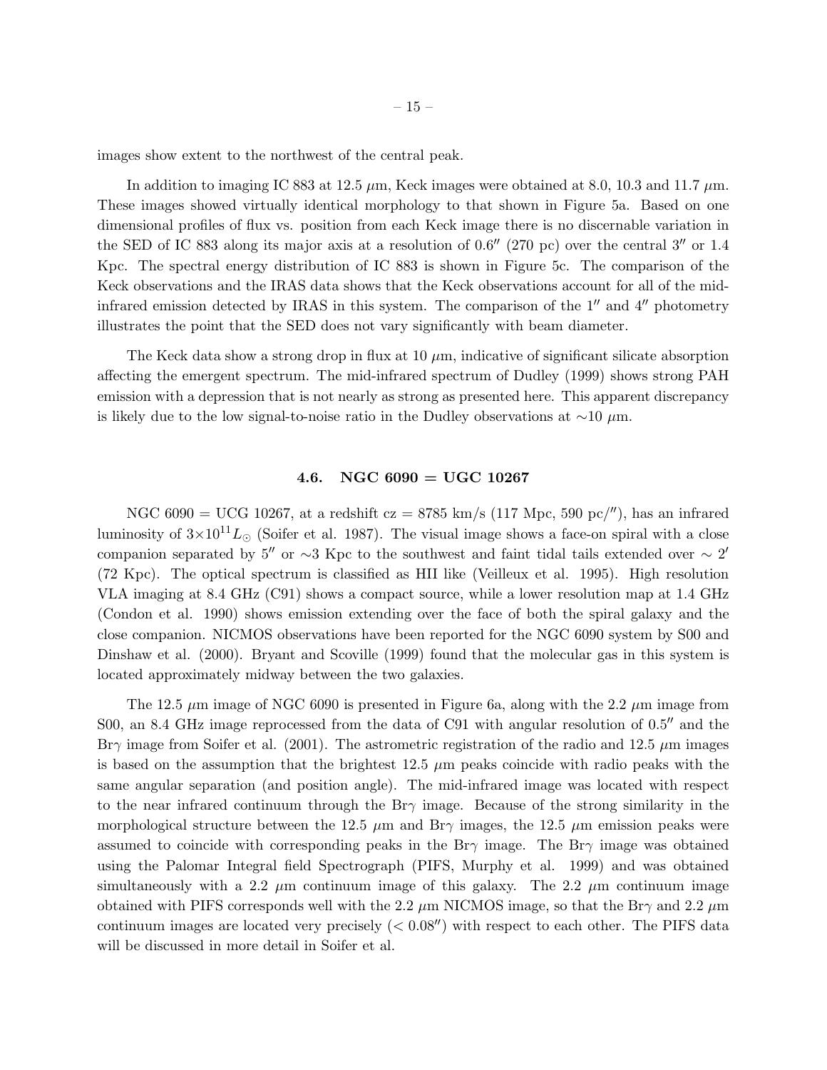images show extent to the northwest of the central peak.

In addition to imaging IC 883 at 12.5 $\mu$m, Keck images were obtained at 8.0, 10.3 and 11.7 $\mu$m. These images showed virtually identical morphology to that shown in Figure 5a. Based on one dimensional profiles of flux vs. position from each Keck image there is no discernable variation in the SED of IC 883 along its major axis at a resolution of $0.6''$ (270 pc) over the central $3''$ or 1.4 Kpc. The spectral energy distribution of IC 883 is shown in Figure 5c. The comparison of the Keck observations and the IRAS data shows that the Keck observations account for all of the mid-infrared emission detected by IRAS in this system. The comparison of the $1''$ and $4''$ photometry illustrates the point that the SED does not vary significantly with beam diameter.

The Keck data show a strong drop in flux at 10 $\mu$m, indicative of significant silicate absorption affecting the emergent spectrum. The mid-infrared spectrum of Dudley (1999) shows strong PAH emission with a depression that is not nearly as strong as presented here. This apparent discrepancy is likely due to the low signal-to-noise ratio in the Dudley observations at $\sim$10 $\mu$m.

### 4.6. NGC 6090 = UGC 10267

NGC 6090 = UCG 10267, at a redshift cz = 8785 km/s (117 Mpc, 590 pc/$''$), has an infrared luminosity of $3\times10^{11}L_{\odot}$ (Soifer et al. 1987). The visual image shows a face-on spiral with a close companion separated by $5''$ or $\sim$3 Kpc to the southwest and faint tidal tails extended over $\sim 2'$ (72 Kpc). The optical spectrum is classified as HII like (Veilleux et al. 1995). High resolution VLA imaging at 8.4 GHz (C91) shows a compact source, while a lower resolution map at 1.4 GHz (Condon et al. 1990) shows emission extending over the face of both the spiral galaxy and the close companion. NICMOS observations have been reported for the NGC 6090 system by S00 and Dinshaw et al. (2000). Bryant and Scoville (1999) found that the molecular gas in this system is located approximately midway between the two galaxies.

The 12.5 $\mu$m image of NGC 6090 is presented in Figure 6a, along with the 2.2 $\mu$m image from S00, an 8.4 GHz image reprocessed from the data of C91 with angular resolution of $0.5''$ and the Br$\gamma$ image from Soifer et al. (2001). The astrometric registration of the radio and 12.5 $\mu$m images is based on the assumption that the brightest 12.5 $\mu$m peaks coincide with radio peaks with the same angular separation (and position angle). The mid-infrared image was located with respect to the near infrared continuum through the Br$\gamma$ image. Because of the strong similarity in the morphological structure between the 12.5 $\mu$m and Br$\gamma$ images, the 12.5 $\mu$m emission peaks were assumed to coincide with corresponding peaks in the Br$\gamma$ image. The Br$\gamma$ image was obtained using the Palomar Integral field Spectrograph (PIFS, Murphy et al. 1999) and was obtained simultaneously with a 2.2 $\mu$m continuum image of this galaxy. The 2.2 $\mu$m continuum image obtained with PIFS corresponds well with the 2.2 $\mu$m NICMOS image, so that the Br$\gamma$ and 2.2 $\mu$m continuum images are located very precisely ($< 0.08''$) with respect to each other. The PIFS data will be discussed in more detail in Soifer et al.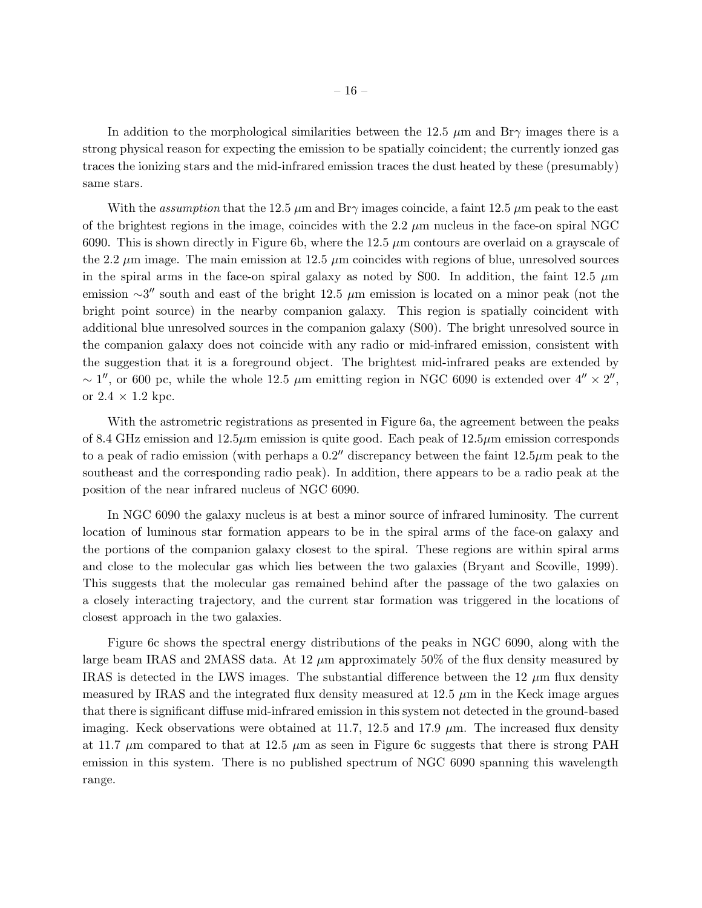In addition to the morphological similarities between the 12.5 $\mu$m and Br$\gamma$ images there is a strong physical reason for expecting the emission to be spatially coincident; the currently ionzed gas traces the ionizing stars and the mid-infrared emission traces the dust heated by these (presumably) same stars.

With the *assumption* that the 12.5 $\mu$m and Br$\gamma$ images coincide, a faint 12.5 $\mu$m peak to the east of the brightest regions in the image, coincides with the 2.2 $\mu$m nucleus in the face-on spiral NGC 6090. This is shown directly in Figure 6b, where the 12.5 $\mu$m contours are overlaid on a grayscale of the 2.2 $\mu$m image. The main emission at 12.5 $\mu$m coincides with regions of blue, unresolved sources in the spiral arms in the face-on spiral galaxy as noted by S00. In addition, the faint 12.5 $\mu$m emission $\sim 3''$ south and east of the bright 12.5 $\mu$m emission is located on a minor peak (not the bright point source) in the nearby companion galaxy. This region is spatially coincident with additional blue unresolved sources in the companion galaxy (S00). The bright unresolved source in the companion galaxy does not coincide with any radio or mid-infrared emission, consistent with the suggestion that it is a foreground object. The brightest mid-infrared peaks are extended by $\sim 1''$, or 600 pc, while the whole 12.5 $\mu$m emitting region in NGC 6090 is extended over $4'' \times 2''$, or 2.4 $\times$ 1.2 kpc.

With the astrometric registrations as presented in Figure 6a, the agreement between the peaks of 8.4 GHz emission and 12.5$\mu$m emission is quite good. Each peak of 12.5$\mu$m emission corresponds to a peak of radio emission (with perhaps a $0.2''$ discrepancy between the faint 12.5$\mu$m peak to the southeast and the corresponding radio peak). In addition, there appears to be a radio peak at the position of the near infrared nucleus of NGC 6090.

In NGC 6090 the galaxy nucleus is at best a minor source of infrared luminosity. The current location of luminous star formation appears to be in the spiral arms of the face-on galaxy and the portions of the companion galaxy closest to the spiral. These regions are within spiral arms and close to the molecular gas which lies between the two galaxies (Bryant and Scoville, 1999). This suggests that the molecular gas remained behind after the passage of the two galaxies on a closely interacting trajectory, and the current star formation was triggered in the locations of closest approach in the two galaxies.

Figure 6c shows the spectral energy distributions of the peaks in NGC 6090, along with the large beam IRAS and 2MASS data. At 12 $\mu$m approximately 50% of the flux density measured by IRAS is detected in the LWS images. The substantial difference between the 12 $\mu$m flux density measured by IRAS and the integrated flux density measured at 12.5 $\mu$m in the Keck image argues that there is significant diffuse mid-infrared emission in this system not detected in the ground-based imaging. Keck observations were obtained at 11.7, 12.5 and 17.9 $\mu$m. The increased flux density at 11.7 $\mu$m compared to that at 12.5 $\mu$m as seen in Figure 6c suggests that there is strong PAH emission in this system. There is no published spectrum of NGC 6090 spanning this wavelength range.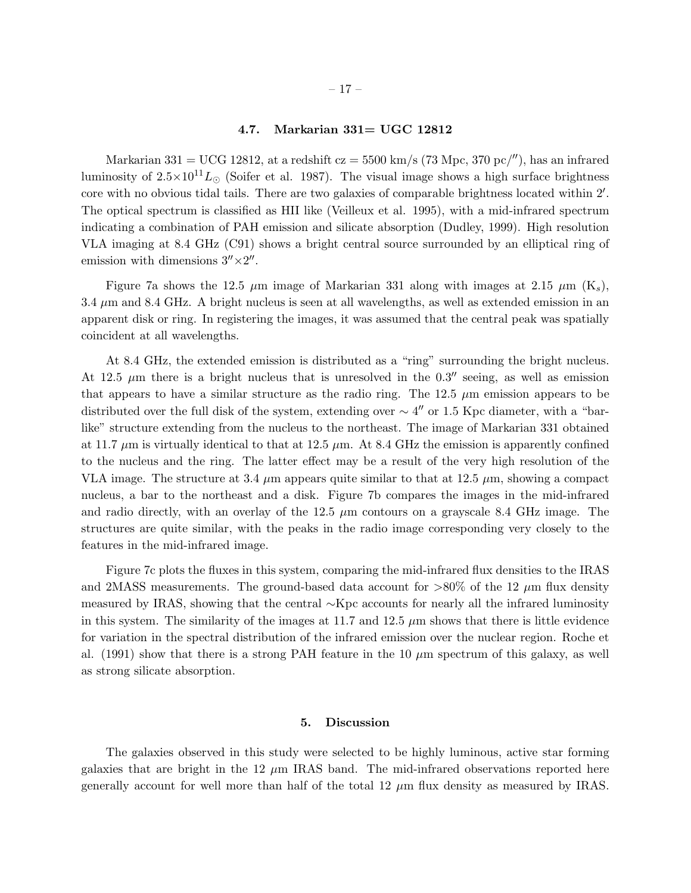### 4.7. Markarian 331= UGC 12812

Markarian 331 = UCG 12812, at a redshift cz = 5500 km/s (73 Mpc, 370 pc/$''$), has an infrared luminosity of $2.5\times10^{11}L_{\odot}$ (Soifer et al. 1987). The visual image shows a high surface brightness core with no obvious tidal tails. There are two galaxies of comparable brightness located within $2'$. The optical spectrum is classified as HII like (Veilleux et al. 1995), with a mid-infrared spectrum indicating a combination of PAH emission and silicate absorption (Dudley, 1999). High resolution VLA imaging at 8.4 GHz (C91) shows a bright central source surrounded by an elliptical ring of emission with dimensions $3''\times2''$.

Figure 7a shows the 12.5 $\mu$m image of Markarian 331 along with images at 2.15 $\mu$m ($K_s$), 3.4 $\mu$m and 8.4 GHz. A bright nucleus is seen at all wavelengths, as well as extended emission in an apparent disk or ring. In registering the images, it was assumed that the central peak was spatially coincident at all wavelengths.

At 8.4 GHz, the extended emission is distributed as a "ring" surrounding the bright nucleus. At 12.5 $\mu$m there is a bright nucleus that is unresolved in the $0.3''$ seeing, as well as emission that appears to have a similar structure as the radio ring. The 12.5 $\mu$m emission appears to be distributed over the full disk of the system, extending over $\sim 4''$ or 1.5 Kpc diameter, with a "bar-like" structure extending from the nucleus to the northeast. The image of Markarian 331 obtained at 11.7 $\mu$m is virtually identical to that at 12.5 $\mu$m. At 8.4 GHz the emission is apparently confined to the nucleus and the ring. The latter effect may be a result of the very high resolution of the VLA image. The structure at 3.4 $\mu$m appears quite similar to that at 12.5 $\mu$m, showing a compact nucleus, a bar to the northeast and a disk. Figure 7b compares the images in the mid-infrared and radio directly, with an overlay of the 12.5 $\mu$m contours on a grayscale 8.4 GHz image. The structures are quite similar, with the peaks in the radio image corresponding very closely to the features in the mid-infrared image.

Figure 7c plots the fluxes in this system, comparing the mid-infrared flux densities to the IRAS and 2MASS measurements. The ground-based data account for >80% of the 12 $\mu$m flux density measured by IRAS, showing that the central $\sim$Kpc accounts for nearly all the infrared luminosity in this system. The similarity of the images at 11.7 and 12.5 $\mu$m shows that there is little evidence for variation in the spectral distribution of the infrared emission over the nuclear region. Roche et al. (1991) show that there is a strong PAH feature in the 10 $\mu$m spectrum of this galaxy, as well as strong silicate absorption.

## 5. Discussion

The galaxies observed in this study were selected to be highly luminous, active star forming galaxies that are bright in the 12 $\mu$m IRAS band. The mid-infrared observations reported here generally account for well more than half of the total 12 $\mu$m flux density as measured by IRAS.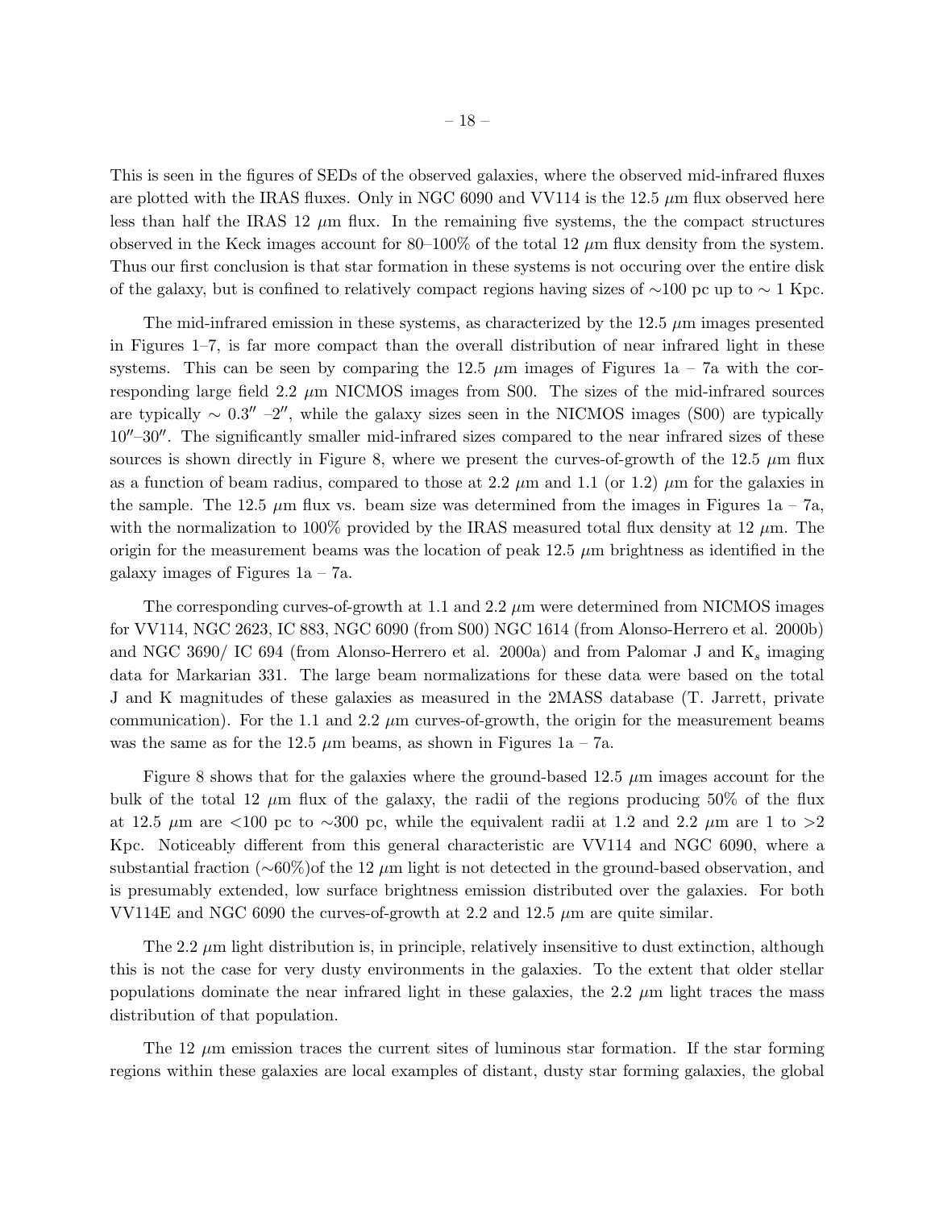This is seen in the figures of SEDs of the observed galaxies, where the observed mid-infrared fluxes are plotted with the IRAS fluxes. Only in NGC 6090 and VV114 is the 12.5 $\mu$m flux observed here less than half the IRAS 12 $\mu$m flux. In the remaining five systems, the the compact structures observed in the Keck images account for 80–100% of the total 12 $\mu$m flux density from the system. Thus our first conclusion is that star formation in these systems is not occuring over the entire disk of the galaxy, but is confined to relatively compact regions having sizes of $\sim$100 pc up to $\sim$ 1 Kpc.

The mid-infrared emission in these systems, as characterized by the 12.5 $\mu$m images presented in Figures 1–7, is far more compact than the overall distribution of near infrared light in these systems. This can be seen by comparing the 12.5 $\mu$m images of Figures 1a – 7a with the corresponding large field 2.2 $\mu$m NICMOS images from S00. The sizes of the mid-infrared sources are typically $\sim 0.3'' – 2''$, while the galaxy sizes seen in the NICMOS images (S00) are typically $10''–30''$. The significantly smaller mid-infrared sizes compared to the near infrared sizes of these sources is shown directly in Figure 8, where we present the curves-of-growth of the 12.5 $\mu$m flux as a function of beam radius, compared to those at 2.2 $\mu$m and 1.1 (or 1.2) $\mu$m for the galaxies in the sample. The 12.5 $\mu$m flux vs. beam size was determined from the images in Figures 1a – 7a, with the normalization to 100% provided by the IRAS measured total flux density at 12 $\mu$m. The origin for the measurement beams was the location of peak 12.5 $\mu$m brightness as identified in the galaxy images of Figures 1a – 7a.

The corresponding curves-of-growth at 1.1 and 2.2 $\mu$m were determined from NICMOS images for VV114, NGC 2623, IC 883, NGC 6090 (from S00) NGC 1614 (from Alonso-Herrero et al. 2000b) and NGC 3690/ IC 694 (from Alonso-Herrero et al. 2000a) and from Palomar J and $K_s$ imaging data for Markarian 331. The large beam normalizations for these data were based on the total J and K magnitudes of these galaxies as measured in the 2MASS database (T. Jarrett, private communication). For the 1.1 and 2.2 $\mu$m curves-of-growth, the origin for the measurement beams was the same as for the 12.5 $\mu$m beams, as shown in Figures 1a – 7a.

Figure 8 shows that for the galaxies where the ground-based 12.5 $\mu$m images account for the bulk of the total 12 $\mu$m flux of the galaxy, the radii of the regions producing 50% of the flux at 12.5 $\mu$m are <100 pc to $\sim$300 pc, while the equivalent radii at 1.2 and 2.2 $\mu$m are 1 to >2 Kpc. Noticeably different from this general characteristic are VV114 and NGC 6090, where a substantial fraction ($\sim$60%)of the 12 $\mu$m light is not detected in the ground-based observation, and is presumably extended, low surface brightness emission distributed over the galaxies. For both VV114E and NGC 6090 the curves-of-growth at 2.2 and 12.5 $\mu$m are quite similar.

The 2.2 $\mu$m light distribution is, in principle, relatively insensitive to dust extinction, although this is not the case for very dusty environments in the galaxies. To the extent that older stellar populations dominate the near infrared light in these galaxies, the 2.2 $\mu$m light traces the mass distribution of that population.

The 12 $\mu$m emission traces the current sites of luminous star formation. If the star forming regions within these galaxies are local examples of distant, dusty star forming galaxies, the global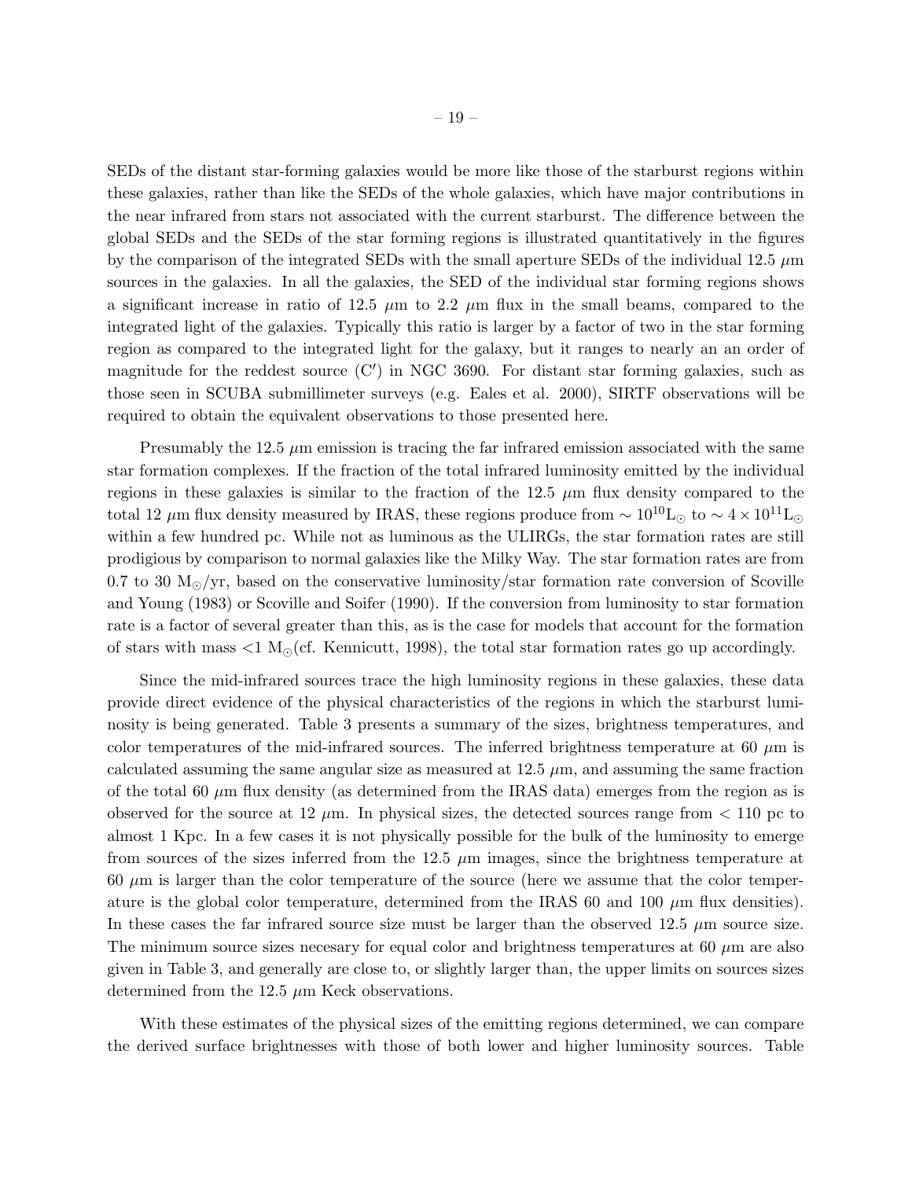SEDs of the distant star-forming galaxies would be more like those of the starburst regions within these galaxies, rather than like the SEDs of the whole galaxies, which have major contributions in the near infrared from stars not associated with the current starburst. The difference between the global SEDs and the SEDs of the star forming regions is illustrated quantitatively in the figures by the comparison of the integrated SEDs with the small aperture SEDs of the individual 12.5 $\mu$m sources in the galaxies. In all the galaxies, the SED of the individual star forming regions shows a significant increase in ratio of 12.5 $\mu$m to 2.2 $\mu$m flux in the small beams, compared to the integrated light of the galaxies. Typically this ratio is larger by a factor of two in the star forming region as compared to the integrated light for the galaxy, but it ranges to nearly an an order of magnitude for the reddest source (C′) in NGC 3690. For distant star forming galaxies, such as those seen in SCUBA submillimeter surveys (e.g. Eales et al. 2000), SIRTF observations will be required to obtain the equivalent observations to those presented here.

Presumably the 12.5 $\mu$m emission is tracing the far infrared emission associated with the same star formation complexes. If the fraction of the total infrared luminosity emitted by the individual regions in these galaxies is similar to the fraction of the 12.5 $\mu$m flux density compared to the total 12 $\mu$m flux density measured by IRAS, these regions produce from $\sim 10^{10}$L$_{\odot}$ to $\sim 4 \times 10^{11}$L$_{\odot}$ within a few hundred pc. While not as luminous as the ULIRGs, the star formation rates are still prodigious by comparison to normal galaxies like the Milky Way. The star formation rates are from 0.7 to 30 M$_{\odot}$/yr, based on the conservative luminosity/star formation rate conversion of Scoville and Young (1983) or Scoville and Soifer (1990). If the conversion from luminosity to star formation rate is a factor of several greater than this, as is the case for models that account for the formation of stars with mass $<$1 M$_{\odot}$(cf. Kennicutt, 1998), the total star formation rates go up accordingly.

Since the mid-infrared sources trace the high luminosity regions in these galaxies, these data provide direct evidence of the physical characteristics of the regions in which the starburst luminosity is being generated. Table 3 presents a summary of the sizes, brightness temperatures, and color temperatures of the mid-infrared sources. The inferred brightness temperature at 60 $\mu$m is calculated assuming the same angular size as measured at 12.5 $\mu$m, and assuming the same fraction of the total 60 $\mu$m flux density (as determined from the IRAS data) emerges from the region as is observed for the source at 12 $\mu$m. In physical sizes, the detected sources range from $<$ 110 pc to almost 1 Kpc. In a few cases it is not physically possible for the bulk of the luminosity to emerge from sources of the sizes inferred from the 12.5 $\mu$m images, since the brightness temperature at 60 $\mu$m is larger than the color temperature of the source (here we assume that the color temperature is the global color temperature, determined from the IRAS 60 and 100 $\mu$m flux densities). In these cases the far infrared source size must be larger than the observed 12.5 $\mu$m source size. The minimum source sizes necesary for equal color and brightness temperatures at 60 $\mu$m are also given in Table 3, and generally are close to, or slightly larger than, the upper limits on sources sizes determined from the 12.5 $\mu$m Keck observations.

With these estimates of the physical sizes of the emitting regions determined, we can compare the derived surface brightnesses with those of both lower and higher luminosity sources. Table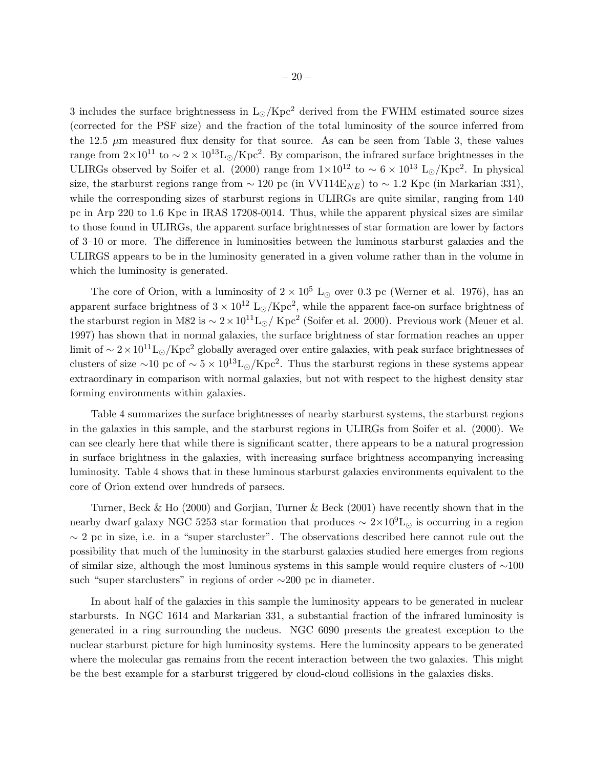3 includes the surface brightnessess in $L_\odot/Kpc^2$ derived from the FWHM estimated source sizes (corrected for the PSF size) and the fraction of the total luminosity of the source inferred from the 12.5 $\mu$m measured flux density for that source. As can be seen from Table 3, these values range from $2{\times}10^{11}$ to $\sim 2 \times 10^{13} L_\odot/Kpc^2$. By comparison, the infrared surface brightnesses in the ULIRGs observed by Soifer et al. (2000) range from $1{\times}10^{12}$ to $\sim 6 \times 10^{13}$ $L_\odot/Kpc^2$. In physical size, the starburst regions range from $\sim$ 120 pc (in VV114E$_{NE}$) to $\sim$ 1.2 Kpc (in Markarian 331), while the corresponding sizes of starburst regions in ULIRGs are quite similar, ranging from 140 pc in Arp 220 to 1.6 Kpc in IRAS 17208-0014. Thus, while the apparent physical sizes are similar to those found in ULIRGs, the apparent surface brightnesses of star formation are lower by factors of 3–10 or more. The difference in luminosities between the luminous starburst galaxies and the ULIRGS appears to be in the luminosity generated in a given volume rather than in the volume in which the luminosity is generated.

The core of Orion, with a luminosity of $2 \times 10^5$ $L_\odot$ over 0.3 pc (Werner et al. 1976), has an apparent surface brightness of $3 \times 10^{12}$ $L_\odot/Kpc^2$, while the apparent face-on surface brightness of the starburst region in M82 is $\sim 2 \times 10^{11} L_\odot/$ $Kpc^2$ (Soifer et al. 2000). Previous work (Meuer et al. 1997) has shown that in normal galaxies, the surface brightness of star formation reaches an upper limit of $\sim 2 \times 10^{11} L_\odot/Kpc^2$ globally averaged over entire galaxies, with peak surface brightnesses of clusters of size $\sim$10 pc of $\sim 5 \times 10^{13} L_\odot/Kpc^2$. Thus the starburst regions in these systems appear extraordinary in comparison with normal galaxies, but not with respect to the highest density star forming environments within galaxies.

Table 4 summarizes the surface brightnesses of nearby starburst systems, the starburst regions in the galaxies in this sample, and the starburst regions in ULIRGs from Soifer et al. (2000). We can see clearly here that while there is significant scatter, there appears to be a natural progression in surface brightness in the galaxies, with increasing surface brightness accompanying increasing luminosity. Table 4 shows that in these luminous starburst galaxies environments equivalent to the core of Orion extend over hundreds of parsecs.

Turner, Beck & Ho (2000) and Gorjian, Turner & Beck (2001) have recently shown that in the nearby dwarf galaxy NGC 5253 star formation that produces $\sim 2{\times}10^9 L_\odot$ is occurring in a region $\sim$ 2 pc in size, i.e. in a "super starcluster". The observations described here cannot rule out the possibility that much of the luminosity in the starburst galaxies studied here emerges from regions of similar size, although the most luminous systems in this sample would require clusters of $\sim$100 such "super starclusters" in regions of order $\sim$200 pc in diameter.

In about half of the galaxies in this sample the luminosity appears to be generated in nuclear starbursts. In NGC 1614 and Markarian 331, a substantial fraction of the infrared luminosity is generated in a ring surrounding the nucleus. NGC 6090 presents the greatest exception to the nuclear starburst picture for high luminosity systems. Here the luminosity appears to be generated where the molecular gas remains from the recent interaction between the two galaxies. This might be the best example for a starburst triggered by cloud-cloud collisions in the galaxies disks.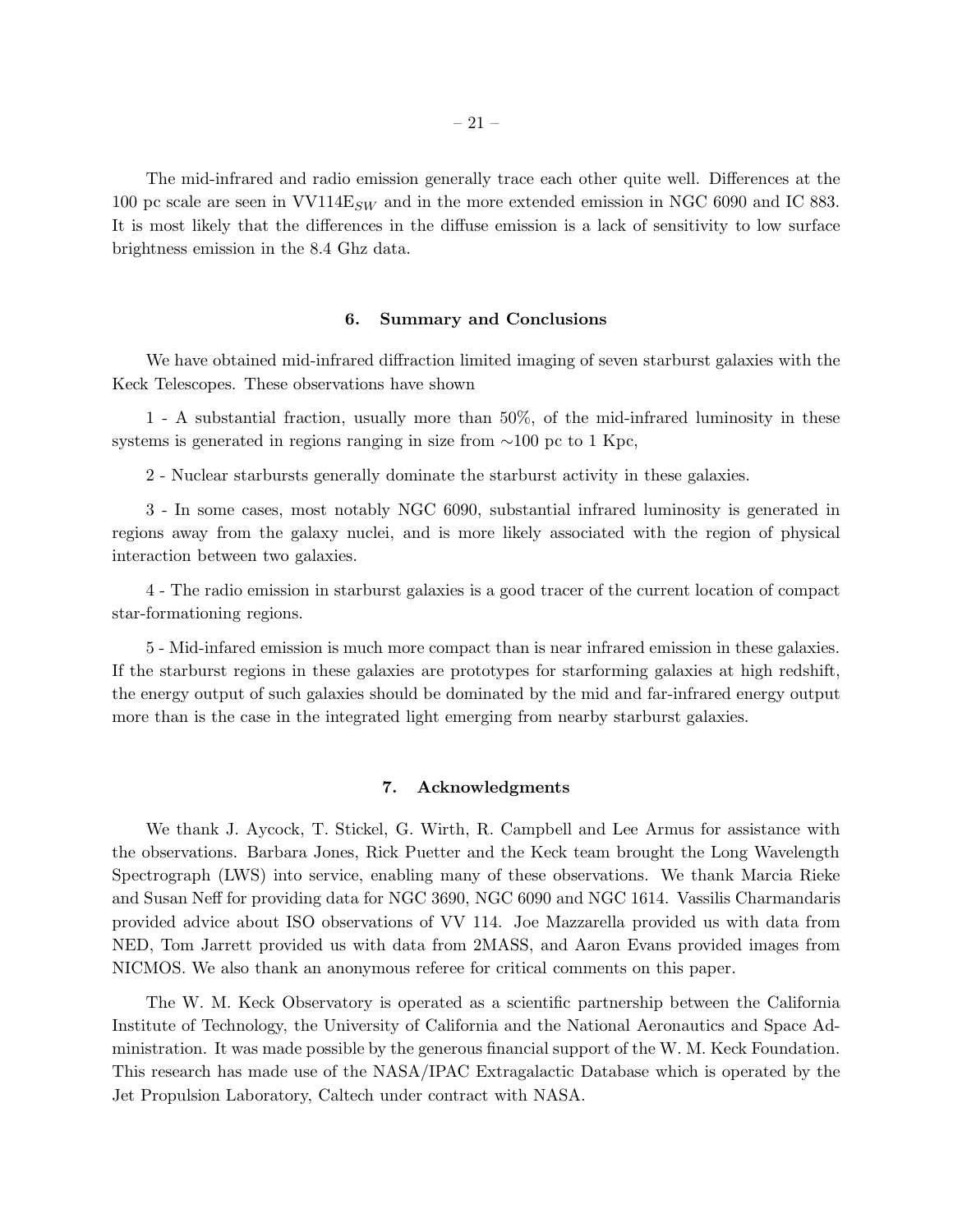The mid-infrared and radio emission generally trace each other quite well. Differences at the 100 pc scale are seen in $VV114E_{SW}$ and in the more extended emission in NGC 6090 and IC 883. It is most likely that the differences in the diffuse emission is a lack of sensitivity to low surface brightness emission in the 8.4 Ghz data.

## 6. Summary and Conclusions

We have obtained mid-infrared diffraction limited imaging of seven starburst galaxies with the Keck Telescopes. These observations have shown

1 - A substantial fraction, usually more than 50%, of the mid-infrared luminosity in these systems is generated in regions ranging in size from ∼100 pc to 1 Kpc,

2 - Nuclear starbursts generally dominate the starburst activity in these galaxies.

3 - In some cases, most notably NGC 6090, substantial infrared luminosity is generated in regions away from the galaxy nuclei, and is more likely associated with the region of physical interaction between two galaxies.

4 - The radio emission in starburst galaxies is a good tracer of the current location of compact star-formationing regions.

5 - Mid-infared emission is much more compact than is near infrared emission in these galaxies. If the starburst regions in these galaxies are prototypes for starforming galaxies at high redshift, the energy output of such galaxies should be dominated by the mid and far-infrared energy output more than is the case in the integrated light emerging from nearby starburst galaxies.

## 7. Acknowledgments

We thank J. Aycock, T. Stickel, G. Wirth, R. Campbell and Lee Armus for assistance with the observations. Barbara Jones, Rick Puetter and the Keck team brought the Long Wavelength Spectrograph (LWS) into service, enabling many of these observations. We thank Marcia Rieke and Susan Neff for providing data for NGC 3690, NGC 6090 and NGC 1614. Vassilis Charmandaris provided advice about ISO observations of VV 114. Joe Mazzarella provided us with data from NED, Tom Jarrett provided us with data from 2MASS, and Aaron Evans provided images from NICMOS. We also thank an anonymous referee for critical comments on this paper.

The W. M. Keck Observatory is operated as a scientific partnership between the California Institute of Technology, the University of California and the National Aeronautics and Space Administration. It was made possible by the generous financial support of the W. M. Keck Foundation. This research has made use of the NASA/IPAC Extragalactic Database which is operated by the Jet Propulsion Laboratory, Caltech under contract with NASA.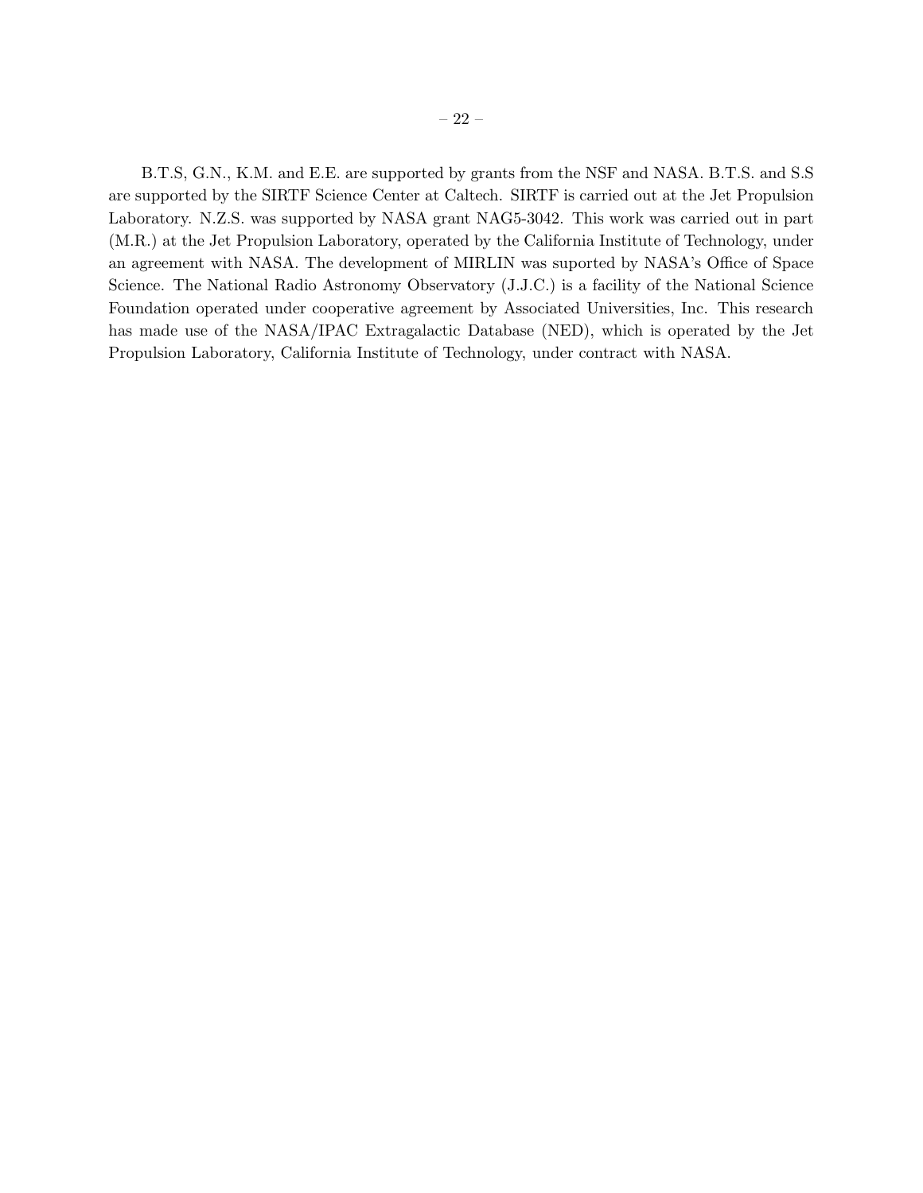B.T.S, G.N., K.M. and E.E. are supported by grants from the NSF and NASA. B.T.S. and S.S are supported by the SIRTF Science Center at Caltech. SIRTF is carried out at the Jet Propulsion Laboratory. N.Z.S. was supported by NASA grant NAG5-3042. This work was carried out in part (M.R.) at the Jet Propulsion Laboratory, operated by the California Institute of Technology, under an agreement with NASA. The development of MIRLIN was suported by NASA's Office of Space Science. The National Radio Astronomy Observatory (J.J.C.) is a facility of the National Science Foundation operated under cooperative agreement by Associated Universities, Inc. This research has made use of the NASA/IPAC Extragalactic Database (NED), which is operated by the Jet Propulsion Laboratory, California Institute of Technology, under contract with NASA.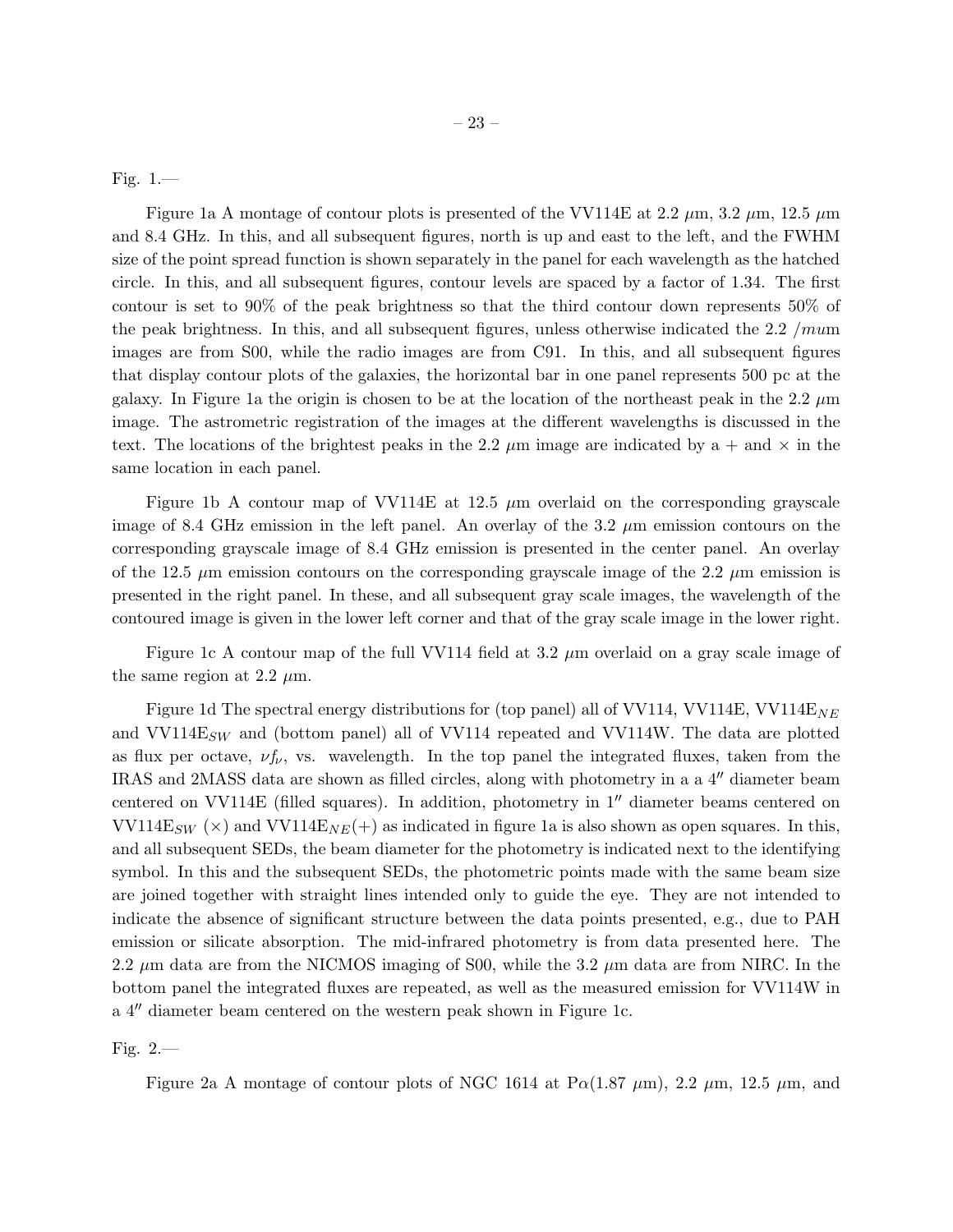Fig. 1.—

Figure 1a A montage of contour plots is presented of the VV114E at 2.2 $\mu$m, 3.2 $\mu$m, 12.5 $\mu$m and 8.4 GHz. In this, and all subsequent figures, north is up and east to the left, and the FWHM size of the point spread function is shown separately in the panel for each wavelength as the hatched circle. In this, and all subsequent figures, contour levels are spaced by a factor of 1.34. The first contour is set to 90% of the peak brightness so that the third contour down represents 50% of the peak brightness. In this, and all subsequent figures, unless otherwise indicated the 2.2 /$mu$m images are from S00, while the radio images are from C91. In this, and all subsequent figures that display contour plots of the galaxies, the horizontal bar in one panel represents 500 pc at the galaxy. In Figure 1a the origin is chosen to be at the location of the northeast peak in the 2.2 $\mu$m image. The astrometric registration of the images at the different wavelengths is discussed in the text. The locations of the brightest peaks in the 2.2 $\mu$m image are indicated by a + and $\times$ in the same location in each panel.

Figure 1b A contour map of VV114E at 12.5 $\mu$m overlaid on the corresponding grayscale image of 8.4 GHz emission in the left panel. An overlay of the 3.2 $\mu$m emission contours on the corresponding grayscale image of 8.4 GHz emission is presented in the center panel. An overlay of the 12.5 $\mu$m emission contours on the corresponding grayscale image of the 2.2 $\mu$m emission is presented in the right panel. In these, and all subsequent gray scale images, the wavelength of the contoured image is given in the lower left corner and that of the gray scale image in the lower right.

Figure 1c A contour map of the full VV114 field at 3.2 $\mu$m overlaid on a gray scale image of the same region at 2.2 $\mu$m.

Figure 1d The spectral energy distributions for (top panel) all of VV114, VV114E, VV114E$_{NE}$ and VV114E$_{SW}$ and (bottom panel) all of VV114 repeated and VV114W. The data are plotted as flux per octave, $\nu f_\nu$, vs. wavelength. In the top panel the integrated fluxes, taken from the IRAS and 2MASS data are shown as filled circles, along with photometry in a a 4$''$ diameter beam centered on VV114E (filled squares). In addition, photometry in 1$''$ diameter beams centered on VV114E$_{SW}$ ($\times$) and VV114E$_{NE}$(+) as indicated in figure 1a is also shown as open squares. In this, and all subsequent SEDs, the beam diameter for the photometry is indicated next to the identifying symbol. In this and the subsequent SEDs, the photometric points made with the same beam size are joined together with straight lines intended only to guide the eye. They are not intended to indicate the absence of significant structure between the data points presented, e.g., due to PAH emission or silicate absorption. The mid-infrared photometry is from data presented here. The 2.2 $\mu$m data are from the NICMOS imaging of S00, while the 3.2 $\mu$m data are from NIRC. In the bottom panel the integrated fluxes are repeated, as well as the measured emission for VV114W in a 4$''$ diameter beam centered on the western peak shown in Figure 1c.

Fig. 2.—

Figure 2a A montage of contour plots of NGC 1614 at P$\alpha$(1.87 $\mu$m), 2.2 $\mu$m, 12.5 $\mu$m, and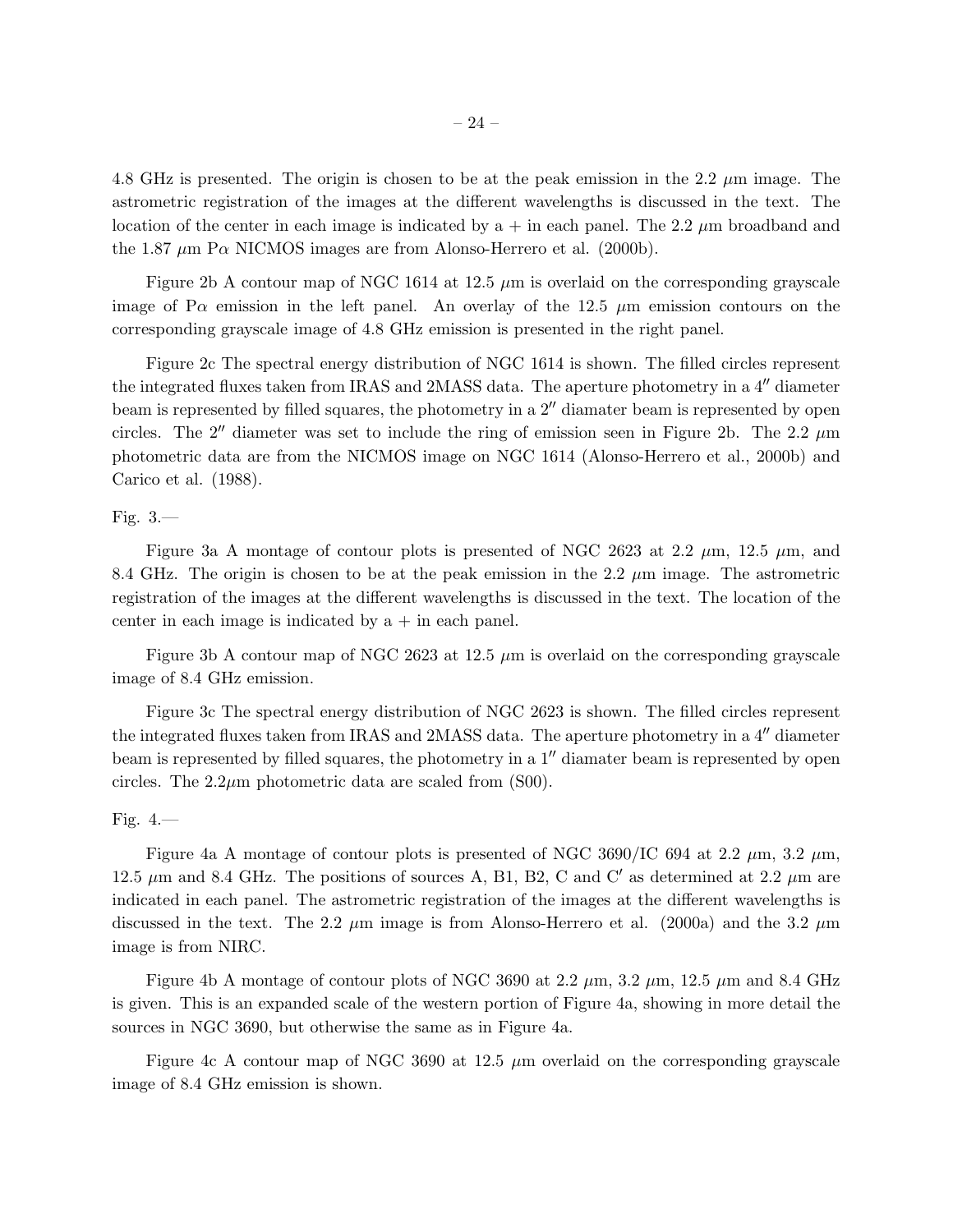4.8 GHz is presented. The origin is chosen to be at the peak emission in the 2.2 $\mu$m image. The astrometric registration of the images at the different wavelengths is discussed in the text. The location of the center in each image is indicated by a + in each panel. The 2.2 $\mu$m broadband and the 1.87 $\mu$m P$\alpha$ NICMOS images are from Alonso-Herrero et al. (2000b).

Figure 2b A contour map of NGC 1614 at 12.5 $\mu$m is overlaid on the corresponding grayscale image of P$\alpha$ emission in the left panel. An overlay of the 12.5 $\mu$m emission contours on the corresponding grayscale image of 4.8 GHz emission is presented in the right panel.

Figure 2c The spectral energy distribution of NGC 1614 is shown. The filled circles represent the integrated fluxes taken from IRAS and 2MASS data. The aperture photometry in a $4''$ diameter beam is represented by filled squares, the photometry in a $2''$ diamater beam is represented by open circles. The $2''$ diameter was set to include the ring of emission seen in Figure 2b. The 2.2 $\mu$m photometric data are from the NICMOS image on NGC 1614 (Alonso-Herrero et al., 2000b) and Carico et al. (1988).

Fig. 3.—

Figure 3a A montage of contour plots is presented of NGC 2623 at 2.2 $\mu$m, 12.5 $\mu$m, and 8.4 GHz. The origin is chosen to be at the peak emission in the 2.2 $\mu$m image. The astrometric registration of the images at the different wavelengths is discussed in the text. The location of the center in each image is indicated by a + in each panel.

Figure 3b A contour map of NGC 2623 at 12.5 $\mu$m is overlaid on the corresponding grayscale image of 8.4 GHz emission.

Figure 3c The spectral energy distribution of NGC 2623 is shown. The filled circles represent the integrated fluxes taken from IRAS and 2MASS data. The aperture photometry in a $4''$ diameter beam is represented by filled squares, the photometry in a $1''$ diamater beam is represented by open circles. The 2.2$\mu$m photometric data are scaled from (S00).

Fig. 4.—

Figure 4a A montage of contour plots is presented of NGC 3690/IC 694 at 2.2 $\mu$m, 3.2 $\mu$m, 12.5 $\mu$m and 8.4 GHz. The positions of sources A, B1, B2, C and C$'$ as determined at 2.2 $\mu$m are indicated in each panel. The astrometric registration of the images at the different wavelengths is discussed in the text. The 2.2 $\mu$m image is from Alonso-Herrero et al. (2000a) and the 3.2 $\mu$m image is from NIRC.

Figure 4b A montage of contour plots of NGC 3690 at 2.2 $\mu$m, 3.2 $\mu$m, 12.5 $\mu$m and 8.4 GHz is given. This is an expanded scale of the western portion of Figure 4a, showing in more detail the sources in NGC 3690, but otherwise the same as in Figure 4a.

Figure 4c A contour map of NGC 3690 at 12.5 $\mu$m overlaid on the corresponding grayscale image of 8.4 GHz emission is shown.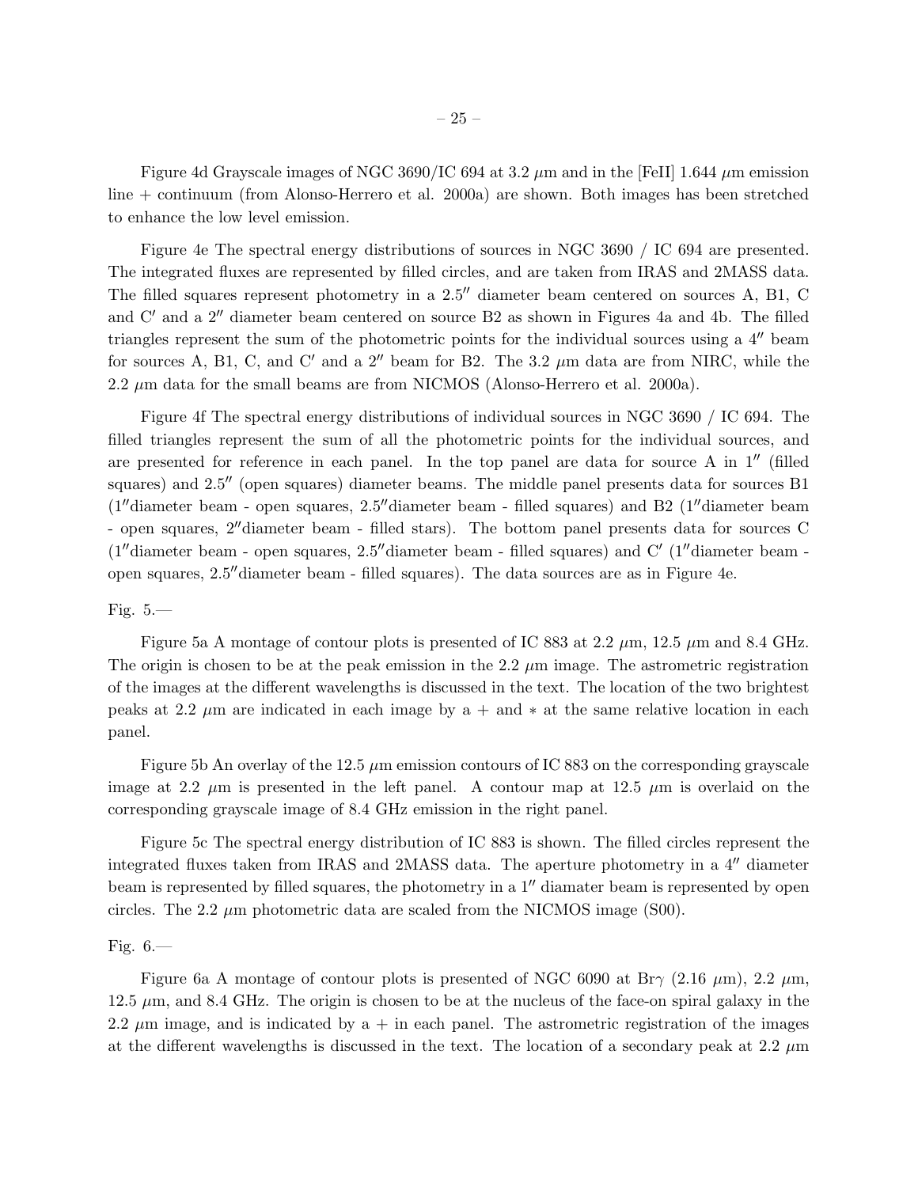Figure 4d Grayscale images of NGC 3690/IC 694 at 3.2 $\mu$m and in the [FeII] 1.644 $\mu$m emission line + continuum (from Alonso-Herrero et al. 2000a) are shown. Both images has been stretched to enhance the low level emission.

Figure 4e The spectral energy distributions of sources in NGC 3690 / IC 694 are presented. The integrated fluxes are represented by filled circles, and are taken from IRAS and 2MASS data. The filled squares represent photometry in a $2.5''$ diameter beam centered on sources A, B1, C and C$'$ and a $2''$ diameter beam centered on source B2 as shown in Figures 4a and 4b. The filled triangles represent the sum of the photometric points for the individual sources using a $4''$ beam for sources A, B1, C, and C$'$ and a $2''$ beam for B2. The 3.2 $\mu$m data are from NIRC, while the 2.2 $\mu$m data for the small beams are from NICMOS (Alonso-Herrero et al. 2000a).

Figure 4f The spectral energy distributions of individual sources in NGC 3690 / IC 694. The filled triangles represent the sum of all the photometric points for the individual sources, and are presented for reference in each panel. In the top panel are data for source A in $1''$ (filled squares) and $2.5''$ (open squares) diameter beams. The middle panel presents data for sources B1 ($1''$diameter beam - open squares, $2.5''$diameter beam - filled squares) and B2 ($1''$diameter beam - open squares, $2''$diameter beam - filled stars). The bottom panel presents data for sources C ($1''$diameter beam - open squares, $2.5''$diameter beam - filled squares) and C$'$ ($1''$diameter beam - open squares, $2.5''$diameter beam - filled squares). The data sources are as in Figure 4e.

Fig. 5.—

Figure 5a A montage of contour plots is presented of IC 883 at 2.2 $\mu$m, 12.5 $\mu$m and 8.4 GHz. The origin is chosen to be at the peak emission in the 2.2 $\mu$m image. The astrometric registration of the images at the different wavelengths is discussed in the text. The location of the two brightest peaks at 2.2 $\mu$m are indicated in each image by a + and $*$ at the same relative location in each panel.

Figure 5b An overlay of the 12.5 $\mu$m emission contours of IC 883 on the corresponding grayscale image at 2.2 $\mu$m is presented in the left panel. A contour map at 12.5 $\mu$m is overlaid on the corresponding grayscale image of 8.4 GHz emission in the right panel.

Figure 5c The spectral energy distribution of IC 883 is shown. The filled circles represent the integrated fluxes taken from IRAS and 2MASS data. The aperture photometry in a $4''$ diameter beam is represented by filled squares, the photometry in a $1''$ diamater beam is represented by open circles. The 2.2 $\mu$m photometric data are scaled from the NICMOS image (S00).

Fig. 6.—

Figure 6a A montage of contour plots is presented of NGC 6090 at Br$\gamma$ (2.16 $\mu$m), 2.2 $\mu$m, 12.5 $\mu$m, and 8.4 GHz. The origin is chosen to be at the nucleus of the face-on spiral galaxy in the 2.2 $\mu$m image, and is indicated by a + in each panel. The astrometric registration of the images at the different wavelengths is discussed in the text. The location of a secondary peak at 2.2 $\mu$m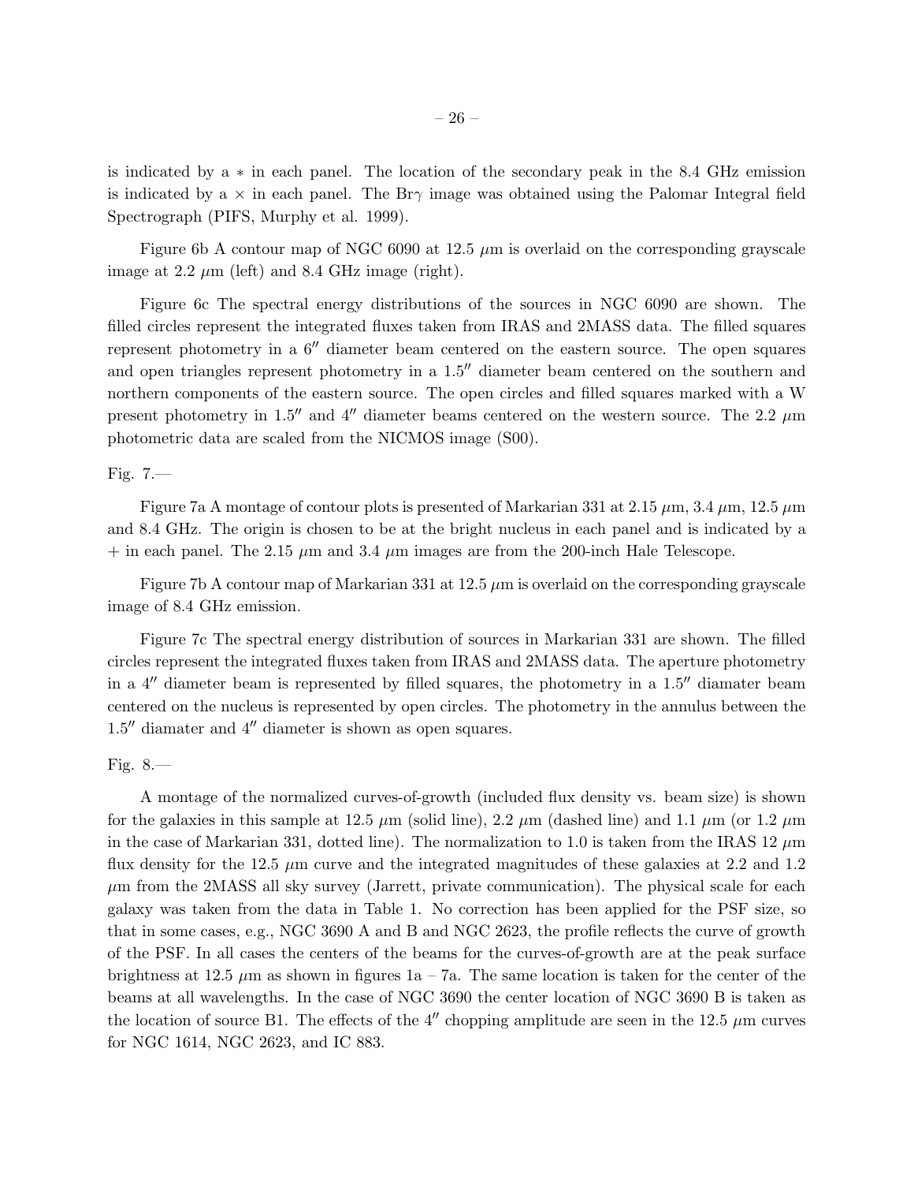is indicated by a $*$ in each panel. The location of the secondary peak in the 8.4 GHz emission is indicated by a $\times$ in each panel. The Br$\gamma$ image was obtained using the Palomar Integral field Spectrograph (PIFS, Murphy et al. 1999).

Figure 6b A contour map of NGC 6090 at 12.5 $\mu$m is overlaid on the corresponding grayscale image at 2.2 $\mu$m (left) and 8.4 GHz image (right).

Figure 6c The spectral energy distributions of the sources in NGC 6090 are shown. The filled circles represent the integrated fluxes taken from IRAS and 2MASS data. The filled squares represent photometry in a 6″ diameter beam centered on the eastern source. The open squares and open triangles represent photometry in a 1.5″ diameter beam centered on the southern and northern components of the eastern source. The open circles and filled squares marked with a W present photometry in 1.5″ and 4″ diameter beams centered on the western source. The 2.2 $\mu$m photometric data are scaled from the NICMOS image (S00).

Fig. 7.—

Figure 7a A montage of contour plots is presented of Markarian 331 at 2.15 $\mu$m, 3.4 $\mu$m, 12.5 $\mu$m and 8.4 GHz. The origin is chosen to be at the bright nucleus in each panel and is indicated by a + in each panel. The 2.15 $\mu$m and 3.4 $\mu$m images are from the 200-inch Hale Telescope.

Figure 7b A contour map of Markarian 331 at 12.5 $\mu$m is overlaid on the corresponding grayscale image of 8.4 GHz emission.

Figure 7c The spectral energy distribution of sources in Markarian 331 are shown. The filled circles represent the integrated fluxes taken from IRAS and 2MASS data. The aperture photometry in a 4″ diameter beam is represented by filled squares, the photometry in a 1.5″ diamater beam centered on the nucleus is represented by open circles. The photometry in the annulus between the 1.5″ diamater and 4″ diameter is shown as open squares.

Fig. 8.—

A montage of the normalized curves-of-growth (included flux density vs. beam size) is shown for the galaxies in this sample at 12.5 $\mu$m (solid line), 2.2 $\mu$m (dashed line) and 1.1 $\mu$m (or 1.2 $\mu$m in the case of Markarian 331, dotted line). The normalization to 1.0 is taken from the IRAS 12 $\mu$m flux density for the 12.5 $\mu$m curve and the integrated magnitudes of these galaxies at 2.2 and 1.2 $\mu$m from the 2MASS all sky survey (Jarrett, private communication). The physical scale for each galaxy was taken from the data in Table 1. No correction has been applied for the PSF size, so that in some cases, e.g., NGC 3690 A and B and NGC 2623, the profile reflects the curve of growth of the PSF. In all cases the centers of the beams for the curves-of-growth are at the peak surface brightness at 12.5 $\mu$m as shown in figures 1a – 7a. The same location is taken for the center of the beams at all wavelengths. In the case of NGC 3690 the center location of NGC 3690 B is taken as the location of source B1. The effects of the 4″ chopping amplitude are seen in the 12.5 $\mu$m curves for NGC 1614, NGC 2623, and IC 883.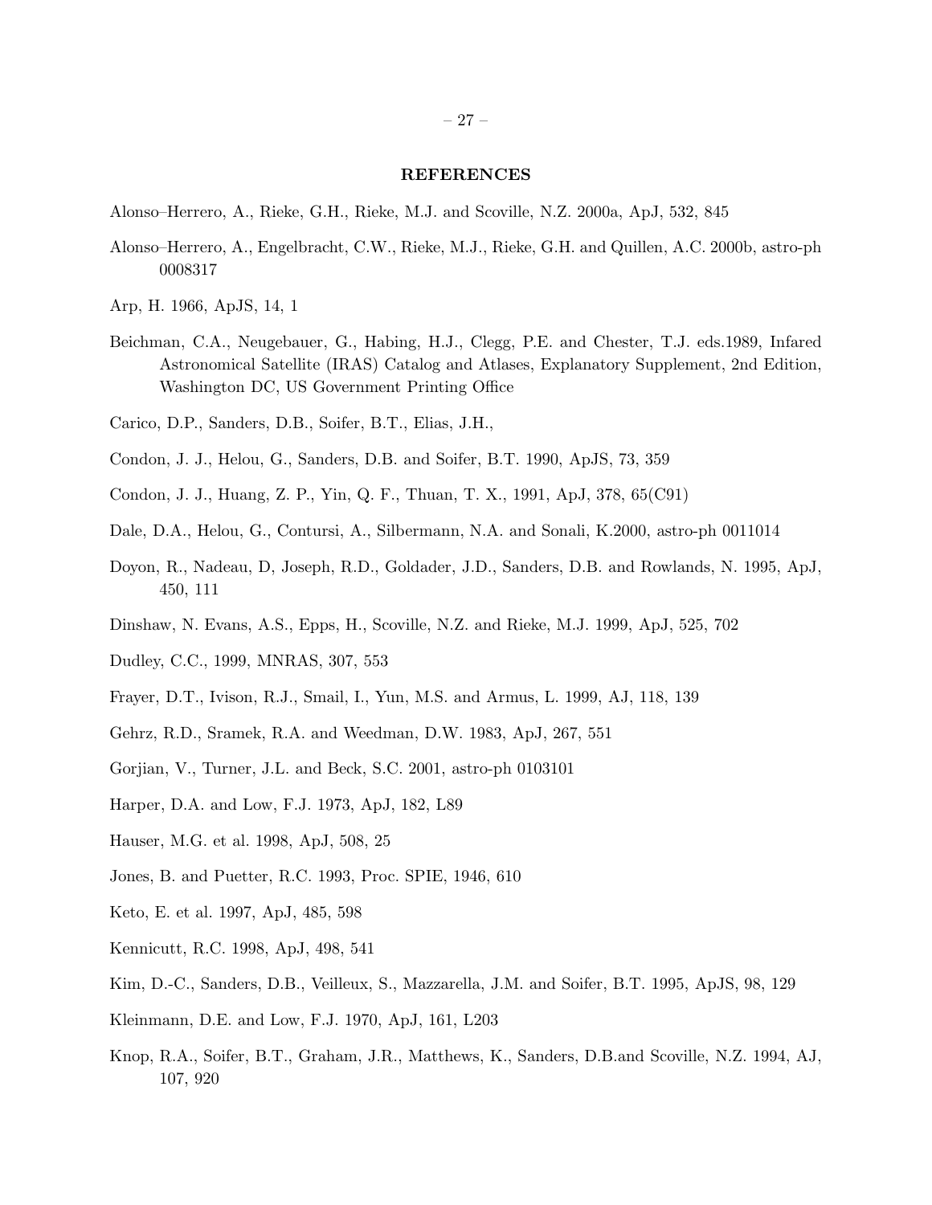## REFERENCES

Alonso–Herrero, A., Rieke, G.H., Rieke, M.J. and Scoville, N.Z. 2000a, ApJ, 532, 845

Alonso–Herrero, A., Engelbracht, C.W., Rieke, M.J., Rieke, G.H. and Quillen, A.C. 2000b, astro-ph 0008317

Arp, H. 1966, ApJS, 14, 1

Beichman, C.A., Neugebauer, G., Habing, H.J., Clegg, P.E. and Chester, T.J. eds.1989, Infared Astronomical Satellite (IRAS) Catalog and Atlases, Explanatory Supplement, 2nd Edition, Washington DC, US Government Printing Office

Carico, D.P., Sanders, D.B., Soifer, B.T., Elias, J.H.,

Condon, J. J., Helou, G., Sanders, D.B. and Soifer, B.T. 1990, ApJS, 73, 359

Condon, J. J., Huang, Z. P., Yin, Q. F., Thuan, T. X., 1991, ApJ, 378, 65(C91)

Dale, D.A., Helou, G., Contursi, A., Silbermann, N.A. and Sonali, K.2000, astro-ph 0011014

Doyon, R., Nadeau, D, Joseph, R.D., Goldader, J.D., Sanders, D.B. and Rowlands, N. 1995, ApJ, 450, 111

Dinshaw, N. Evans, A.S., Epps, H., Scoville, N.Z. and Rieke, M.J. 1999, ApJ, 525, 702

Dudley, C.C., 1999, MNRAS, 307, 553

Frayer, D.T., Ivison, R.J., Smail, I., Yun, M.S. and Armus, L. 1999, AJ, 118, 139

Gehrz, R.D., Sramek, R.A. and Weedman, D.W. 1983, ApJ, 267, 551

Gorjian, V., Turner, J.L. and Beck, S.C. 2001, astro-ph 0103101

Harper, D.A. and Low, F.J. 1973, ApJ, 182, L89

Hauser, M.G. et al. 1998, ApJ, 508, 25

Jones, B. and Puetter, R.C. 1993, Proc. SPIE, 1946, 610

Keto, E. et al. 1997, ApJ, 485, 598

Kennicutt, R.C. 1998, ApJ, 498, 541

Kim, D.-C., Sanders, D.B., Veilleux, S., Mazzarella, J.M. and Soifer, B.T. 1995, ApJS, 98, 129

Kleinmann, D.E. and Low, F.J. 1970, ApJ, 161, L203

Knop, R.A., Soifer, B.T., Graham, J.R., Matthews, K., Sanders, D.B.and Scoville, N.Z. 1994, AJ, 107, 920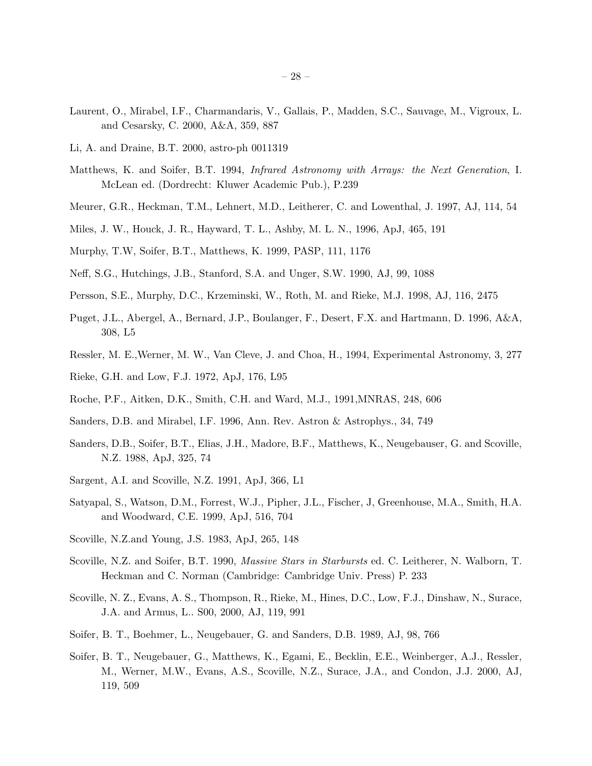Laurent, O., Mirabel, I.F., Charmandaris, V., Gallais, P., Madden, S.C., Sauvage, M., Vigroux, L. and Cesarsky, C. 2000, A&A, 359, 887

Li, A. and Draine, B.T. 2000, astro-ph 0011319

Matthews, K. and Soifer, B.T. 1994, *Infrared Astronomy with Arrays: the Next Generation*, I. McLean ed. (Dordrecht: Kluwer Academic Pub.), P.239

Meurer, G.R., Heckman, T.M., Lehnert, M.D., Leitherer, C. and Lowenthal, J. 1997, AJ, 114, 54

Miles, J. W., Houck, J. R., Hayward, T. L., Ashby, M. L. N., 1996, ApJ, 465, 191

Murphy, T.W, Soifer, B.T., Matthews, K. 1999, PASP, 111, 1176

Neff, S.G., Hutchings, J.B., Stanford, S.A. and Unger, S.W. 1990, AJ, 99, 1088

Persson, S.E., Murphy, D.C., Krzeminski, W., Roth, M. and Rieke, M.J. 1998, AJ, 116, 2475

Puget, J.L., Abergel, A., Bernard, J.P., Boulanger, F., Desert, F.X. and Hartmann, D. 1996, A&A, 308, L5

Ressler, M. E.,Werner, M. W., Van Cleve, J. and Choa, H., 1994, Experimental Astronomy, 3, 277

Rieke, G.H. and Low, F.J. 1972, ApJ, 176, L95

Roche, P.F., Aitken, D.K., Smith, C.H. and Ward, M.J., 1991,MNRAS, 248, 606

Sanders, D.B. and Mirabel, I.F. 1996, Ann. Rev. Astron & Astrophys., 34, 749

Sanders, D.B., Soifer, B.T., Elias, J.H., Madore, B.F., Matthews, K., Neugebauser, G. and Scoville, N.Z. 1988, ApJ, 325, 74

Sargent, A.I. and Scoville, N.Z. 1991, ApJ, 366, L1

Satyapal, S., Watson, D.M., Forrest, W.J., Pipher, J.L., Fischer, J, Greenhouse, M.A., Smith, H.A. and Woodward, C.E. 1999, ApJ, 516, 704

Scoville, N.Z.and Young, J.S. 1983, ApJ, 265, 148

Scoville, N.Z. and Soifer, B.T. 1990, *Massive Stars in Starbursts* ed. C. Leitherer, N. Walborn, T. Heckman and C. Norman (Cambridge: Cambridge Univ. Press) P. 233

Scoville, N. Z., Evans, A. S., Thompson, R., Rieke, M., Hines, D.C., Low, F.J., Dinshaw, N., Surace, J.A. and Armus, L.. S00, 2000, AJ, 119, 991

Soifer, B. T., Boehmer, L., Neugebauer, G. and Sanders, D.B. 1989, AJ, 98, 766

Soifer, B. T., Neugebauer, G., Matthews, K., Egami, E., Becklin, E.E., Weinberger, A.J., Ressler, M., Werner, M.W., Evans, A.S., Scoville, N.Z., Surace, J.A., and Condon, J.J. 2000, AJ, 119, 509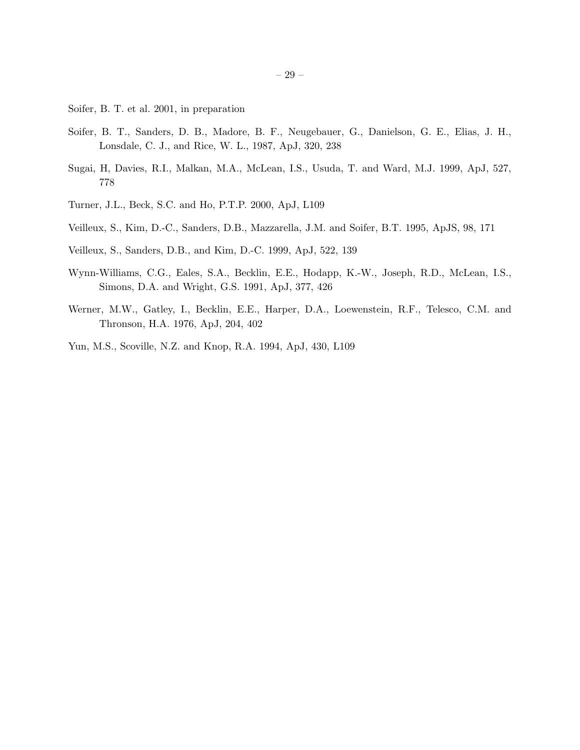Soifer, B. T. et al. 2001, in preparation

Soifer, B. T., Sanders, D. B., Madore, B. F., Neugebauer, G., Danielson, G. E., Elias, J. H., Lonsdale, C. J., and Rice, W. L., 1987, ApJ, 320, 238

Sugai, H, Davies, R.I., Malkan, M.A., McLean, I.S., Usuda, T. and Ward, M.J. 1999, ApJ, 527, 778

Turner, J.L., Beck, S.C. and Ho, P.T.P. 2000, ApJ, L109

Veilleux, S., Kim, D.-C., Sanders, D.B., Mazzarella, J.M. and Soifer, B.T. 1995, ApJS, 98, 171

Veilleux, S., Sanders, D.B., and Kim, D.-C. 1999, ApJ, 522, 139

Wynn-Williams, C.G., Eales, S.A., Becklin, E.E., Hodapp, K.-W., Joseph, R.D., McLean, I.S., Simons, D.A. and Wright, G.S. 1991, ApJ, 377, 426

Werner, M.W., Gatley, I., Becklin, E.E., Harper, D.A., Loewenstein, R.F., Telesco, C.M. and Thronson, H.A. 1976, ApJ, 204, 402

Yun, M.S., Scoville, N.Z. and Knop, R.A. 1994, ApJ, 430, L109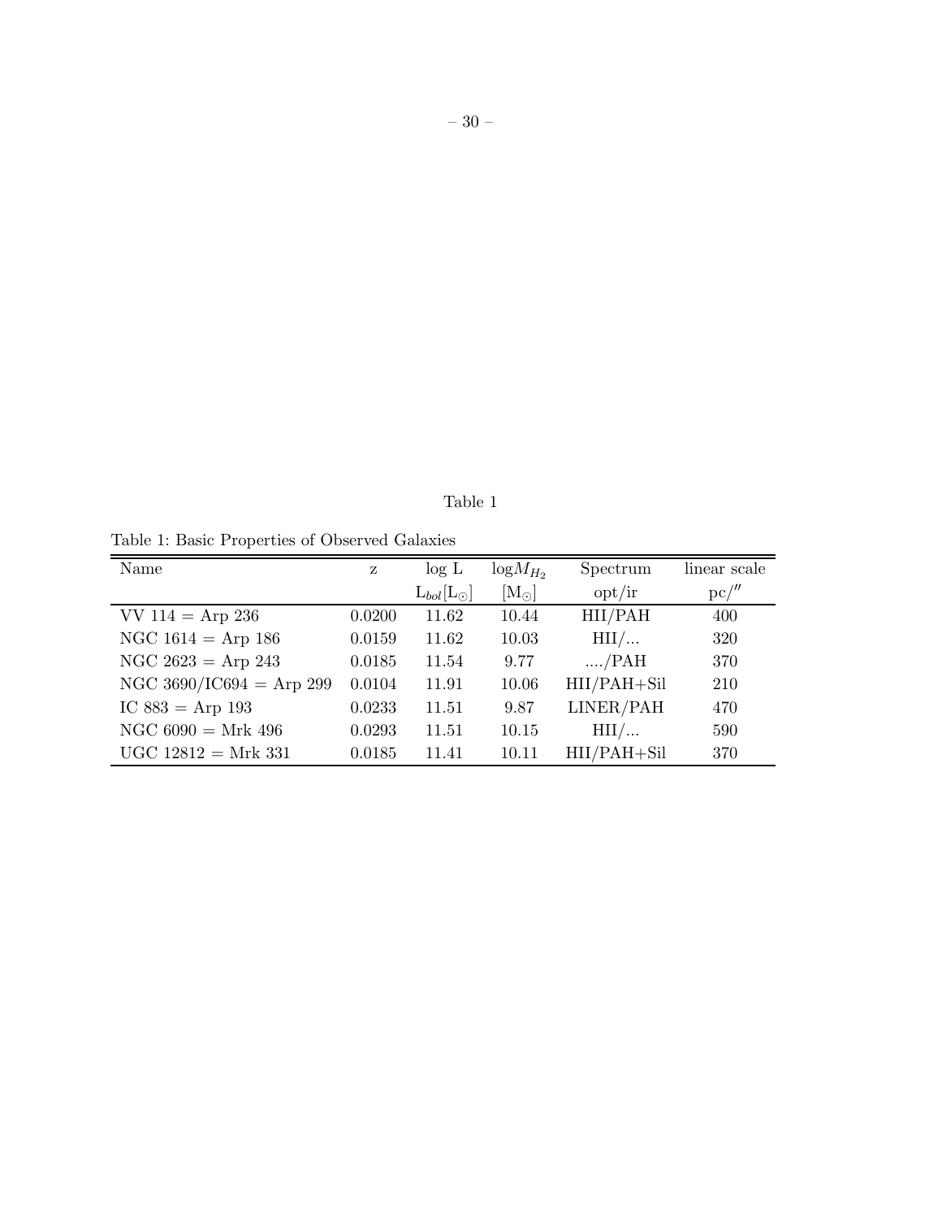Table 1

Table 1: Basic Properties of Observed Galaxies

| Name | z | log L | $\log M_{H_2}$ | Spectrum | linear scale |
|---|---|---|---|---|---|
| | | $L_{bol}[L_\odot]$ | $[M_\odot]$ | opt/ir | pc/$''$ |
| VV 114 = Arp 236 | 0.0200 | 11.62 | 10.44 | HII/PAH | 400 |
| NGC 1614 = Arp 186 | 0.0159 | 11.62 | 10.03 | HII/... | 320 |
| NGC 2623 = Arp 243 | 0.0185 | 11.54 | 9.77 | ..../PAH | 370 |
| NGC 3690/IC694 = Arp 299 | 0.0104 | 11.91 | 10.06 | HII/PAH+Sil | 210 |
| IC 883 = Arp 193 | 0.0233 | 11.51 | 9.87 | LINER/PAH | 470 |
| NGC 6090 = Mrk 496 | 0.0293 | 11.51 | 10.15 | HII/... | 590 |
| UGC 12812 = Mrk 331 | 0.0185 | 11.41 | 10.11 | HII/PAH+Sil | 370 |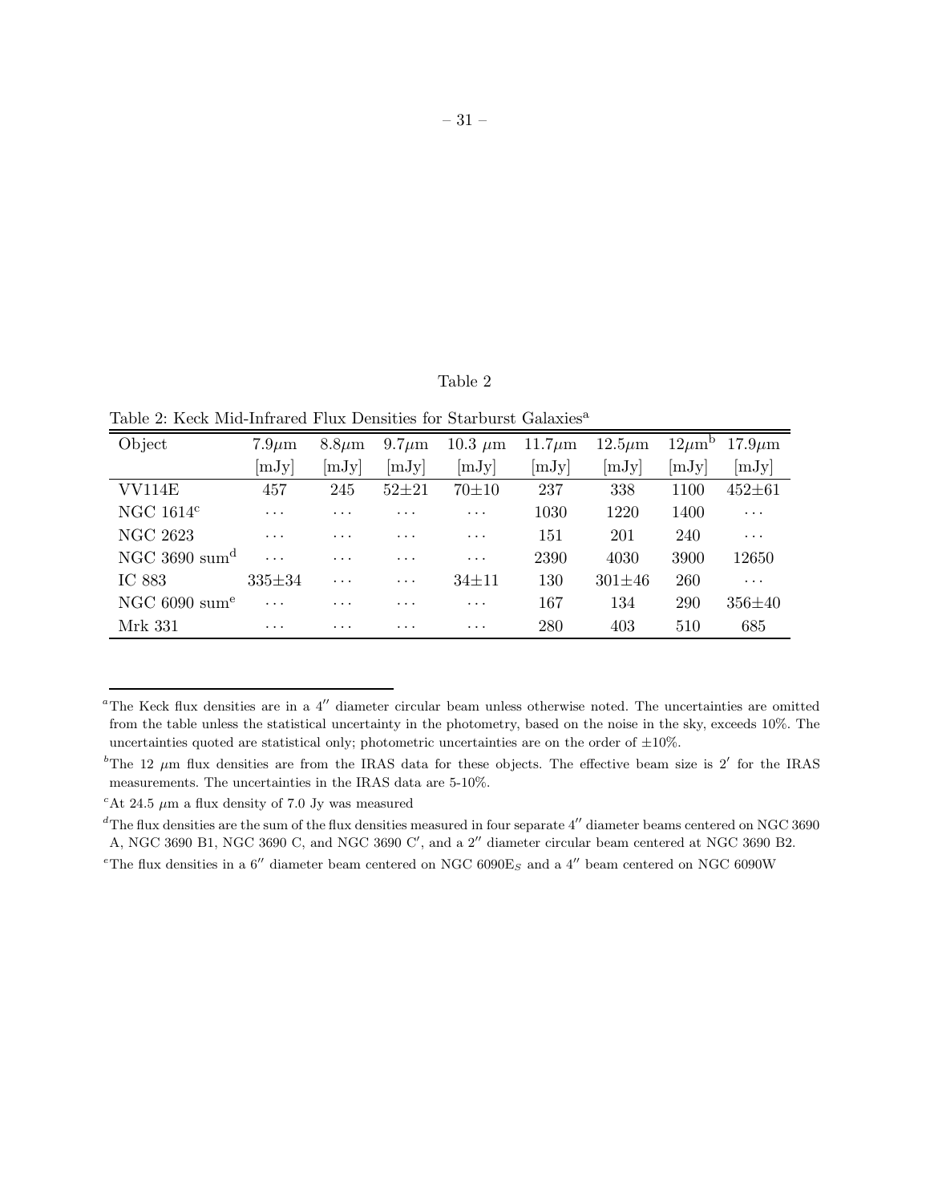Table 2

Table 2: Keck Mid-Infrared Flux Densities for Starburst Galaxies[a]

| Object | $7.9\mu$m [mJy] | $8.8\mu$m [mJy] | $9.7\mu$m [mJy] | $10.3\ \mu$m [mJy] | $11.7\mu$m [mJy] | $12.5\mu$m [mJy] | $12\mu$m[b] [mJy] | $17.9\mu$m [mJy] |
|---|---|---|---|---|---|---|---|---|
| VV114E | 457 | 245 | $52\pm21$ | $70\pm10$ | 237 | 338 | 1100 | $452\pm61$ |
| NGC 1614[c] | ... | ... | ... | ... | 1030 | 1220 | 1400 | ... |
| NGC 2623 | ... | ... | ... | ... | 151 | 201 | 240 | ... |
| NGC 3690 sum[d] | ... | ... | ... | ... | 2390 | 4030 | 3900 | 12650 |
| IC 883 | $335\pm34$ | ... | ... | $34\pm11$ | 130 | $301\pm46$ | 260 | ... |
| NGC 6090 sum[e] | ... | ... | ... | ... | 167 | 134 | 290 | $356\pm40$ |
| Mrk 331 | ... | ... | ... | ... | 280 | 403 | 510 | 685 |

[a]The Keck flux densities are in a 4″ diameter circular beam unless otherwise noted. The uncertainties are omitted from the table unless the statistical uncertainty in the photometry, based on the noise in the sky, exceeds 10%. The uncertainties quoted are statistical only; photometric uncertainties are on the order of ±10%.

[b]The 12 $\mu$m flux densities are from the IRAS data for these objects. The effective beam size is 2′ for the IRAS measurements. The uncertainties in the IRAS data are 5-10%.

[c]At 24.5 $\mu$m a flux density of 7.0 Jy was measured

[d]The flux densities are the sum of the flux densities measured in four separate 4″ diameter beams centered on NGC 3690 A, NGC 3690 B1, NGC 3690 C, and NGC 3690 C′, and a 2″ diameter circular beam centered at NGC 3690 B2.

[e]The flux densities in a 6″ diameter beam centered on NGC 6090$E_S$ and a 4″ beam centered on NGC 6090W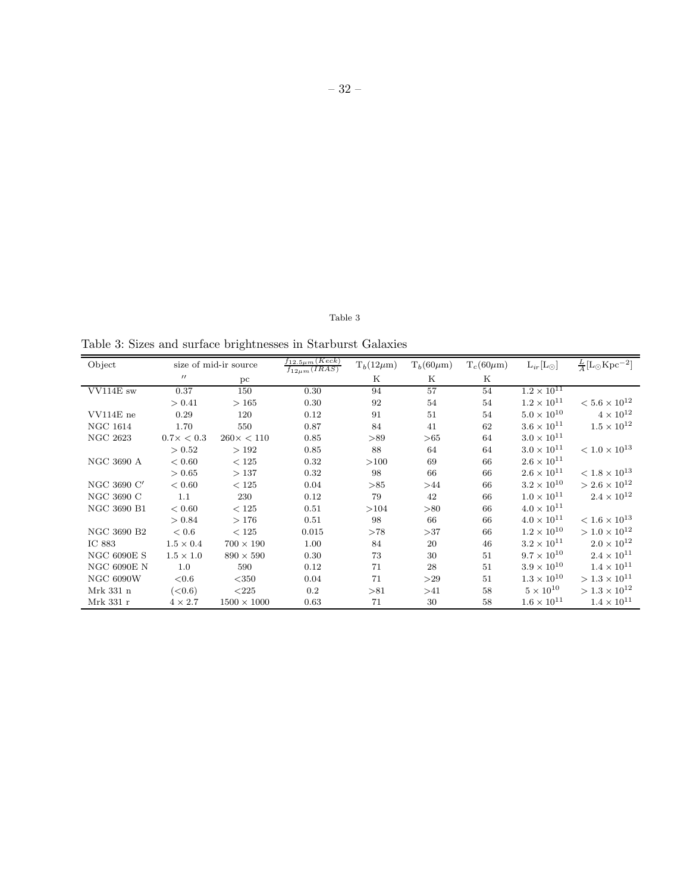Table 3

Table 3: Sizes and surface brightnesses in Starburst Galaxies

| Object | size of mid-ir source | | $\frac{f_{12.5\mu m}(Keck)}{f_{12\mu m}(IRAS)}$ | $T_b(12\mu m)$ | $T_b(60\mu m)$ | $T_c(60\mu m)$ | $L_{ir}[L_\odot]$ | $\frac{L}{A}[L_\odot Kpc^{-2}]$ |
|---|---|---|---|---|---|---|---|---|
| | $''$ | pc | | K | K | K | | |
| VV114E sw | 0.37 | 150 | 0.30 | 94 | 57 | 54 | $1.2 \times 10^{11}$ | |
| | $> 0.41$ | $> 165$ | 0.30 | 92 | 54 | 54 | $1.2 \times 10^{11}$ | $< 5.6 \times 10^{12}$ |
| VV114E ne | 0.29 | 120 | 0.12 | 91 | 51 | 54 | $5.0 \times 10^{10}$ | $4 \times 10^{12}$ |
| NGC 1614 | 1.70 | 550 | 0.87 | 84 | 41 | 62 | $3.6 \times 10^{11}$ | $1.5 \times 10^{12}$ |
| NGC 2623 | $0.7 \times < 0.3$ | $260 \times < 110$ | 0.85 | >89 | >65 | 64 | $3.0 \times 10^{11}$ | |
| | $> 0.52$ | $> 192$ | 0.85 | 88 | 64 | 64 | $3.0 \times 10^{11}$ | $< 1.0 \times 10^{13}$ |
| NGC 3690 A | $< 0.60$ | $< 125$ | 0.32 | >100 | 69 | 66 | $2.6 \times 10^{11}$ | |
| | $> 0.65$ | $> 137$ | 0.32 | 98 | 66 | 66 | $2.6 \times 10^{11}$ | $< 1.8 \times 10^{13}$ |
| NGC 3690 C′ | $< 0.60$ | $< 125$ | 0.04 | >85 | >44 | 66 | $3.2 \times 10^{10}$ | $> 2.6 \times 10^{12}$ |
| NGC 3690 C | 1.1 | 230 | 0.12 | 79 | 42 | 66 | $1.0 \times 10^{11}$ | $2.4 \times 10^{12}$ |
| NGC 3690 B1 | $< 0.60$ | $< 125$ | 0.51 | >104 | >80 | 66 | $4.0 \times 10^{11}$ | |
| | $> 0.84$ | $> 176$ | 0.51 | 98 | 66 | 66 | $4.0 \times 10^{11}$ | $< 1.6 \times 10^{13}$ |
| NGC 3690 B2 | $< 0.6$ | $< 125$ | 0.015 | >78 | >37 | 66 | $1.2 \times 10^{10}$ | $> 1.0 \times 10^{12}$ |
| IC 883 | $1.5 \times 0.4$ | $700 \times 190$ | 1.00 | 84 | 20 | 46 | $3.2 \times 10^{11}$ | $2.0 \times 10^{12}$ |
| NGC 6090E S | $1.5 \times 1.0$ | $890 \times 590$ | 0.30 | 73 | 30 | 51 | $9.7 \times 10^{10}$ | $2.4 \times 10^{11}$ |
| NGC 6090E N | 1.0 | 590 | 0.12 | 71 | 28 | 51 | $3.9 \times 10^{10}$ | $1.4 \times 10^{11}$ |
| NGC 6090W | <0.6 | <350 | 0.04 | 71 | >29 | 51 | $1.3 \times 10^{10}$ | $> 1.3 \times 10^{11}$ |
| Mrk 331 n | (<0.6) | <225 | 0.2 | >81 | >41 | 58 | $5 \times 10^{10}$ | $> 1.3 \times 10^{12}$ |
| Mrk 331 r | $4 \times 2.7$ | $1500 \times 1000$ | 0.63 | 71 | 30 | 58 | $1.6 \times 10^{11}$ | $1.4 \times 10^{11}$ |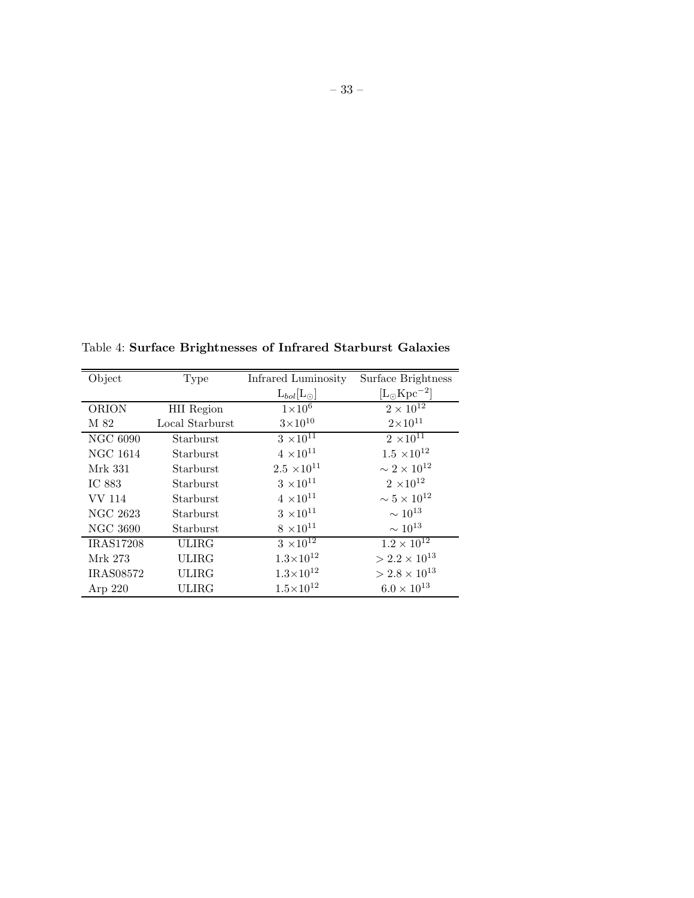Table 4: **Surface Brightnesses of Infrared Starburst Galaxies**

| Object | Type | Infrared Luminosity | Surface Brightness |
|---|---|---|---|
| | | $L_{bol}[L_{\odot}]$ | $[L_{\odot}Kpc^{-2}]$ |
| ORION | HII Region | $1\times10^{6}$ | $2\times10^{12}$ |
| M 82 | Local Starburst | $3\times10^{10}$ | $2\times10^{11}$ |
| NGC 6090 | Starburst | $3\times10^{11}$ | $2\times10^{11}$ |
| NGC 1614 | Starburst | $4\times10^{11}$ | $1.5\times10^{12}$ |
| Mrk 331 | Starburst | $2.5\times10^{11}$ | $\sim 2\times10^{12}$ |
| IC 883 | Starburst | $3\times10^{11}$ | $2\times10^{12}$ |
| VV 114 | Starburst | $4\times10^{11}$ | $\sim 5\times10^{12}$ |
| NGC 2623 | Starburst | $3\times10^{11}$ | $\sim 10^{13}$ |
| NGC 3690 | Starburst | $8\times10^{11}$ | $\sim 10^{13}$ |
| IRAS17208 | ULIRG | $3\times10^{12}$ | $1.2\times10^{12}$ |
| Mrk 273 | ULIRG | $1.3\times10^{12}$ | $> 2.2\times10^{13}$ |
| IRAS08572 | ULIRG | $1.3\times10^{12}$ | $> 2.8\times10^{13}$ |
| Arp 220 | ULIRG | $1.5\times10^{12}$ | $6.0\times10^{13}$ |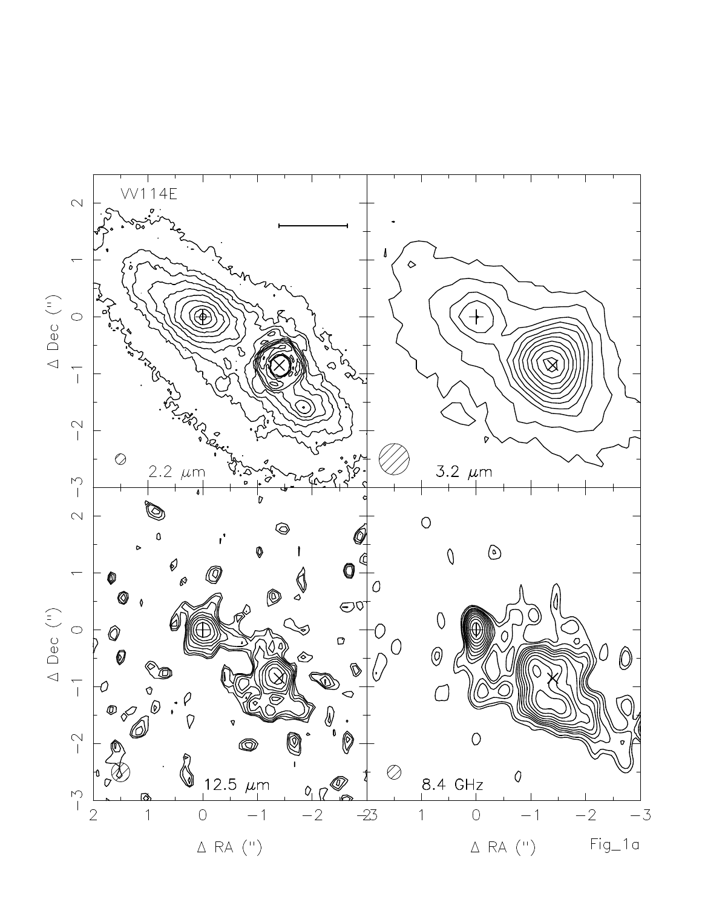Fig_1a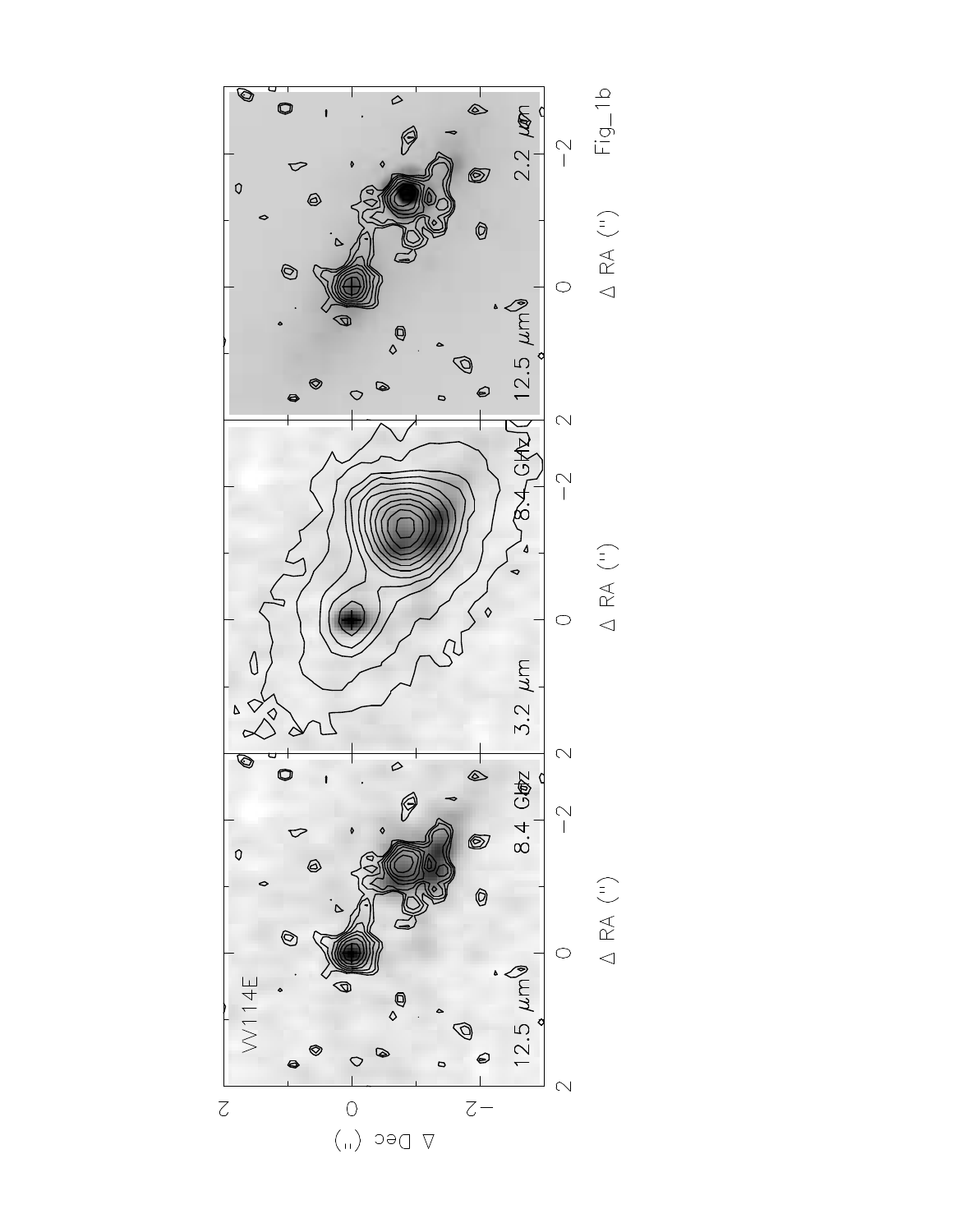Fig_1b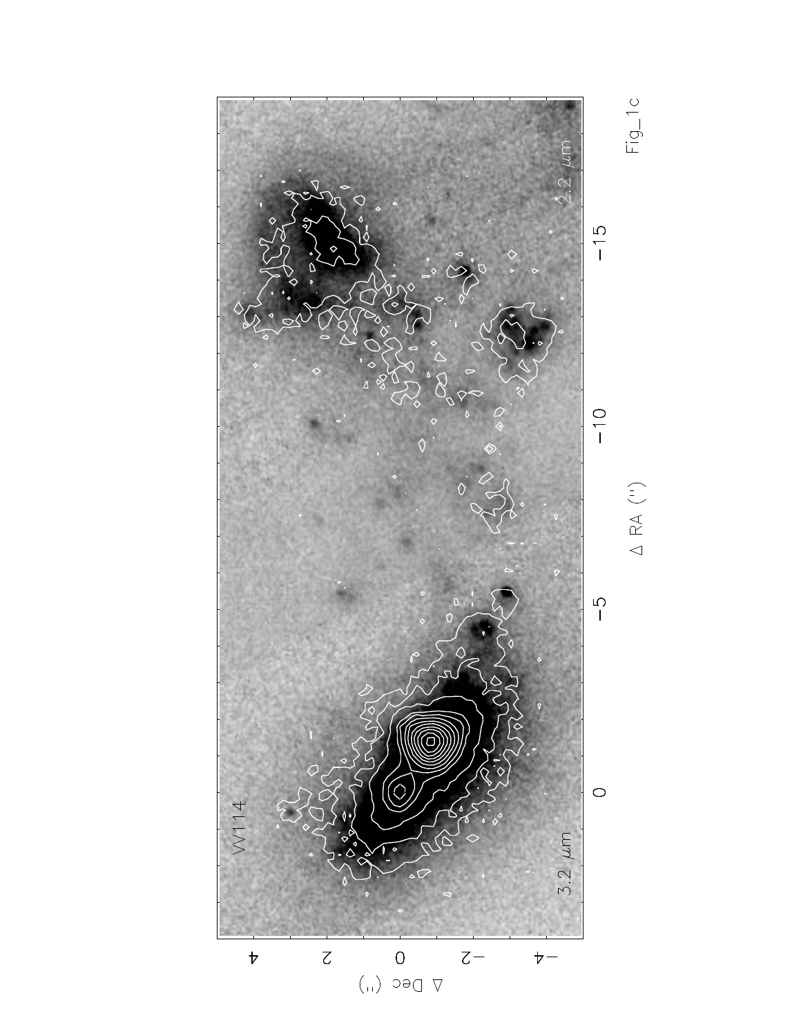Fig_1c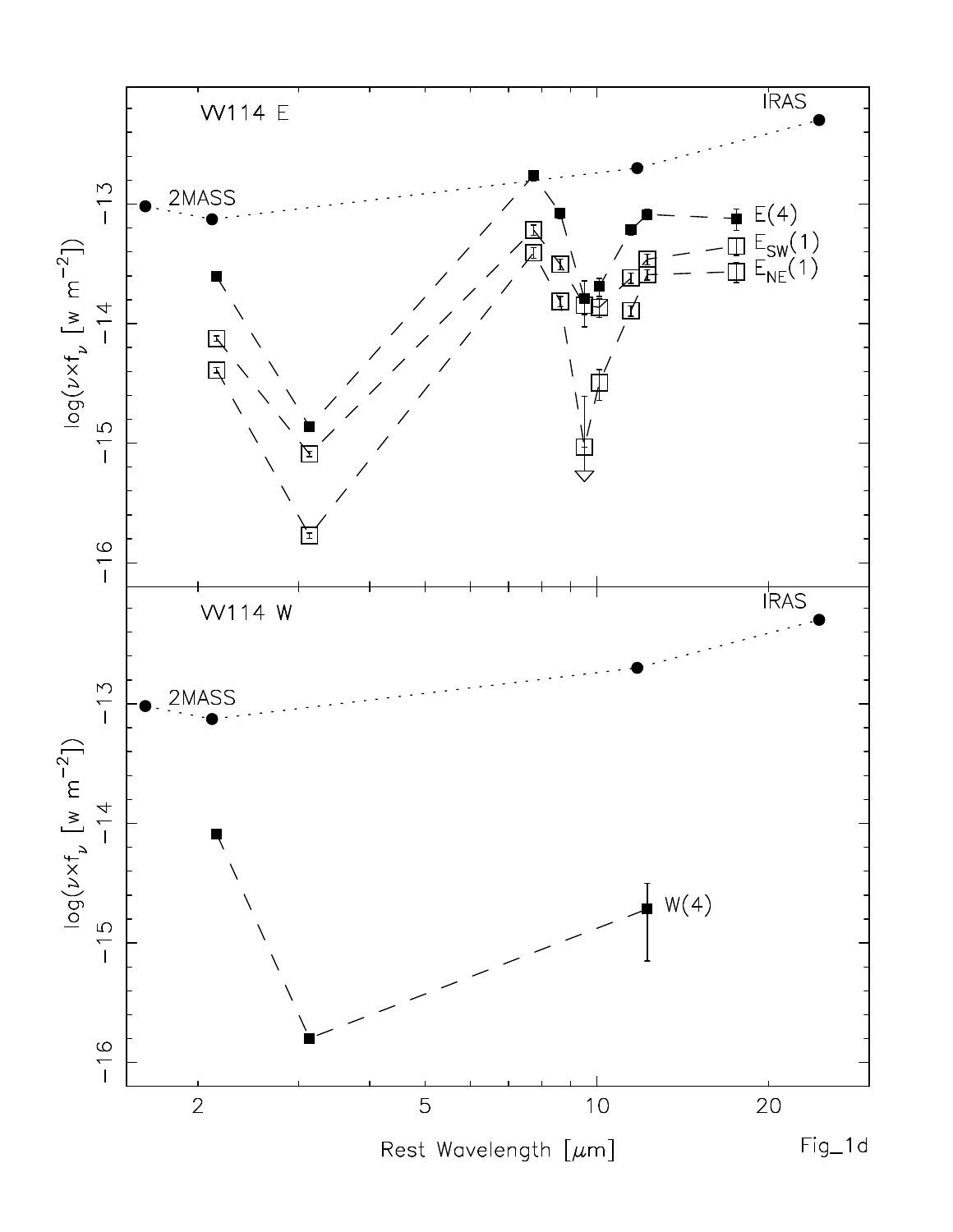VV114 E

IRAS

2MASS

E(4)

$E_{SW}(1)$

$E_{NE}(1)$

VV114 W

IRAS

2MASS

W(4)

$\log(\nu \times f_\nu \, [\mathrm{w \, m^{-2}}])$

Rest Wavelength [$\mu$m]

Fig_1d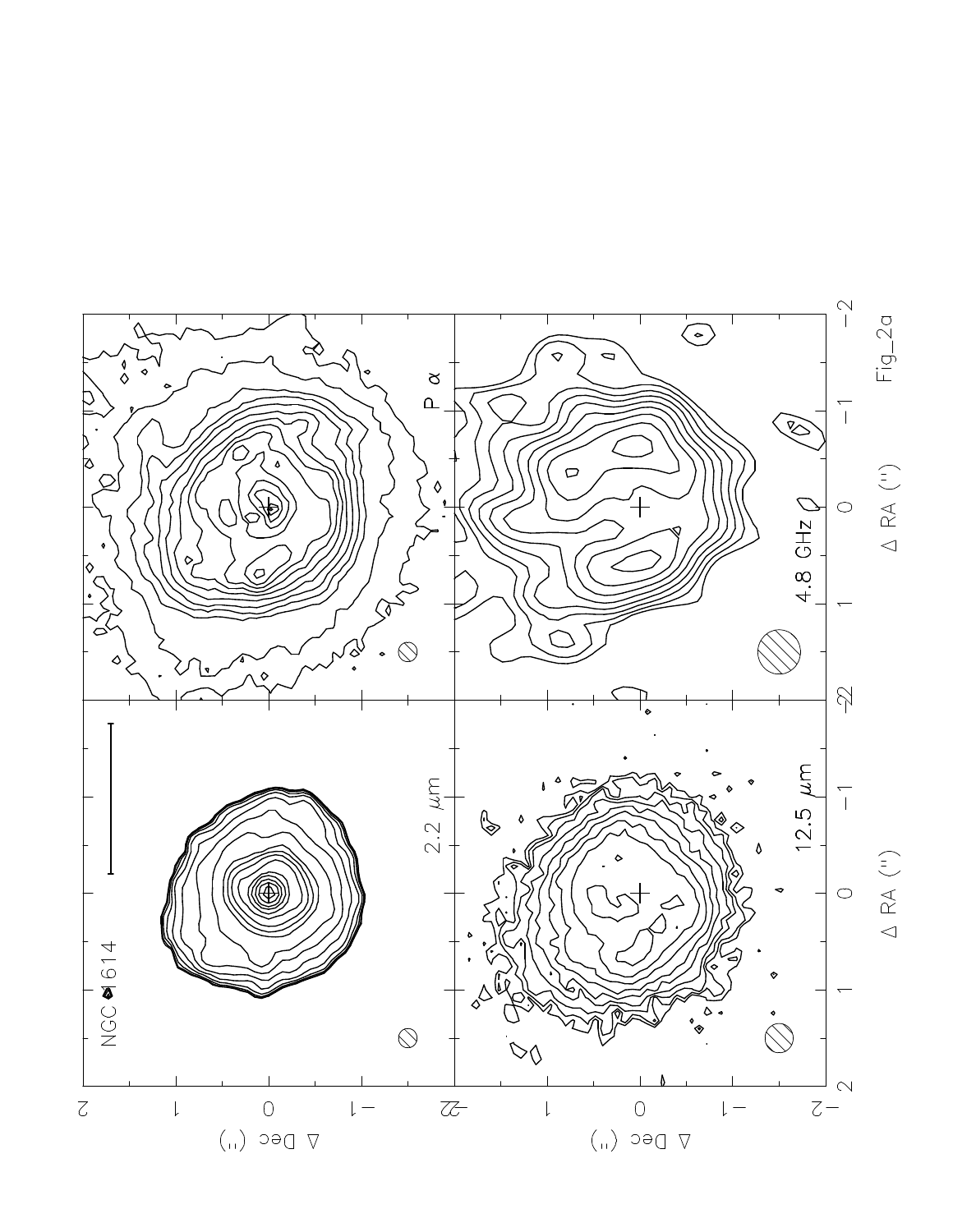Fig_2a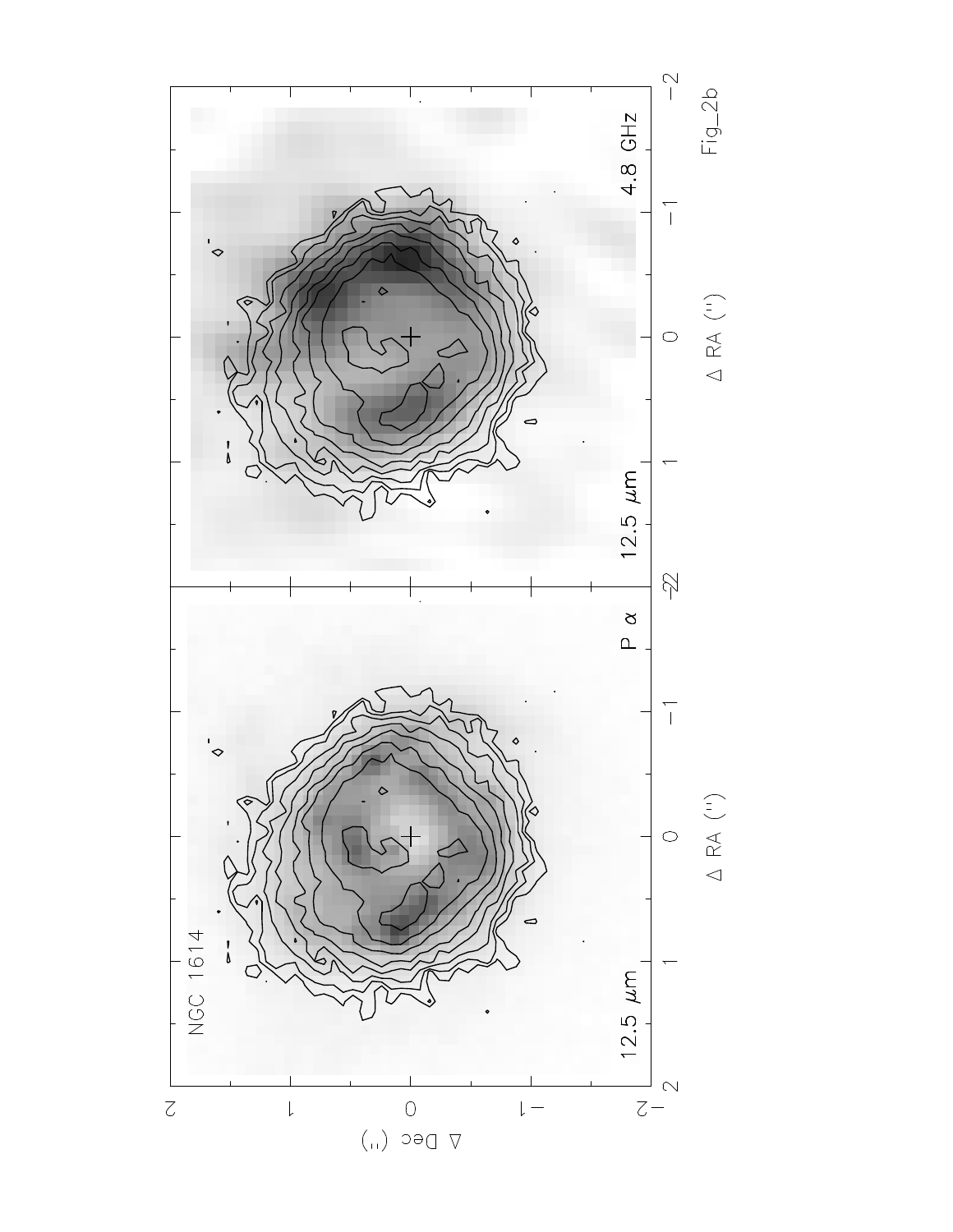Fig_2b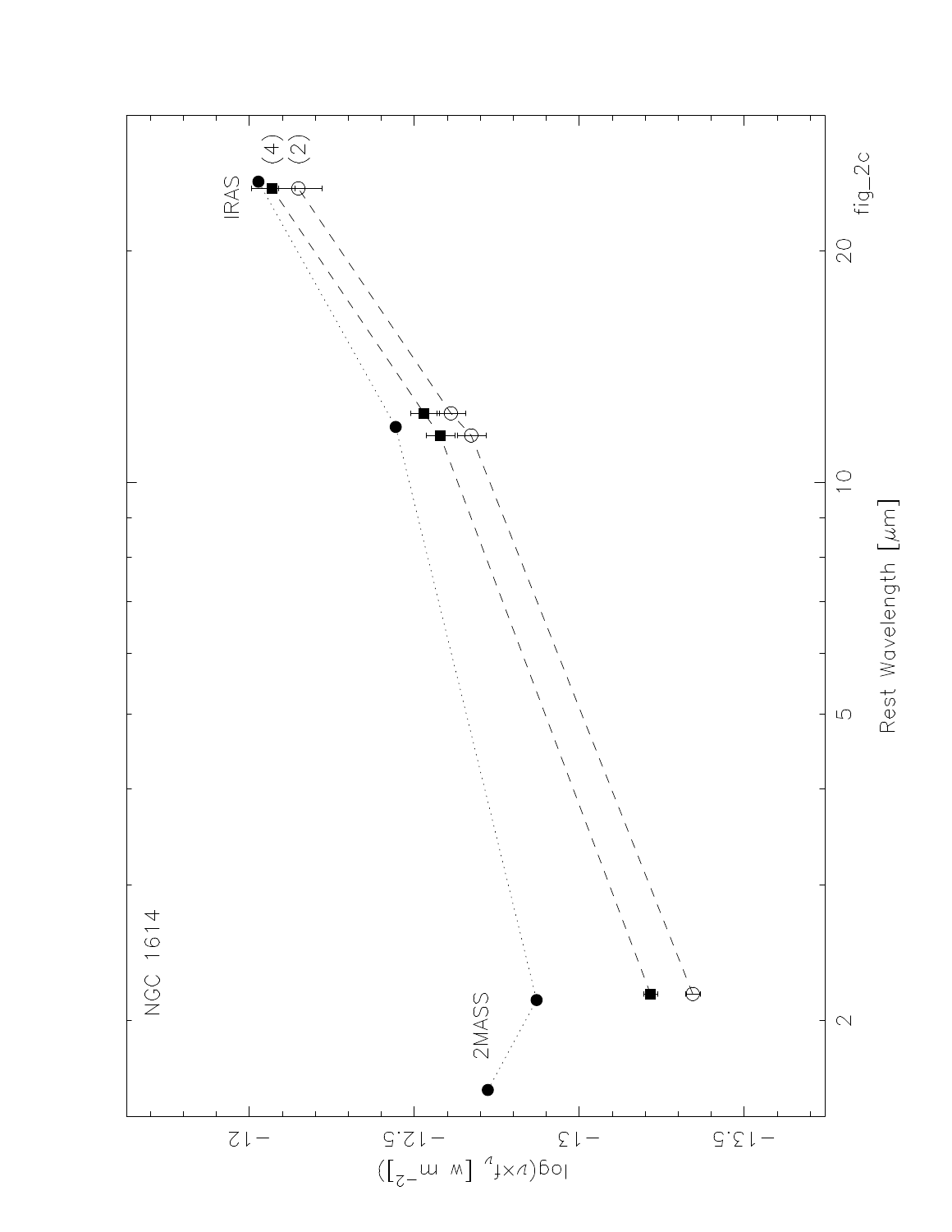NGC 1614

2MASS

IRAS

(4)

(2)

$\log(\nu \times f_\nu$ [W m$^{-2}$])

Rest Wavelength [$\mu$m]

fig_2c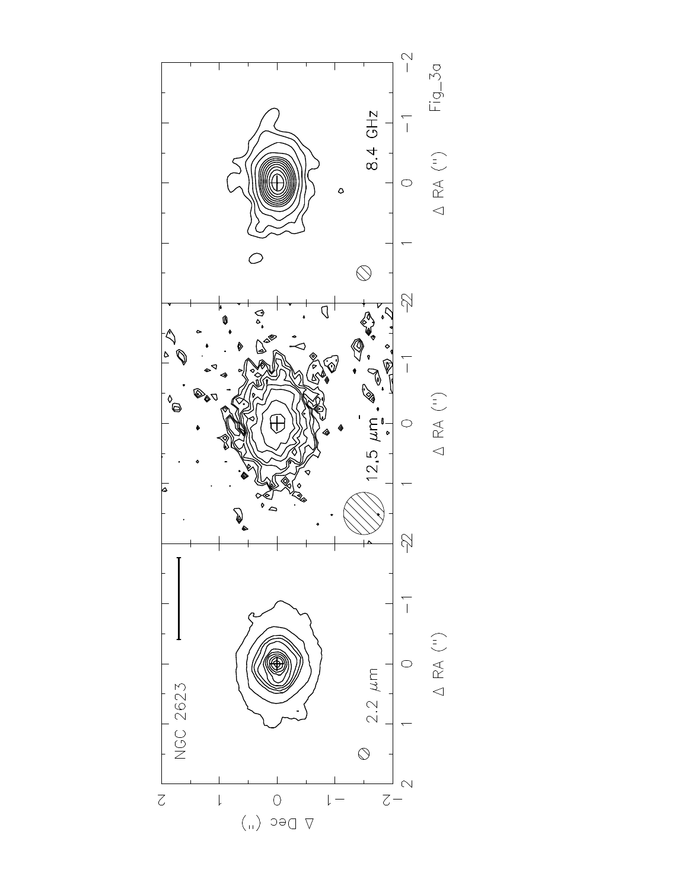Fig_3a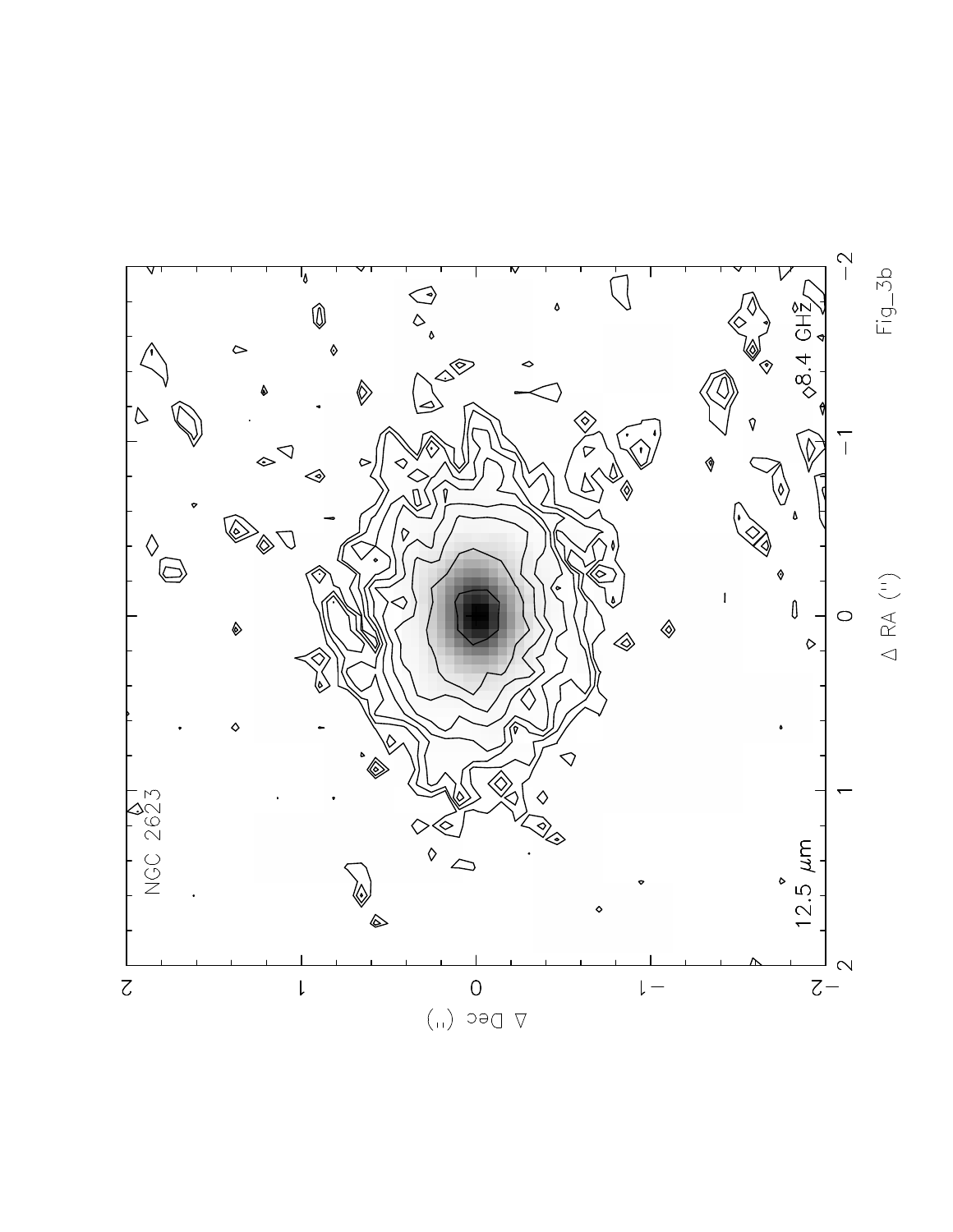Fig_3b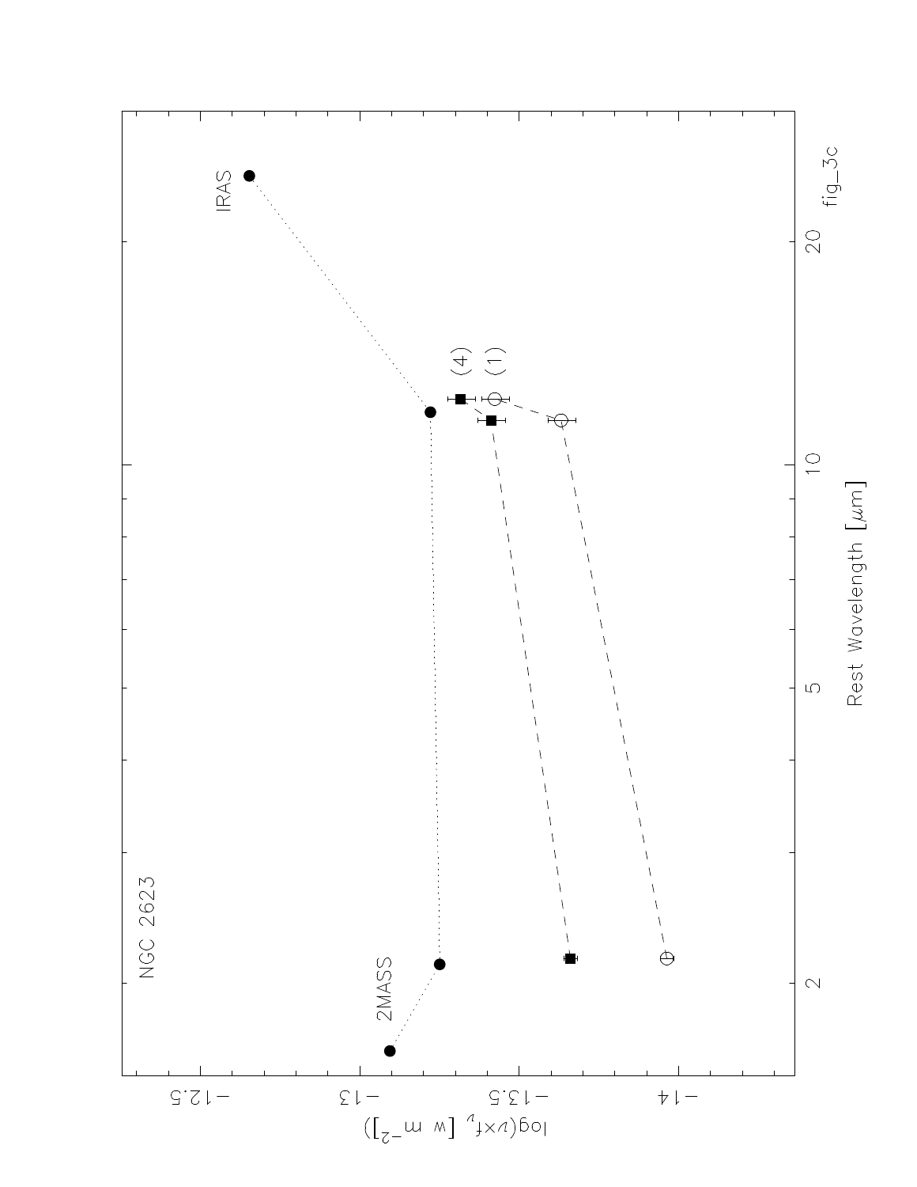NGC 2623

2MASS

IRAS

(4)

(1)

Rest Wavelength [$\mu$m]

$\log(\nu \times f_\nu$ [w m$^{-2}$])

fig_3c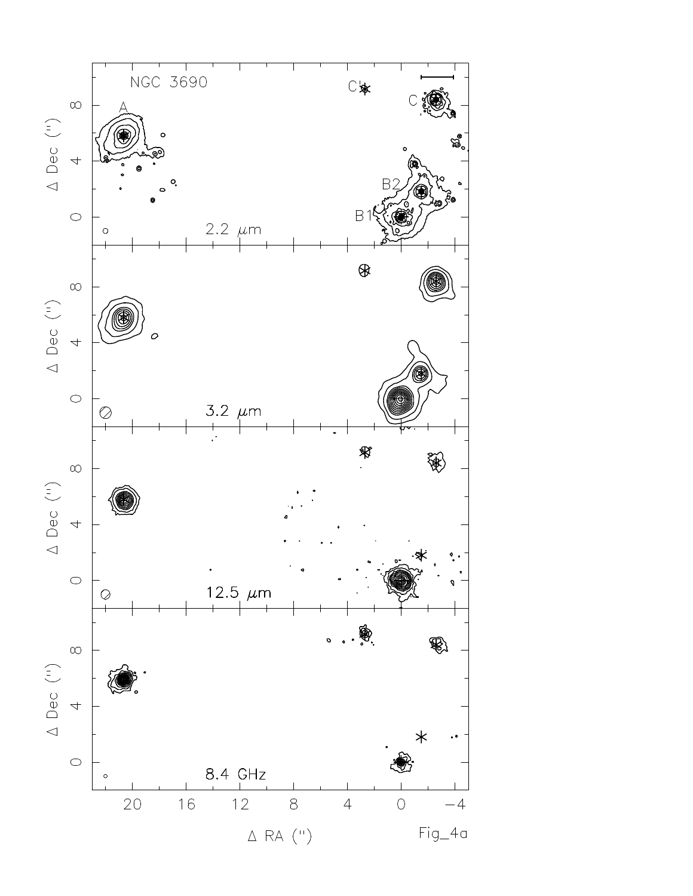Fig_4a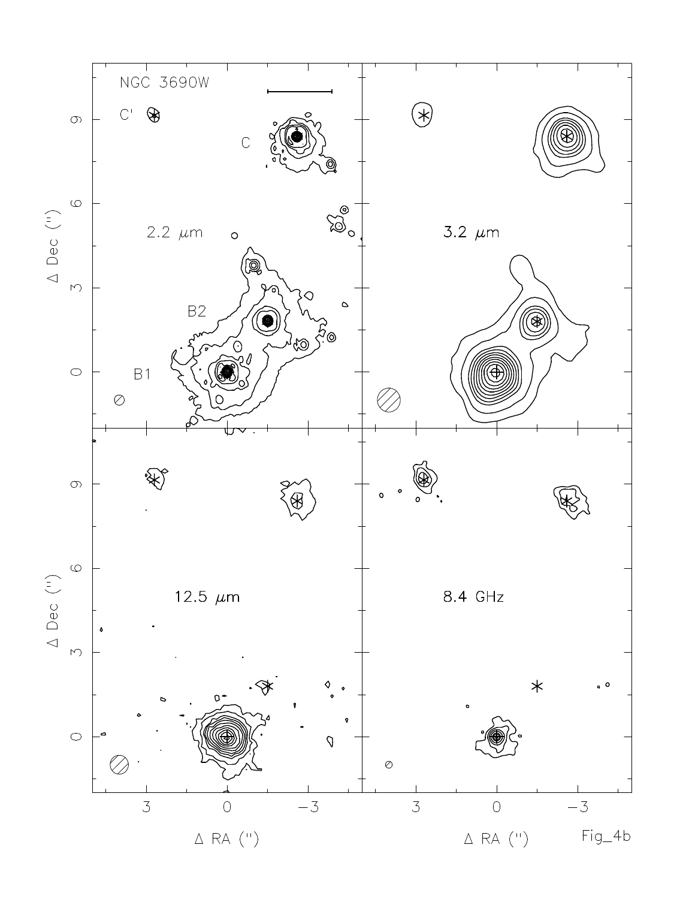Fig_4b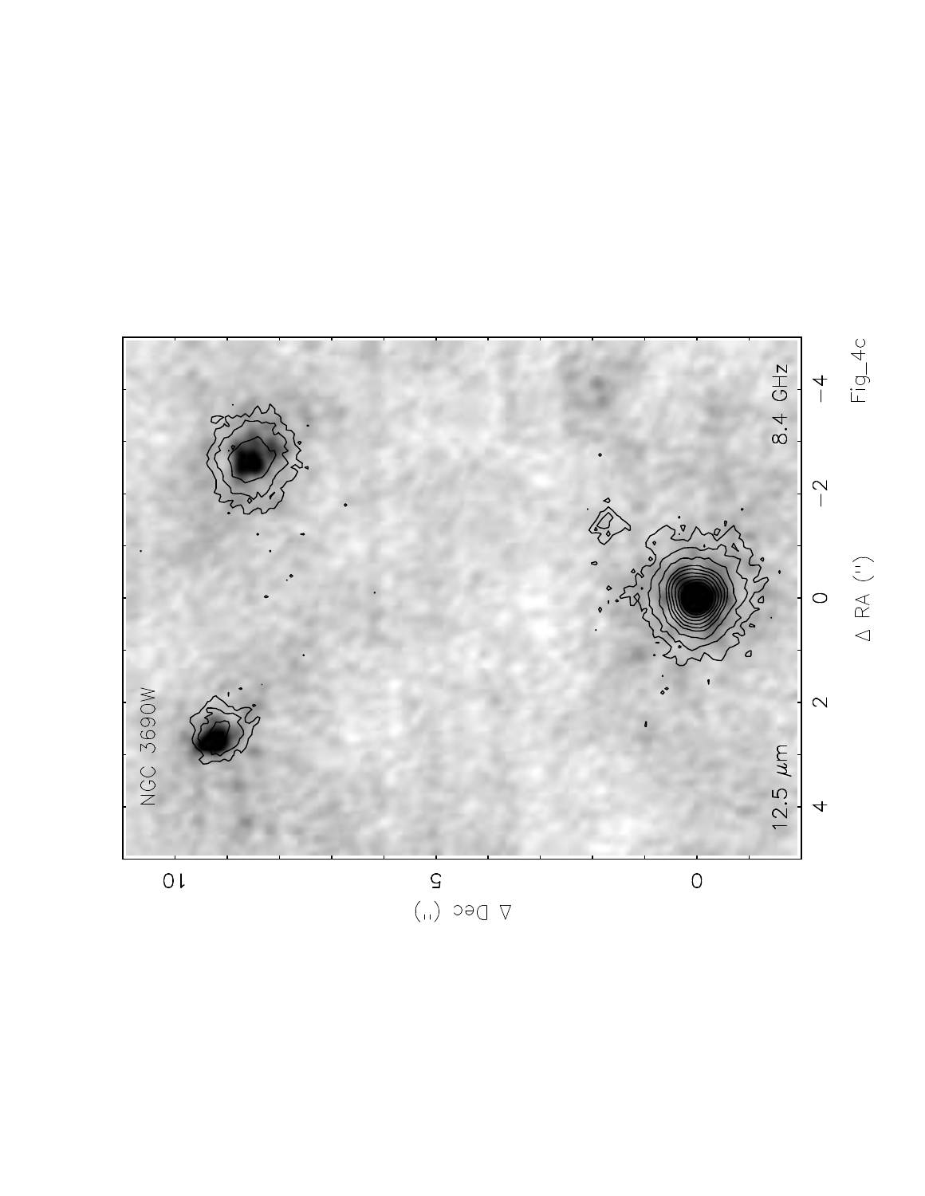NGC 3690W

12.5 $\mu m$

8.4 GHz

Fig_4c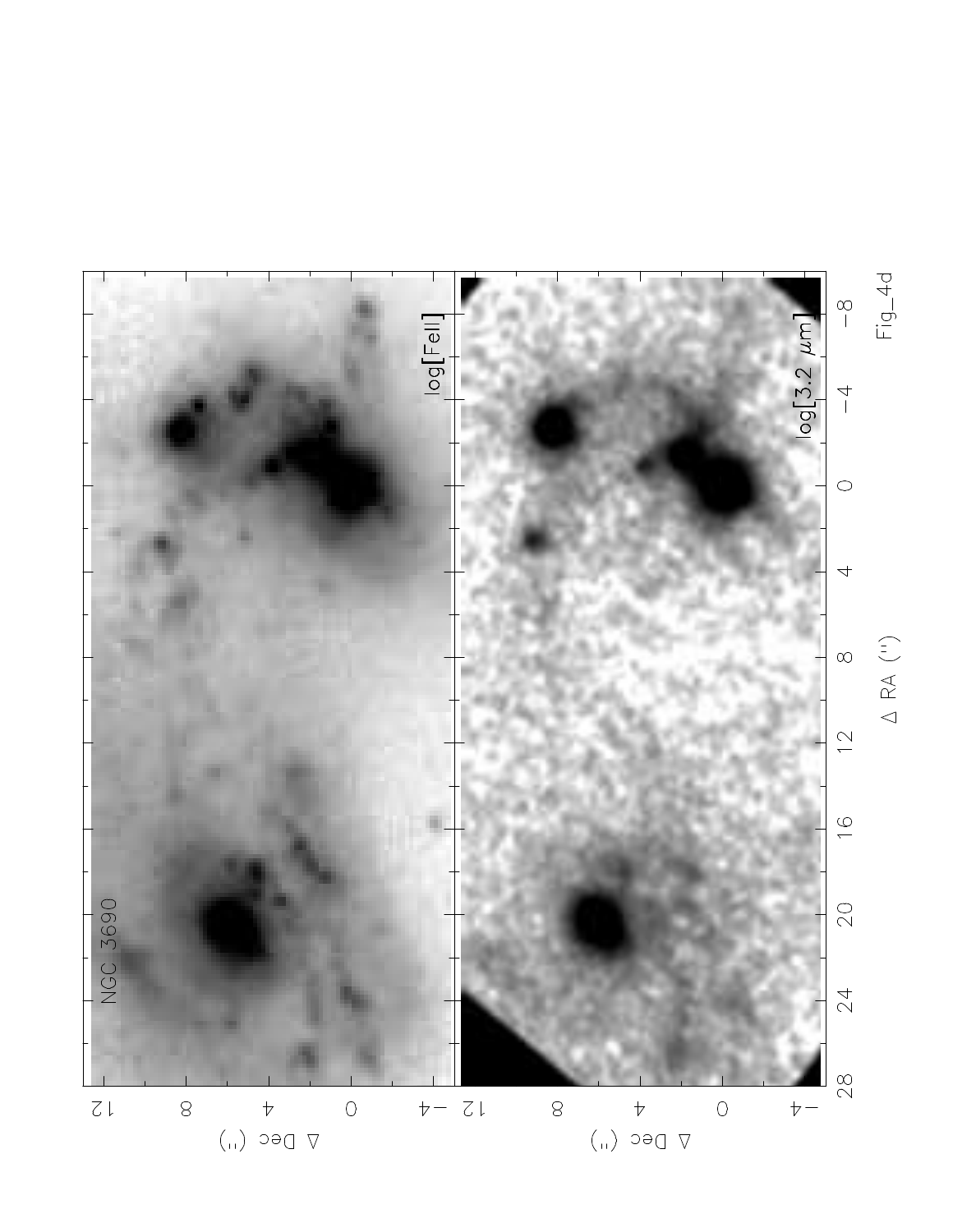Fig_4d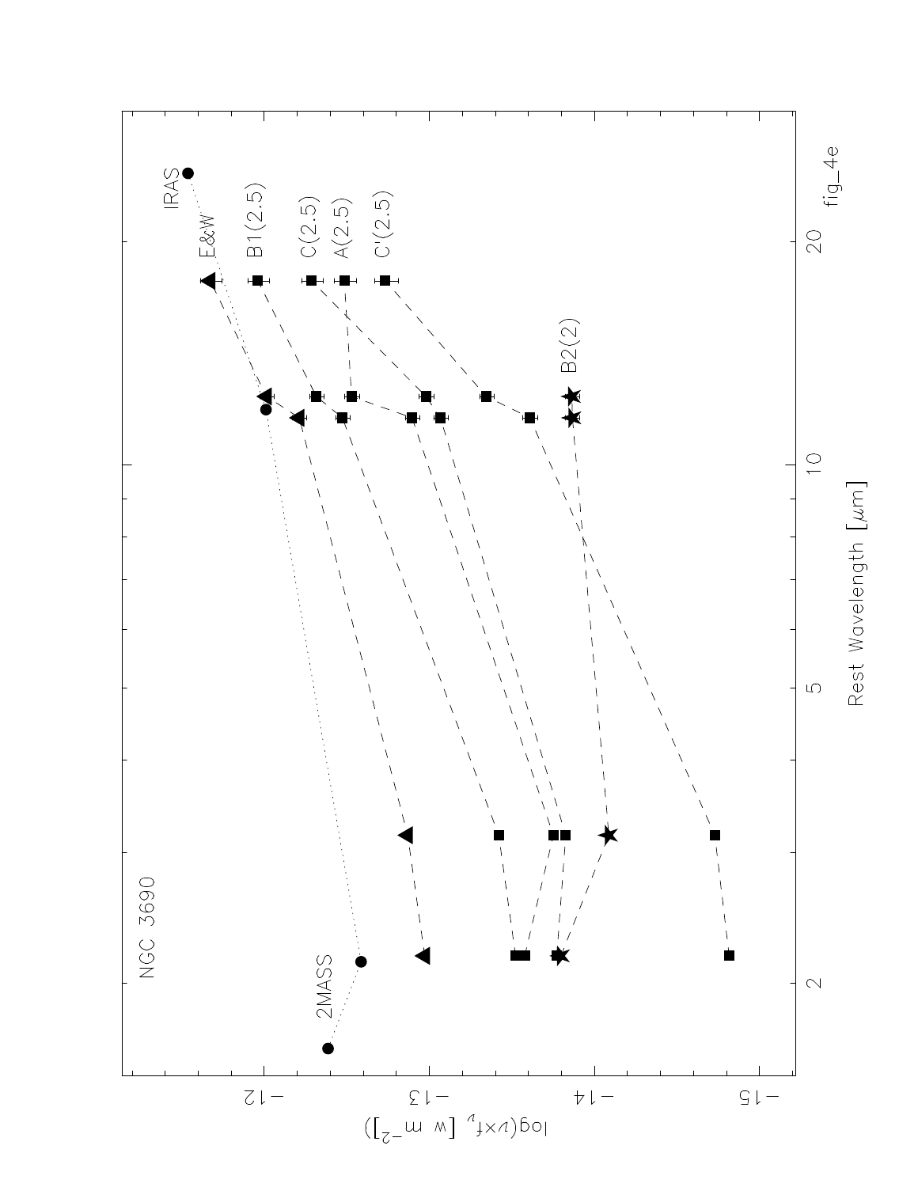fig_4e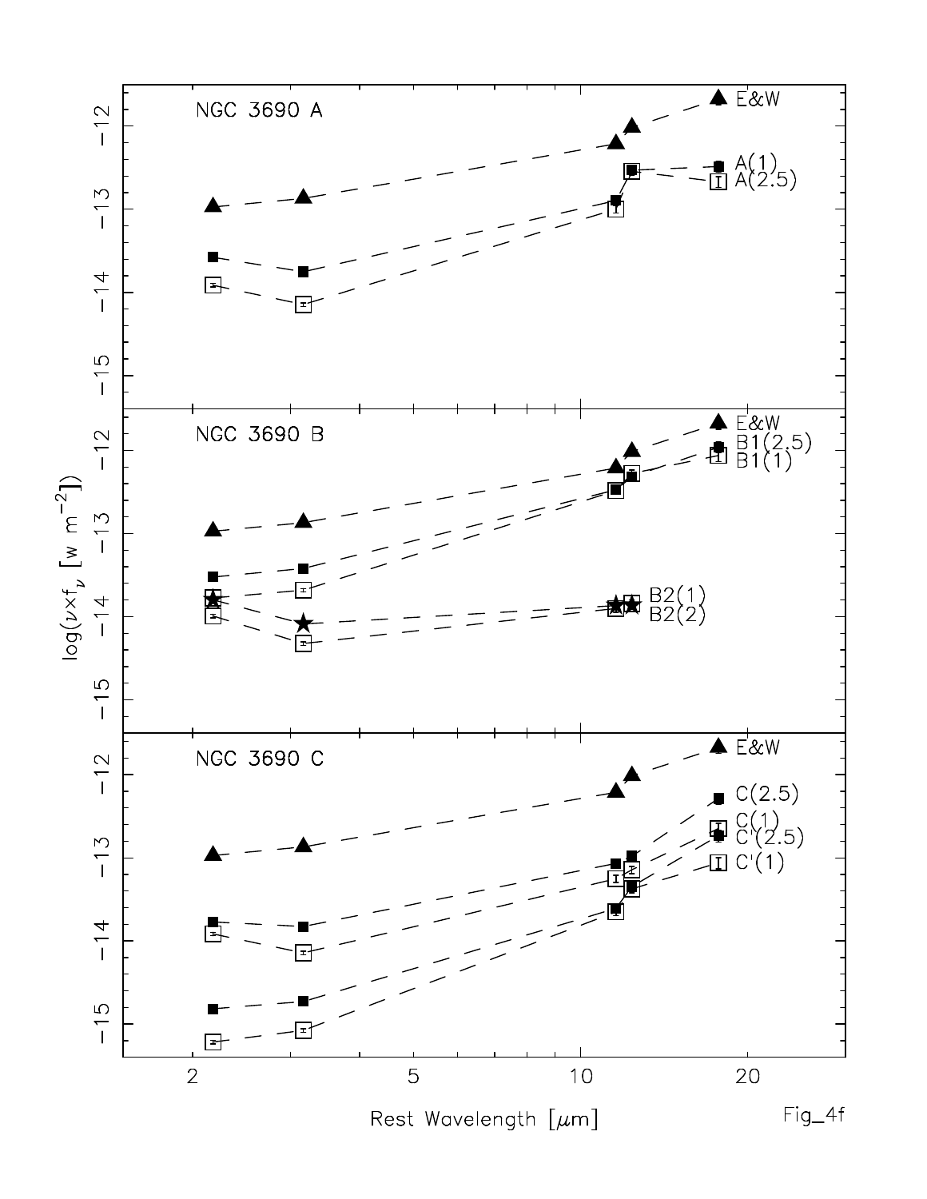NGC 3690 A

NGC 3690 B

NGC 3690 C

E&W, A(1), A(2.5), B1(2.5), B1(1), B2(1), B2(2), C(2.5), C(1), C'(2.5), C'(1)

$\log(\nu \times f_{\nu}$, [w m$^{-2}$])

Rest Wavelength [$\mu$m]

Fig_4f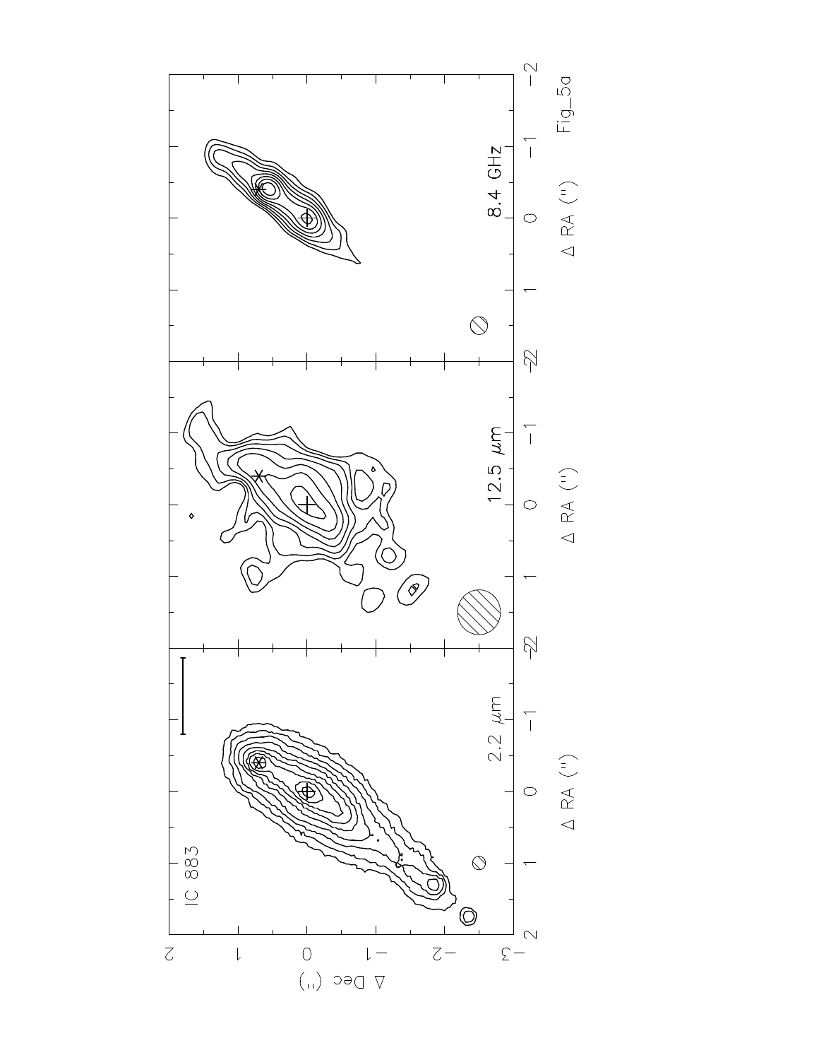Fig_5a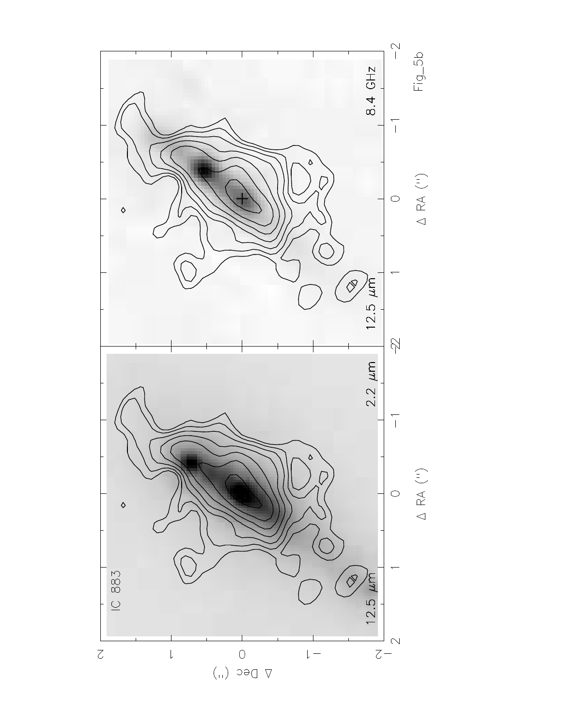Fig_5b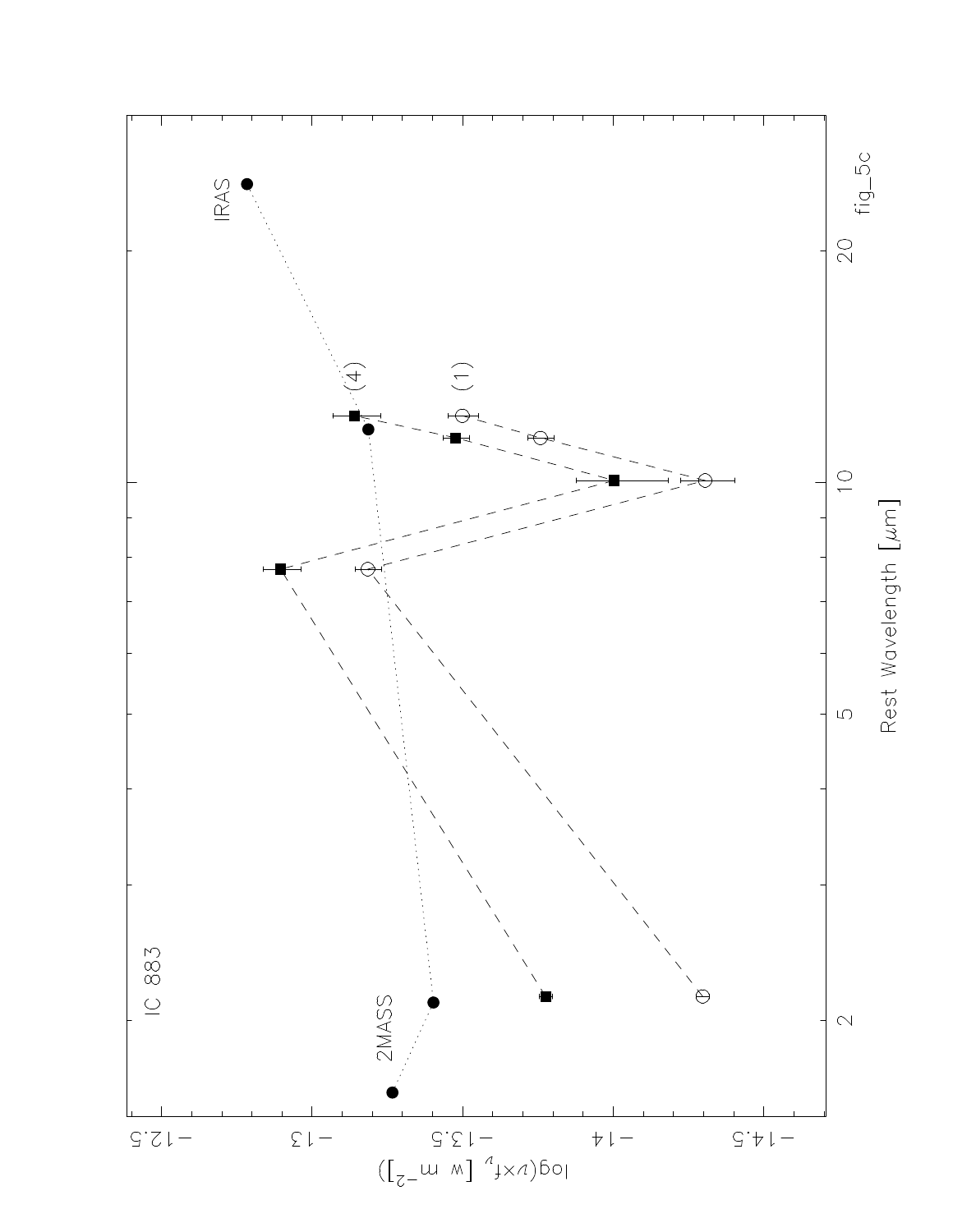IC 883

2MASS

IRAS

(4)

(1)

$\log(\nu \times f_\nu \; [\mathrm{w \; m^{-2}}])$

Rest Wavelength [$\mu$m]

fig_5c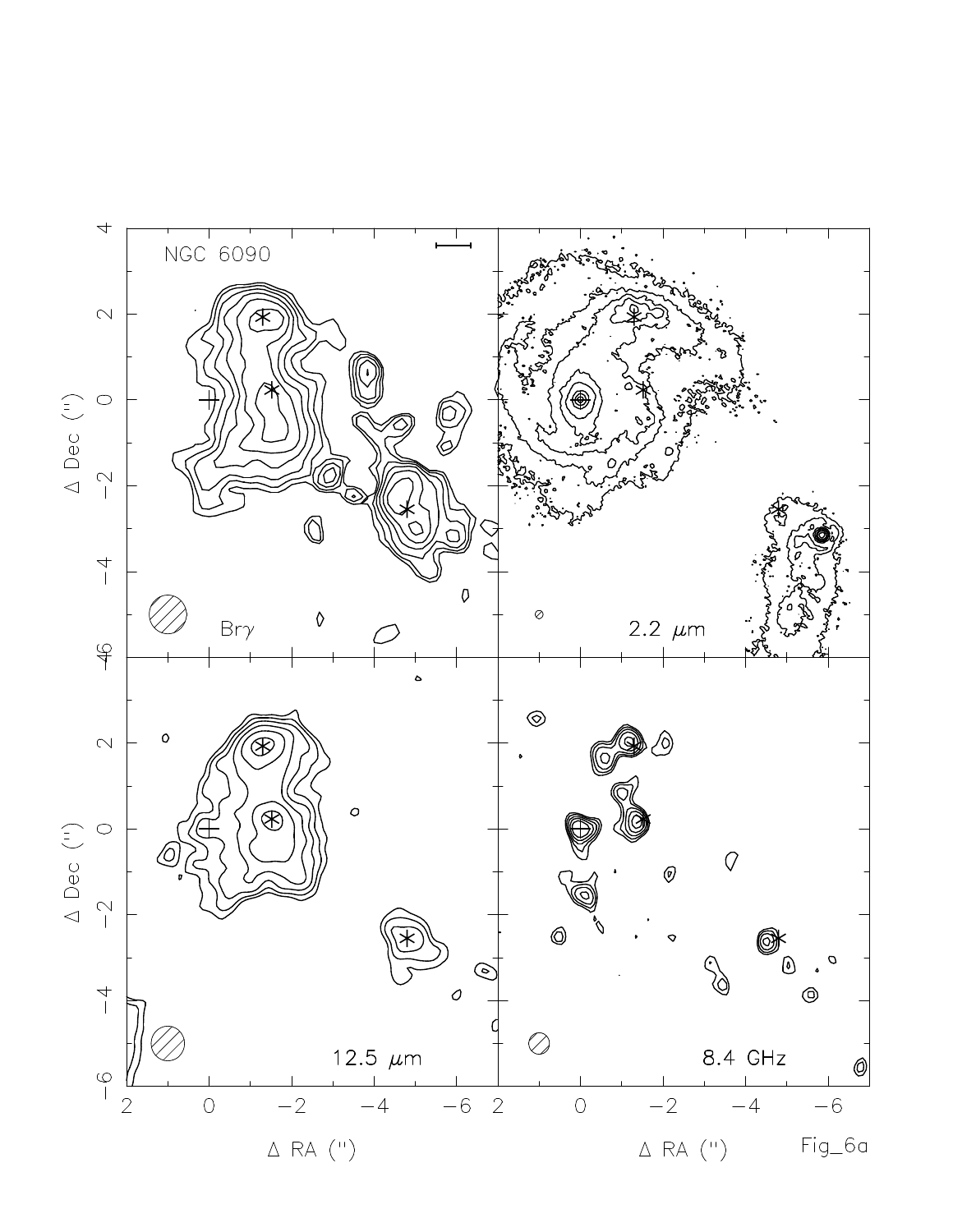Fig_6a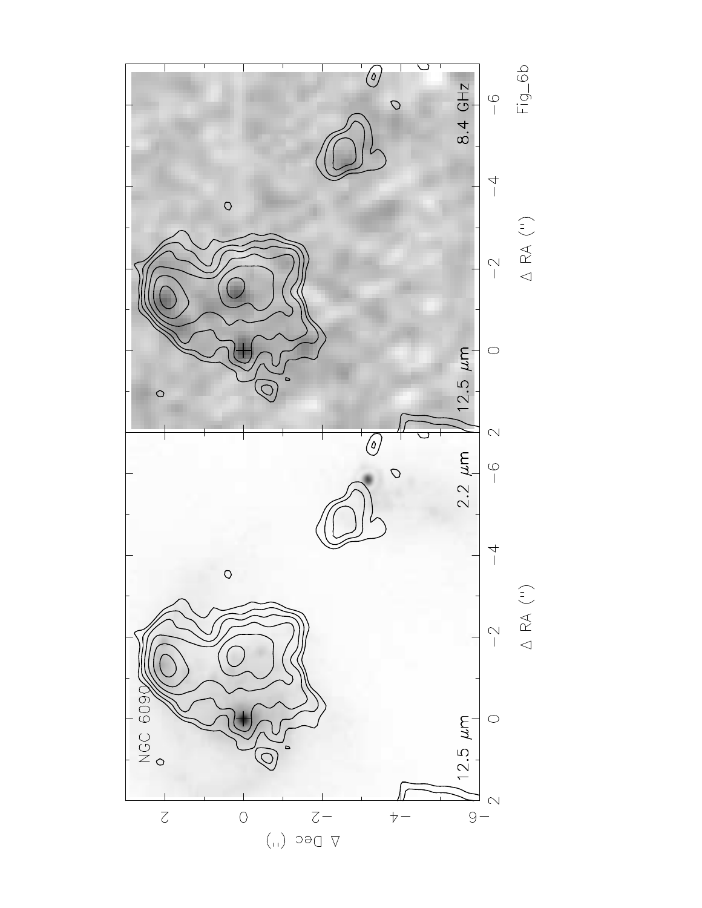Fig_6b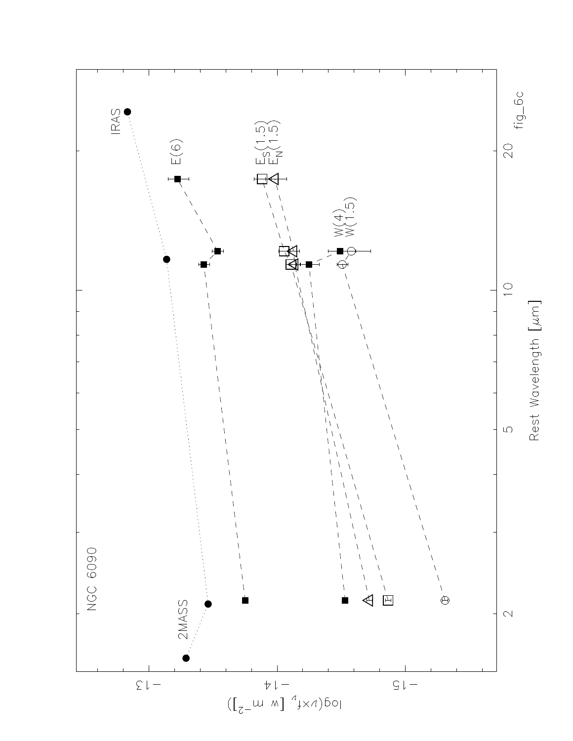NGC 6090

2MASS

IRAS

E(6)

$E_S(1.5)$
$E_N(1.5)$

W(4)
W(1.5)

$\log(\nu \times f_\nu$ [w m$^{-2}$])

Rest Wavelength [$\mu$m]

fig_6c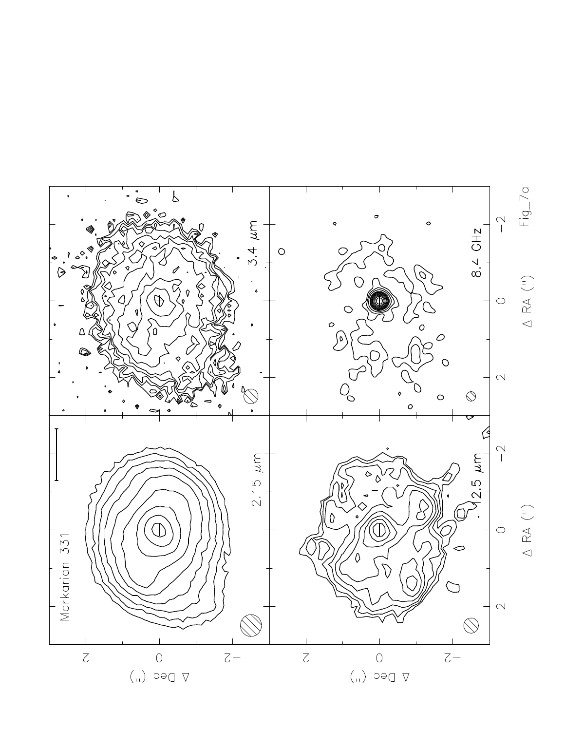Fig_7a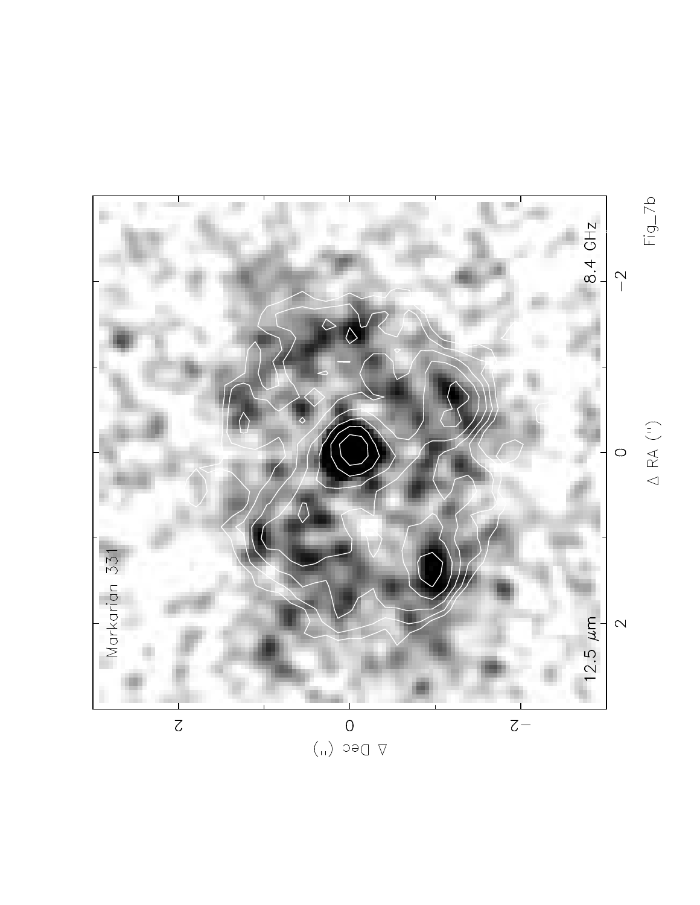Fig_7b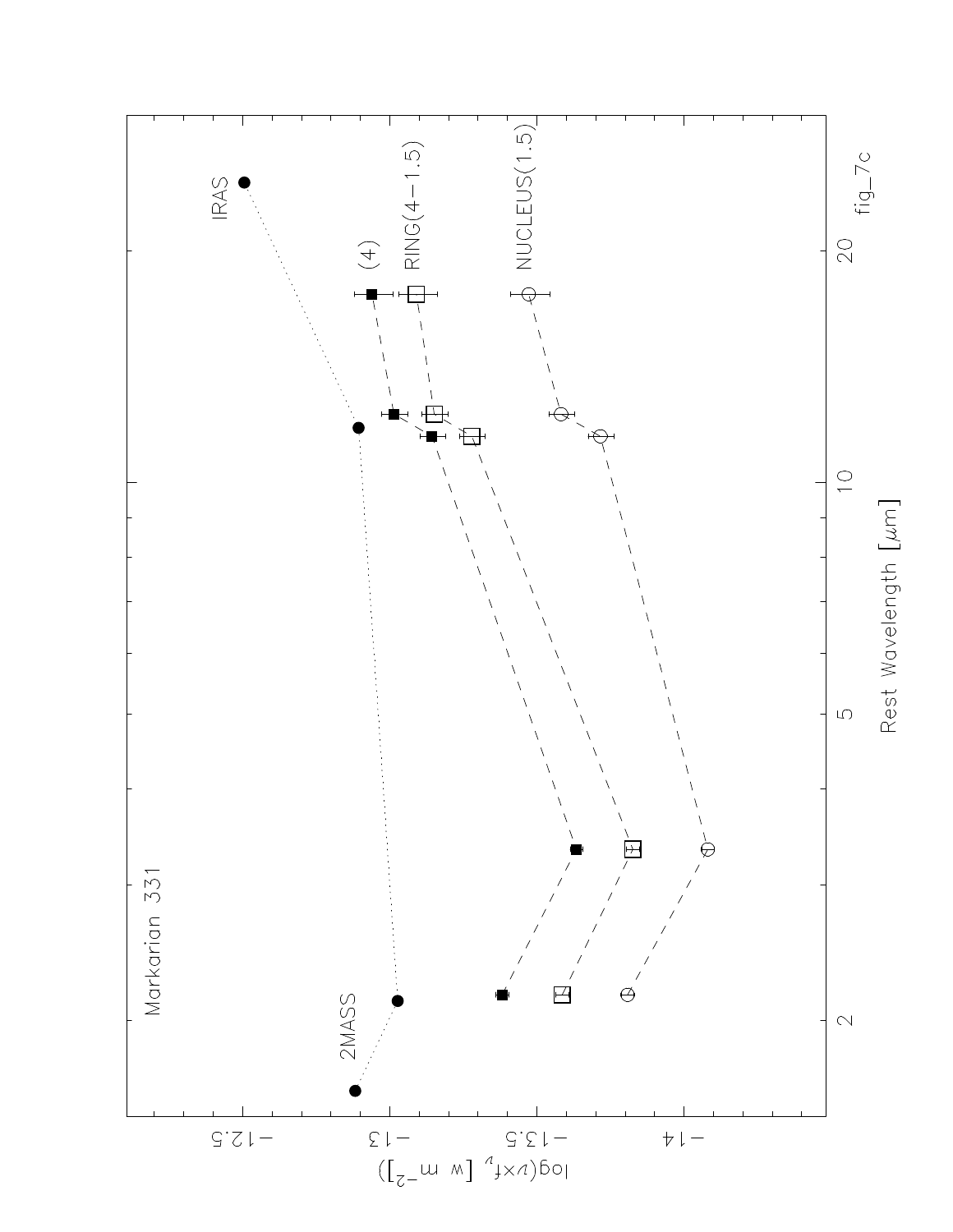Markarian 331

2MASS

IRAS

(4)

RING(4−1.5)

NUCLEUS(1.5)

Rest Wavelength [$\mu$m]

$\log(\nu \times f_\nu$ [w m$^{-2}$])

fig_7c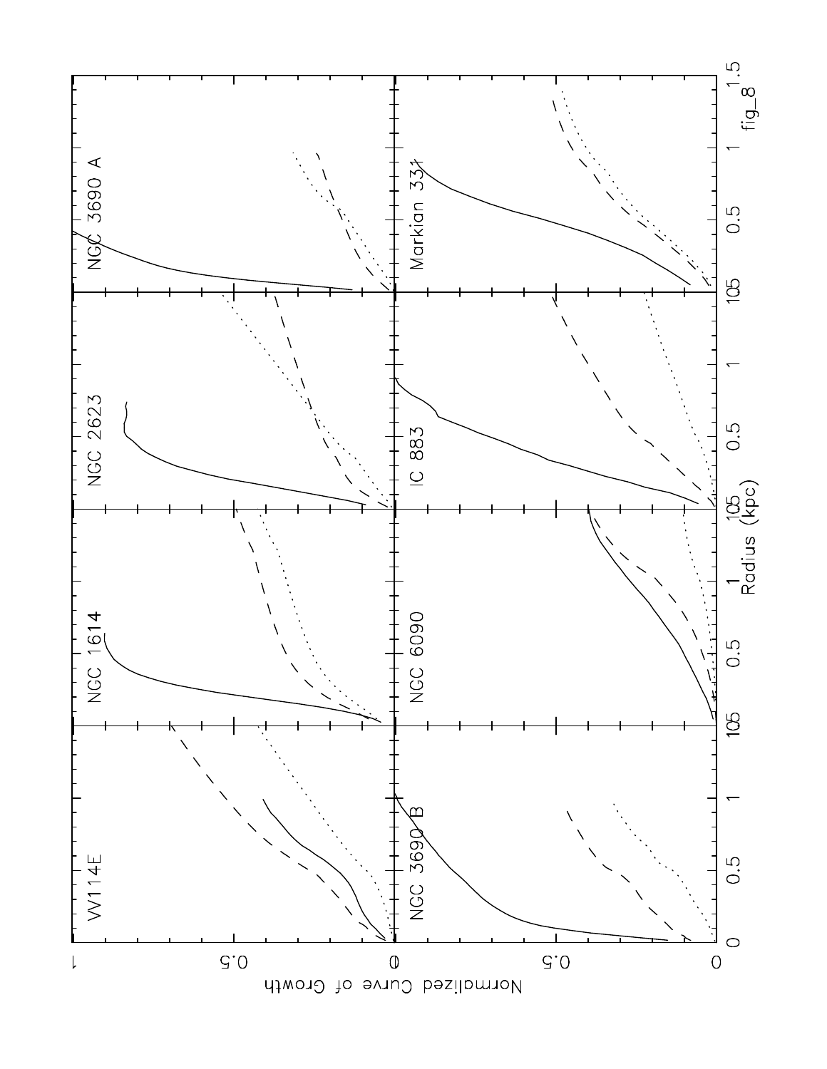Normalized Curve of Growth

1

0.5

0

0.5

0

VV114E

NGC 1614

NGC 2623

NGC 3690 A

NGC 3690 B

NGC 6090

IC 883

Markian 331

0

0.5

1

1.5

Radius (kpc)

fig_8